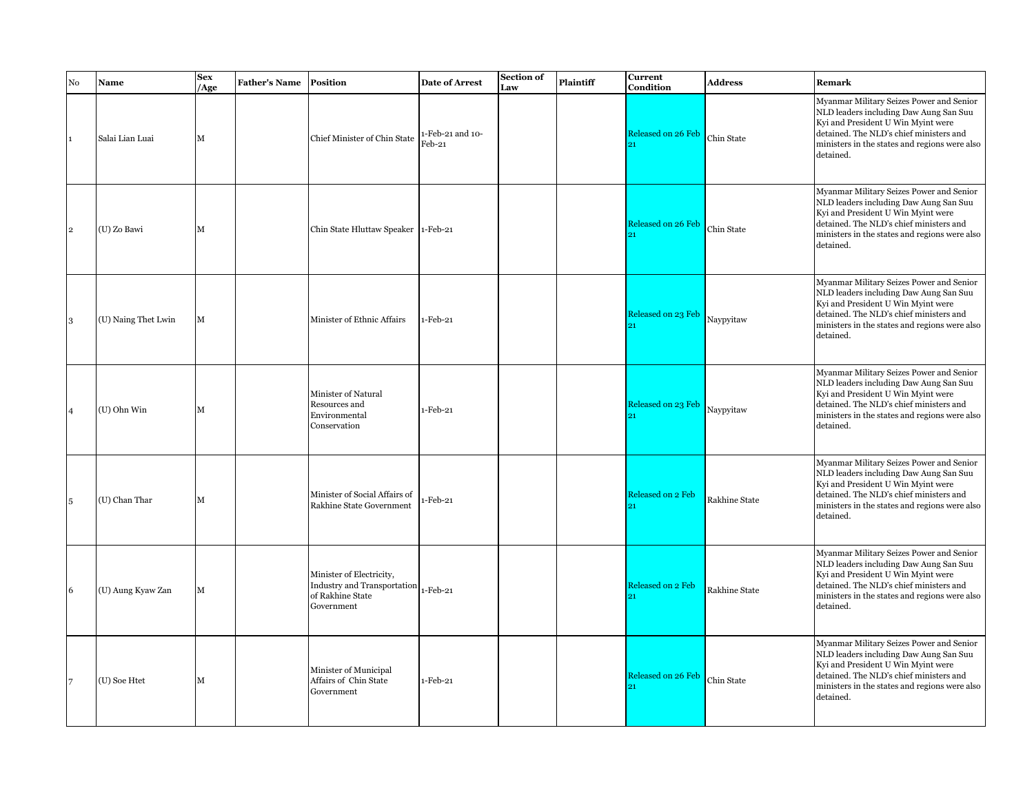| No | Name | Sex /Age | Father's Name | Position | Date of Arrest | Section of Law | Plaintiff | Current Condition | Address | Remark |
|---|---|---|---|---|---|---|---|---|---|---|
| 1 | Salai Lian Luai | M | | Chief Minister of Chin State | 1-Feb-21 and 10-Feb-21 | | | Released on 26 Feb 21 | Chin State | Myanmar Military Seizes Power and Senior NLD leaders including Daw Aung San Suu Kyi and President U Win Myint were detained. The NLD's chief ministers and ministers in the states and regions were also detained. |
| 2 | (U) Zo Bawi | M | | Chin State Hluttaw Speaker | 1-Feb-21 | | | Released on 26 Feb 21 | Chin State | Myanmar Military Seizes Power and Senior NLD leaders including Daw Aung San Suu Kyi and President U Win Myint were detained. The NLD's chief ministers and ministers in the states and regions were also detained. |
| 3 | (U) Naing Thet Lwin | M | | Minister of Ethnic Affairs | 1-Feb-21 | | | Released on 23 Feb 21 | Naypyitaw | Myanmar Military Seizes Power and Senior NLD leaders including Daw Aung San Suu Kyi and President U Win Myint were detained. The NLD's chief ministers and ministers in the states and regions were also detained. |
| 4 | (U) Ohn Win | M | | Minister of Natural Resources and Environmental Conservation | 1-Feb-21 | | | Released on 23 Feb 21 | Naypyitaw | Myanmar Military Seizes Power and Senior NLD leaders including Daw Aung San Suu Kyi and President U Win Myint were detained. The NLD's chief ministers and ministers in the states and regions were also detained. |
| 5 | (U) Chan Thar | M | | Minister of Social Affairs of Rakhine State Government | 1-Feb-21 | | | Released on 2 Feb 21 | Rakhine State | Myanmar Military Seizes Power and Senior NLD leaders including Daw Aung San Suu Kyi and President U Win Myint were detained. The NLD's chief ministers and ministers in the states and regions were also detained. |
| 6 | (U) Aung Kyaw Zan | M | | Minister of Electricity, Industry and Transportation of Rakhine State Government | 1-Feb-21 | | | Released on 2 Feb 21 | Rakhine State | Myanmar Military Seizes Power and Senior NLD leaders including Daw Aung San Suu Kyi and President U Win Myint were detained. The NLD's chief ministers and ministers in the states and regions were also detained. |
| 7 | (U) Soe Htet | M | | Minister of Municipal Affairs of Chin State Government | 1-Feb-21 | | | Released on 26 Feb 21 | Chin State | Myanmar Military Seizes Power and Senior NLD leaders including Daw Aung San Suu Kyi and President U Win Myint were detained. The NLD's chief ministers and ministers in the states and regions were also detained. |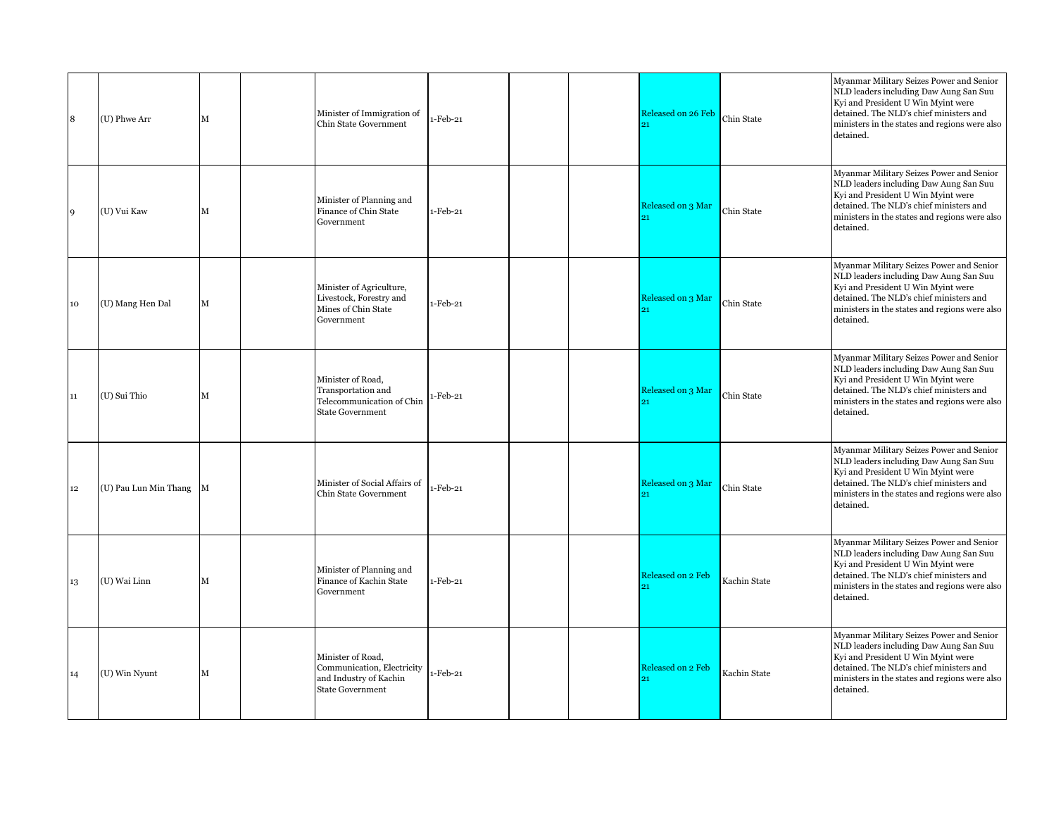| | | | | | | | | | | |
|---|---|---|---|---|---|---|---|---|---|---|
| 8 | (U) Phwe Arr | M | | Minister of Immigration of Chin State Government | 1-Feb-21 | | | Released on 26 Feb 21 | Chin State | Myanmar Military Seizes Power and Senior NLD leaders including Daw Aung San Suu Kyi and President U Win Myint were detained. The NLD's chief ministers and ministers in the states and regions were also detained. |
| 9 | (U) Vui Kaw | M | | Minister of Planning and Finance of Chin State Government | 1-Feb-21 | | | Released on 3 Mar 21 | Chin State | Myanmar Military Seizes Power and Senior NLD leaders including Daw Aung San Suu Kyi and President U Win Myint were detained. The NLD's chief ministers and ministers in the states and regions were also detained. |
| 10 | (U) Mang Hen Dal | M | | Minister of Agriculture, Livestock, Forestry and Mines of Chin State Government | 1-Feb-21 | | | Released on 3 Mar 21 | Chin State | Myanmar Military Seizes Power and Senior NLD leaders including Daw Aung San Suu Kyi and President U Win Myint were detained. The NLD's chief ministers and ministers in the states and regions were also detained. |
| 11 | (U) Sui Thio | M | | Minister of Road, Transportation and Telecommunication of Chin State Government | 1-Feb-21 | | | Released on 3 Mar 21 | Chin State | Myanmar Military Seizes Power and Senior NLD leaders including Daw Aung San Suu Kyi and President U Win Myint were detained. The NLD's chief ministers and ministers in the states and regions were also detained. |
| 12 | (U) Pau Lun Min Thang | M | | Minister of Social Affairs of Chin State Government | 1-Feb-21 | | | Released on 3 Mar 21 | Chin State | Myanmar Military Seizes Power and Senior NLD leaders including Daw Aung San Suu Kyi and President U Win Myint were detained. The NLD's chief ministers and ministers in the states and regions were also detained. |
| 13 | (U) Wai Linn | M | | Minister of Planning and Finance of Kachin State Government | 1-Feb-21 | | | Released on 2 Feb 21 | Kachin State | Myanmar Military Seizes Power and Senior NLD leaders including Daw Aung San Suu Kyi and President U Win Myint were detained. The NLD's chief ministers and ministers in the states and regions were also detained. |
| 14 | (U) Win Nyunt | M | | Minister of Road, Communication, Electricity and Industry of Kachin State Government | 1-Feb-21 | | | Released on 2 Feb 21 | Kachin State | Myanmar Military Seizes Power and Senior NLD leaders including Daw Aung San Suu Kyi and President U Win Myint were detained. The NLD's chief ministers and ministers in the states and regions were also detained. |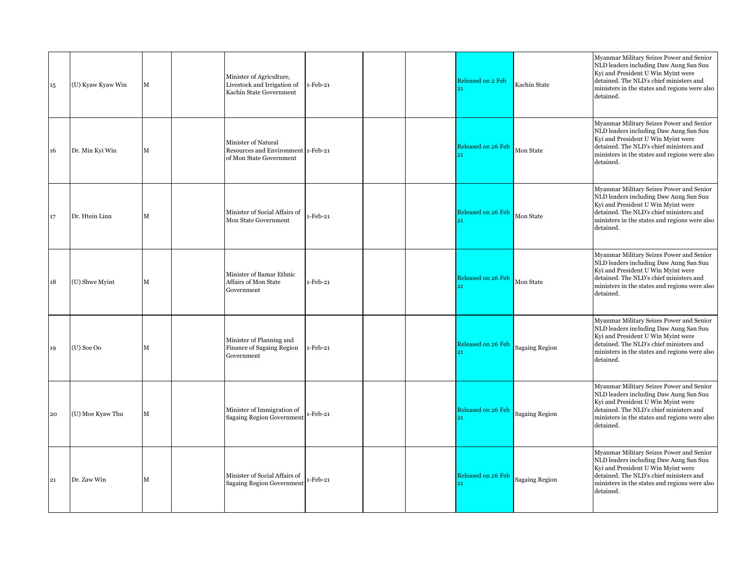| | | | | | | | | | | |
|---|---|---|---|---|---|---|---|---|---|---|
| 15 | (U) Kyaw Kyaw Win | M | | Minister of Agriculture, Livestock and Irrigation of Kachin State Government | 1-Feb-21 | | | Released on 2 Feb 21 | Kachin State | Myanmar Military Seizes Power and Senior NLD leaders including Daw Aung San Suu Kyi and President U Win Myint were detained. The NLD's chief ministers and ministers in the states and regions were also detained. |
| 16 | Dr. Min Kyi Win | M | | Minister of Natural Resources and Environment of Mon State Government | 1-Feb-21 | | | Released on 26 Feb 21 | Mon State | Myanmar Military Seizes Power and Senior NLD leaders including Daw Aung San Suu Kyi and President U Win Myint were detained. The NLD's chief ministers and ministers in the states and regions were also detained. |
| 17 | Dr. Htein Linn | M | | Minister of Social Affairs of Mon State Government | 1-Feb-21 | | | Released on 26 Feb 21 | Mon State | Myanmar Military Seizes Power and Senior NLD leaders including Daw Aung San Suu Kyi and President U Win Myint were detained. The NLD's chief ministers and ministers in the states and regions were also detained. |
| 18 | (U) Shwe Myint | M | | Minister of Bamar Ethnic Affairs of Mon State Government | 1-Feb-21 | | | Released on 26 Feb 21 | Mon State | Myanmar Military Seizes Power and Senior NLD leaders including Daw Aung San Suu Kyi and President U Win Myint were detained. The NLD's chief ministers and ministers in the states and regions were also detained. |
| 19 | (U) Soe Oo | M | | Minister of Planning and Finance of Sagaing Region Government | 1-Feb-21 | | | Released on 26 Feb 21 | Sagaing Region | Myanmar Military Seizes Power and Senior NLD leaders including Daw Aung San Suu Kyi and President U Win Myint were detained. The NLD's chief ministers and ministers in the states and regions were also detained. |
| 20 | (U) Moe Kyaw Thu | M | | Minister of Immigration of Sagaing Region Government | 1-Feb-21 | | | Released on 26 Feb 21 | Sagaing Region | Myanmar Military Seizes Power and Senior NLD leaders including Daw Aung San Suu Kyi and President U Win Myint were detained. The NLD's chief ministers and ministers in the states and regions were also detained. |
| 21 | Dr. Zaw Win | M | | Minister of Social Affairs of Sagaing Region Government | 1-Feb-21 | | | Released on 26 Feb 21 | Sagaing Region | Myanmar Military Seizes Power and Senior NLD leaders including Daw Aung San Suu Kyi and President U Win Myint were detained. The NLD's chief ministers and ministers in the states and regions were also detained. |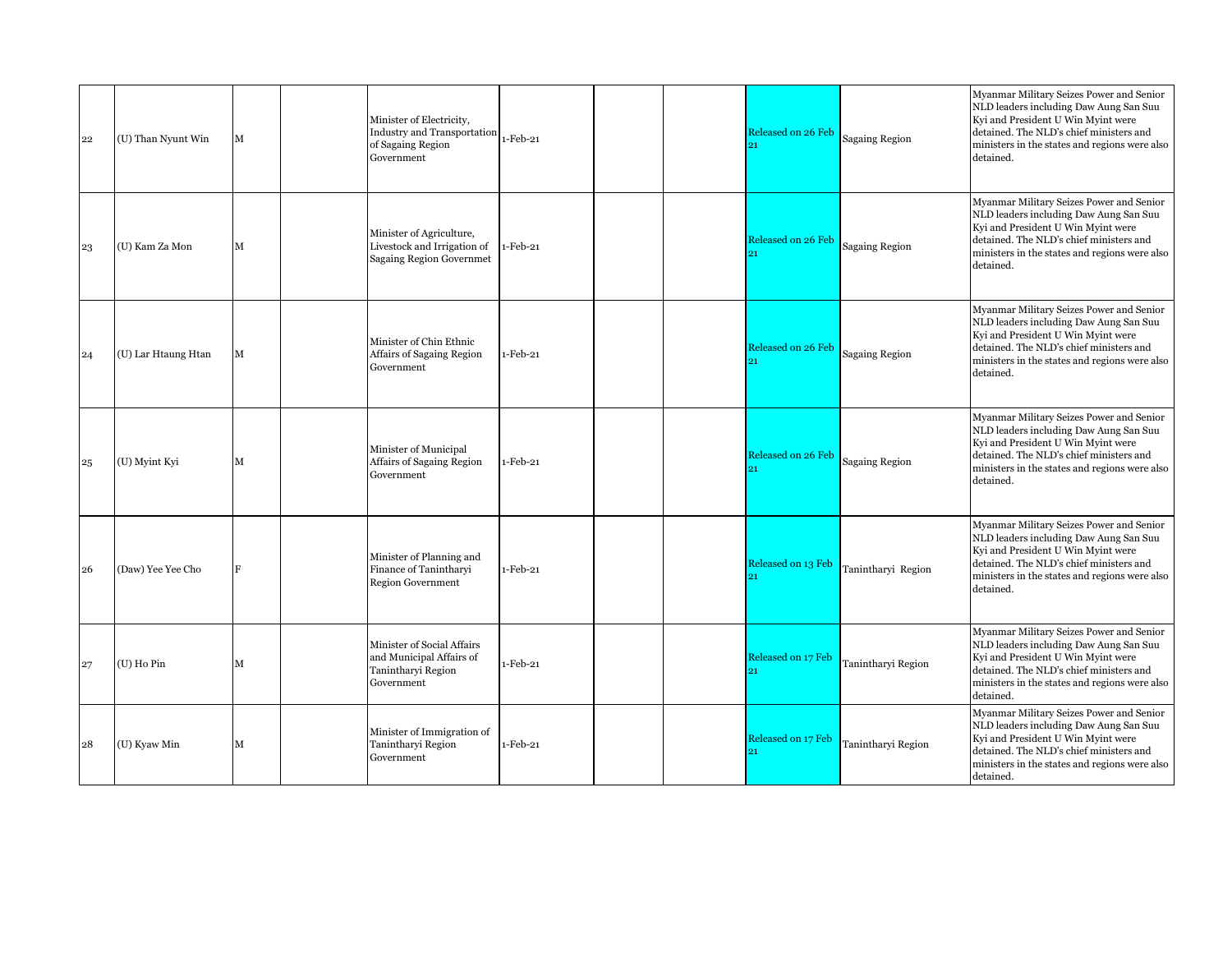| | | | | | | | | | | |
|---|---|---|---|---|---|---|---|---|---|---|
| 22 | (U) Than Nyunt Win | M | | Minister of Electricity, Industry and Transportation of Sagaing Region Government | 1-Feb-21 | | | Released on 26 Feb 21 | Sagaing Region | Myanmar Military Seizes Power and Senior NLD leaders including Daw Aung San Suu Kyi and President U Win Myint were detained. The NLD's chief ministers and ministers in the states and regions were also detained. |
| 23 | (U) Kam Za Mon | M | | Minister of Agriculture, Livestock and Irrigation of Sagaing Region Governmet | 1-Feb-21 | | | Released on 26 Feb 21 | Sagaing Region | Myanmar Military Seizes Power and Senior NLD leaders including Daw Aung San Suu Kyi and President U Win Myint were detained. The NLD's chief ministers and ministers in the states and regions were also detained. |
| 24 | (U) Lar Htaung Htan | M | | Minister of Chin Ethnic Affairs of Sagaing Region Government | 1-Feb-21 | | | Released on 26 Feb 21 | Sagaing Region | Myanmar Military Seizes Power and Senior NLD leaders including Daw Aung San Suu Kyi and President U Win Myint were detained. The NLD's chief ministers and ministers in the states and regions were also detained. |
| 25 | (U) Myint Kyi | M | | Minister of Municipal Affairs of Sagaing Region Government | 1-Feb-21 | | | Released on 26 Feb 21 | Sagaing Region | Myanmar Military Seizes Power and Senior NLD leaders including Daw Aung San Suu Kyi and President U Win Myint were detained. The NLD's chief ministers and ministers in the states and regions were also detained. |
| 26 | (Daw) Yee Yee Cho | F | | Minister of Planning and Finance of Tanintharyi Region Government | 1-Feb-21 | | | Released on 13 Feb 21 | Tanintharyi Region | Myanmar Military Seizes Power and Senior NLD leaders including Daw Aung San Suu Kyi and President U Win Myint were detained. The NLD's chief ministers and ministers in the states and regions were also detained. |
| 27 | (U) Ho Pin | M | | Minister of Social Affairs and Municipal Affairs of Tanintharyi Region Government | 1-Feb-21 | | | Released on 17 Feb 21 | Tanintharyi Region | Myanmar Military Seizes Power and Senior NLD leaders including Daw Aung San Suu Kyi and President U Win Myint were detained. The NLD's chief ministers and ministers in the states and regions were also detained. |
| 28 | (U) Kyaw Min | M | | Minister of Immigration of Tanintharyi Region Government | 1-Feb-21 | | | Released on 17 Feb 21 | Tanintharyi Region | Myanmar Military Seizes Power and Senior NLD leaders including Daw Aung San Suu Kyi and President U Win Myint were detained. The NLD's chief ministers and ministers in the states and regions were also detained. |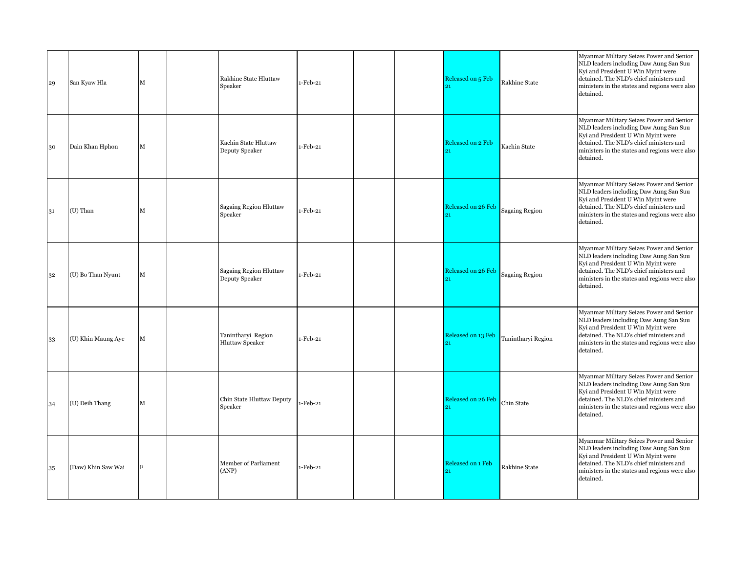| | | | | | | | | | | |
|---|---|---|---|---|---|---|---|---|---|---|
| 29 | San Kyaw Hla | M | | Rakhine State Hluttaw Speaker | 1-Feb-21 | | | Released on 5 Feb 21 | Rakhine State | Myanmar Military Seizes Power and Senior NLD leaders including Daw Aung San Suu Kyi and President U Win Myint were detained. The NLD's chief ministers and ministers in the states and regions were also detained. |
| 30 | Dain Khan Hphon | M | | Kachin State Hluttaw Deputy Speaker | 1-Feb-21 | | | Released on 2 Feb 21 | Kachin State | Myanmar Military Seizes Power and Senior NLD leaders including Daw Aung San Suu Kyi and President U Win Myint were detained. The NLD's chief ministers and ministers in the states and regions were also detained. |
| 31 | (U) Than | M | | Sagaing Region Hluttaw Speaker | 1-Feb-21 | | | Released on 26 Feb 21 | Sagaing Region | Myanmar Military Seizes Power and Senior NLD leaders including Daw Aung San Suu Kyi and President U Win Myint were detained. The NLD's chief ministers and ministers in the states and regions were also detained. |
| 32 | (U) Bo Than Nyunt | M | | Sagaing Region Hluttaw Deputy Speaker | 1-Feb-21 | | | Released on 26 Feb 21 | Sagaing Region | Myanmar Military Seizes Power and Senior NLD leaders including Daw Aung San Suu Kyi and President U Win Myint were detained. The NLD's chief ministers and ministers in the states and regions were also detained. |
| 33 | (U) Khin Maung Aye | M | | Tanintharyi Region Hluttaw Speaker | 1-Feb-21 | | | Released on 13 Feb 21 | Tanintharyi Region | Myanmar Military Seizes Power and Senior NLD leaders including Daw Aung San Suu Kyi and President U Win Myint were detained. The NLD's chief ministers and ministers in the states and regions were also detained. |
| 34 | (U) Deih Thang | M | | Chin State Hluttaw Deputy Speaker | 1-Feb-21 | | | Released on 26 Feb 21 | Chin State | Myanmar Military Seizes Power and Senior NLD leaders including Daw Aung San Suu Kyi and President U Win Myint were detained. The NLD's chief ministers and ministers in the states and regions were also detained. |
| 35 | (Daw) Khin Saw Wai | F | | Member of Parliament (ANP) | 1-Feb-21 | | | Released on 1 Feb 21 | Rakhine State | Myanmar Military Seizes Power and Senior NLD leaders including Daw Aung San Suu Kyi and President U Win Myint were detained. The NLD's chief ministers and ministers in the states and regions were also detained. |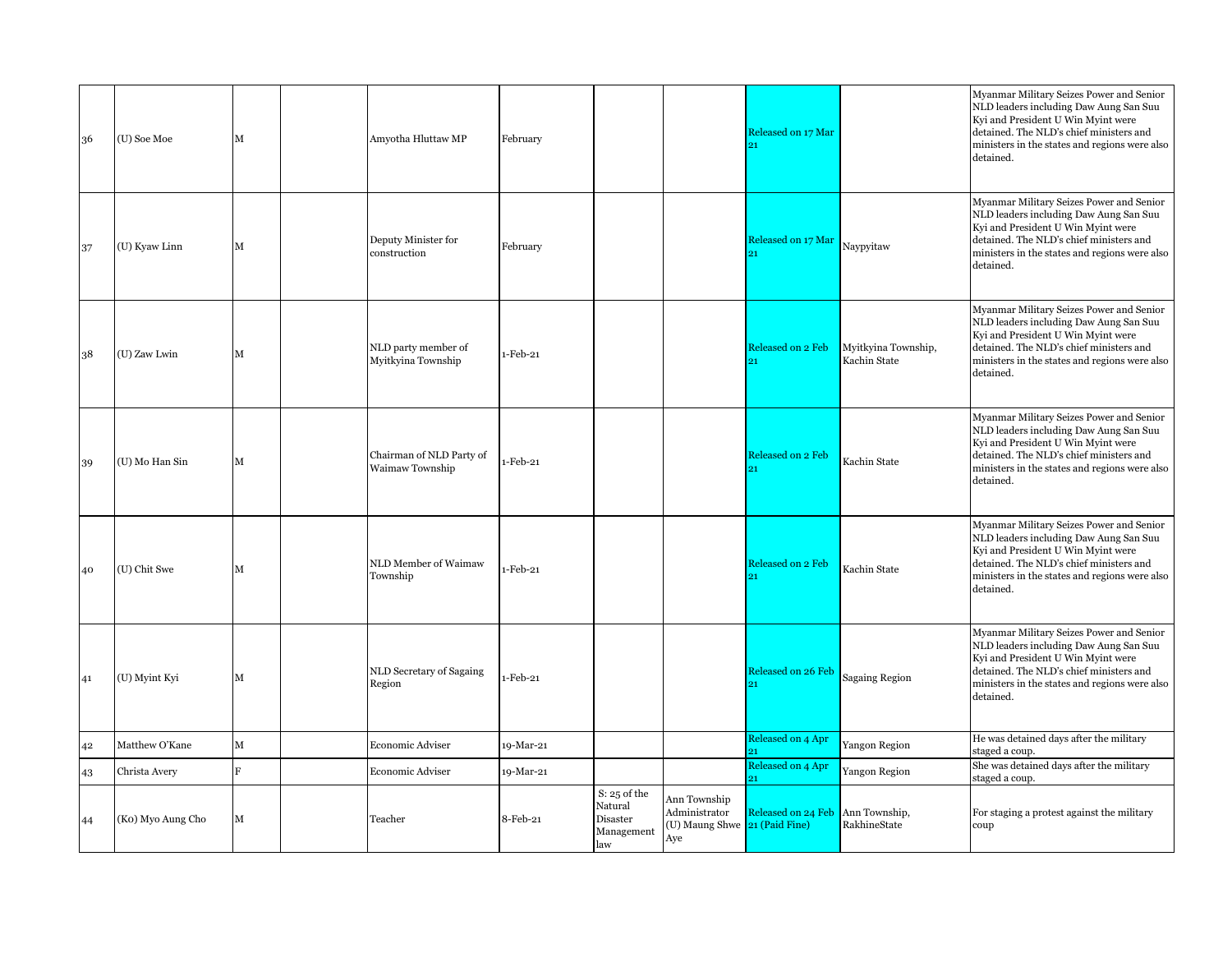| | | | | | | | | | | |
|---|---|---|---|---|---|---|---|---|---|---|
| 36 | (U) Soe Moe | M | | Amyotha Hluttaw MP | February | | | Released on 17 Mar 21 | | Myanmar Military Seizes Power and Senior NLD leaders including Daw Aung San Suu Kyi and President U Win Myint were detained. The NLD's chief ministers and ministers in the states and regions were also detained. |
| 37 | (U) Kyaw Linn | M | | Deputy Minister for construction | February | | | Released on 17 Mar 21 | Naypyitaw | Myanmar Military Seizes Power and Senior NLD leaders including Daw Aung San Suu Kyi and President U Win Myint were detained. The NLD's chief ministers and ministers in the states and regions were also detained. |
| 38 | (U) Zaw Lwin | M | | NLD party member of Myitkyina Township | 1-Feb-21 | | | Released on 2 Feb 21 | Myitkyina Township, Kachin State | Myanmar Military Seizes Power and Senior NLD leaders including Daw Aung San Suu Kyi and President U Win Myint were detained. The NLD's chief ministers and ministers in the states and regions were also detained. |
| 39 | (U) Mo Han Sin | M | | Chairman of NLD Party of Waimaw Township | 1-Feb-21 | | | Released on 2 Feb 21 | Kachin State | Myanmar Military Seizes Power and Senior NLD leaders including Daw Aung San Suu Kyi and President U Win Myint were detained. The NLD's chief ministers and ministers in the states and regions were also detained. |
| 40 | (U) Chit Swe | M | | NLD Member of Waimaw Township | 1-Feb-21 | | | Released on 2 Feb 21 | Kachin State | Myanmar Military Seizes Power and Senior NLD leaders including Daw Aung San Suu Kyi and President U Win Myint were detained. The NLD's chief ministers and ministers in the states and regions were also detained. |
| 41 | (U) Myint Kyi | M | | NLD Secretary of Sagaing Region | 1-Feb-21 | | | Released on 26 Feb 21 | Sagaing Region | Myanmar Military Seizes Power and Senior NLD leaders including Daw Aung San Suu Kyi and President U Win Myint were detained. The NLD's chief ministers and ministers in the states and regions were also detained. |
| 42 | Matthew O'Kane | M | | Economic Adviser | 19-Mar-21 | | | Released on 4 Apr 21 | Yangon Region | He was detained days after the military staged a coup. |
| 43 | Christa Avery | F | | Economic Adviser | 19-Mar-21 | | | Released on 4 Apr 21 | Yangon Region | She was detained days after the military staged a coup. |
| 44 | (Ko) Myo Aung Cho | M | | Teacher | 8-Feb-21 | S: 25 of the Natural Disaster Management law | Ann Township Administrator (U) Maung Shwe Aye | Released on 24 Feb 21 (Paid Fine) | Ann Township, RakhineState | For staging a protest against the military coup |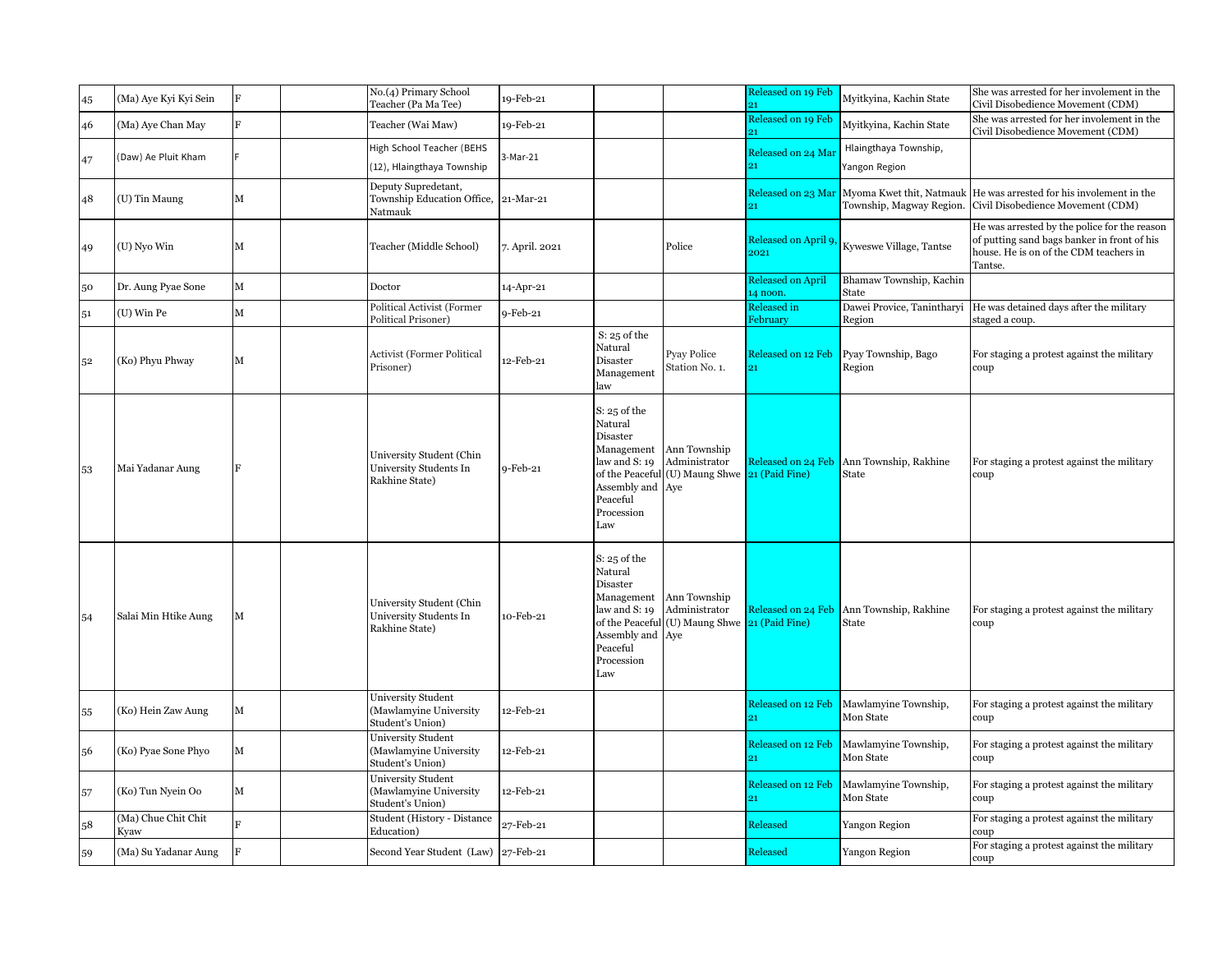| | | | | | | | | | | |
|---|---|---|---|---|---|---|---|---|---|---|
| 45 | (Ma) Aye Kyi Kyi Sein | F | | No.(4) Primary School Teacher (Pa Ma Tee) | 19-Feb-21 | | | Released on 19 Feb 21 | Myitkyina, Kachin State | She was arrested for her invelement in the Civil Disobedience Movement (CDM) |
| 46 | (Ma) Aye Chan May | F | | Teacher (Wai Maw) | 19-Feb-21 | | | Released on 19 Feb 21 | Myitkyina, Kachin State | She was arrested for her invelement in the Civil Disobedience Movement (CDM) |
| 47 | (Daw) Ae Pluit Kham | F | | High School Teacher (BEHS (12), Hlaingthaya Township | 3-Mar-21 | | | Released on 24 Mar 21 | Hlaingthaya Township, Yangon Region | |
| 48 | (U) Tin Maung | M | | Deputy Supredetant, Township Education Office, Natmauk | 21-Mar-21 | | | Released on 23 Mar 21 | Myoma Kwet thit, Natmauk Township, Magway Region. | He was arrested for his invelement in the Civil Disobedience Movement (CDM) |
| 49 | (U) Nyo Win | M | | Teacher (Middle School) | 7. April. 2021 | | Police | Released on April 9, 2021 | Kyweswe Village, Tantse | He was arrested by the police for the reason of putting sand bags banker in front of his house. He is on of the CDM teachers in Tantse. |
| 50 | Dr. Aung Pyae Sone | M | | Doctor | 14-Apr-21 | | | Released on April 14 noon. | Bhamaw Township, Kachin State | |
| 51 | (U) Win Pe | M | | Political Activist (Former Political Prisoner) | 9-Feb-21 | | | Released in February | Dawei Provice, Tanintharyi Region | He was detained days after the military staged a coup. |
| 52 | (Ko) Phyu Phway | M | | Activist (Former Political Prisoner) | 12-Feb-21 | S: 25 of the Natural Disaster Management law | Pyay Police Station No. 1. | Released on 12 Feb 21 | Pyay Township, Bago Region | For staging a protest against the military coup |
| 53 | Mai Yadanar Aung | F | | University Student (Chin University Students In Rakhine State) | 9-Feb-21 | S: 25 of the Natural Disaster Management law and S: 19 of the Peaceful Assembly and Peaceful Procession Law | Ann Township Administrator (U) Maung Shwe Aye | Released on 24 Feb 21 (Paid Fine) | Ann Township, Rakhine State | For staging a protest against the military coup |
| 54 | Salai Min Htike Aung | M | | University Student (Chin University Students In Rakhine State) | 10-Feb-21 | S: 25 of the Natural Disaster Management law and S: 19 of the Peaceful Assembly and Peaceful Procession Law | Ann Township Administrator (U) Maung Shwe Aye | Released on 24 Feb 21 (Paid Fine) | Ann Township, Rakhine State | For staging a protest against the military coup |
| 55 | (Ko) Hein Zaw Aung | M | | University Student (Mawlamyine University Student's Union) | 12-Feb-21 | | | Released on 12 Feb 21 | Mawlamyine Township, Mon State | For staging a protest against the military coup |
| 56 | (Ko) Pyae Sone Phyo | M | | University Student (Mawlamyine University Student's Union) | 12-Feb-21 | | | Released on 12 Feb 21 | Mawlamyine Township, Mon State | For staging a protest against the military coup |
| 57 | (Ko) Tun Nyein Oo | M | | University Student (Mawlamyine University Student's Union) | 12-Feb-21 | | | Released on 12 Feb 21 | Mawlamyine Township, Mon State | For staging a protest against the military coup |
| 58 | (Ma) Chue Chit Chit Kyaw | F | | Student (History - Distance Education) | 27-Feb-21 | | | Released | Yangon Region | For staging a protest against the military coup |
| 59 | (Ma) Su Yadanar Aung | F | | Second Year Student (Law) | 27-Feb-21 | | | Released | Yangon Region | For staging a protest against the military coup |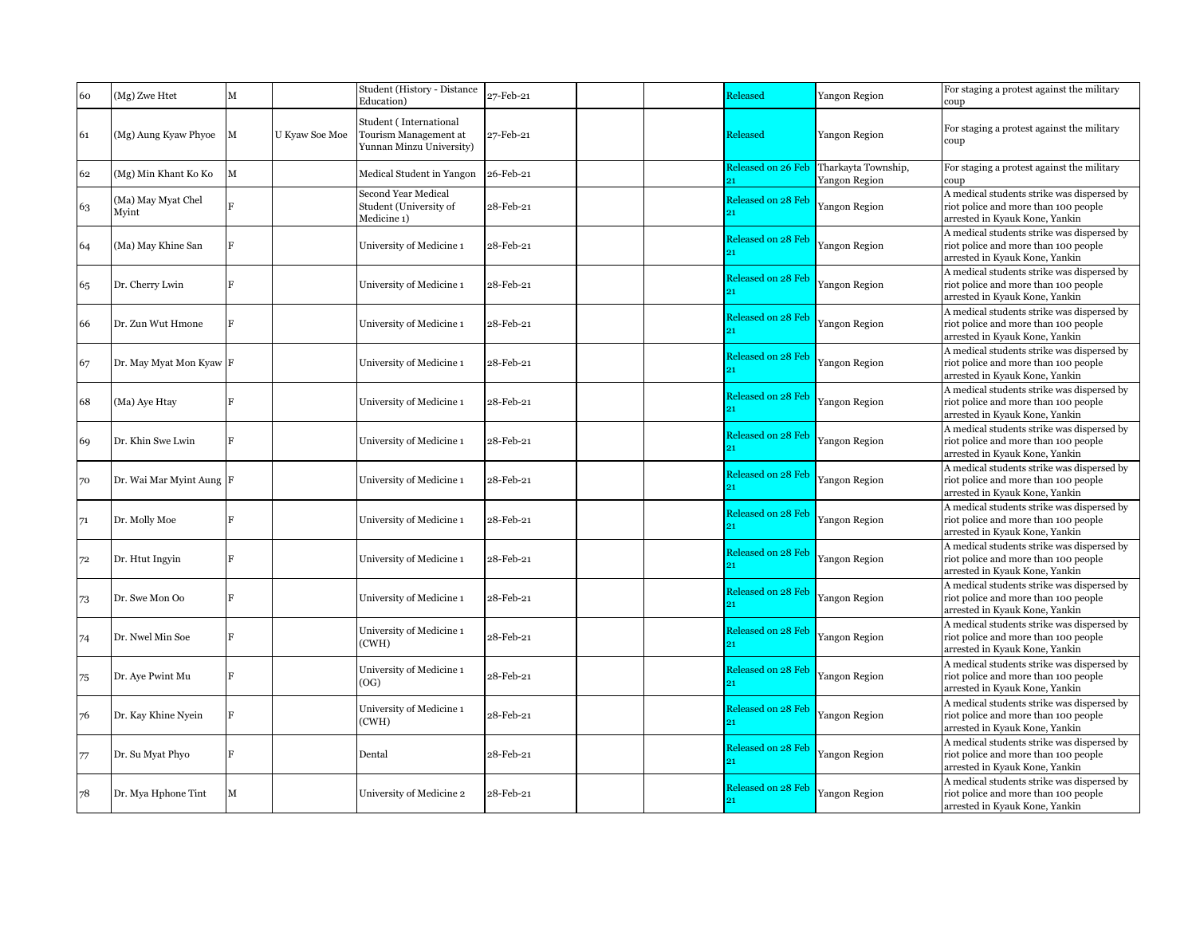| 60 | (Mg) Zwe Htet | M | | Student (History - Distance Education) | 27-Feb-21 | | | Released | Yangon Region | For staging a protest against the military coup |
|---|---|---|---|---|---|---|---|---|---|---|
| 61 | (Mg) Aung Kyaw Phyoe | M | U Kyaw Soe Moe | Student ( International Tourism Management at Yunnan Minzu University) | 27-Feb-21 | | | Released | Yangon Region | For staging a protest against the military coup |
| 62 | (Mg) Min Khant Ko Ko | M | | Medical Student in Yangon | 26-Feb-21 | | | Released on 26 Feb 21 | Tharkayta Township, Yangon Region | For staging a protest against the military coup |
| 63 | (Ma) May Myat Chel Myint | F | | Second Year Medical Student (University of Medicine 1) | 28-Feb-21 | | | Released on 28 Feb 21 | Yangon Region | A medical students strike was dispersed by riot police and more than 100 people arrested in Kyauk Kone, Yankin |
| 64 | (Ma) May Khine San | F | | University of Medicine 1 | 28-Feb-21 | | | Released on 28 Feb 21 | Yangon Region | A medical students strike was dispersed by riot police and more than 100 people arrested in Kyauk Kone, Yankin |
| 65 | Dr. Cherry Lwin | F | | University of Medicine 1 | 28-Feb-21 | | | Released on 28 Feb 21 | Yangon Region | A medical students strike was dispersed by riot police and more than 100 people arrested in Kyauk Kone, Yankin |
| 66 | Dr. Zun Wut Hmone | F | | University of Medicine 1 | 28-Feb-21 | | | Released on 28 Feb 21 | Yangon Region | A medical students strike was dispersed by riot police and more than 100 people arrested in Kyauk Kone, Yankin |
| 67 | Dr. May Myat Mon Kyaw | F | | University of Medicine 1 | 28-Feb-21 | | | Released on 28 Feb 21 | Yangon Region | A medical students strike was dispersed by riot police and more than 100 people arrested in Kyauk Kone, Yankin |
| 68 | (Ma) Aye Htay | F | | University of Medicine 1 | 28-Feb-21 | | | Released on 28 Feb 21 | Yangon Region | A medical students strike was dispersed by riot police and more than 100 people arrested in Kyauk Kone, Yankin |
| 69 | Dr. Khin Swe Lwin | F | | University of Medicine 1 | 28-Feb-21 | | | Released on 28 Feb 21 | Yangon Region | A medical students strike was dispersed by riot police and more than 100 people arrested in Kyauk Kone, Yankin |
| 70 | Dr. Wai Mar Myint Aung | F | | University of Medicine 1 | 28-Feb-21 | | | Released on 28 Feb 21 | Yangon Region | A medical students strike was dispersed by riot police and more than 100 people arrested in Kyauk Kone, Yankin |
| 71 | Dr. Molly Moe | F | | University of Medicine 1 | 28-Feb-21 | | | Released on 28 Feb 21 | Yangon Region | A medical students strike was dispersed by riot police and more than 100 people arrested in Kyauk Kone, Yankin |
| 72 | Dr. Htut Ingyin | F | | University of Medicine 1 | 28-Feb-21 | | | Released on 28 Feb 21 | Yangon Region | A medical students strike was dispersed by riot police and more than 100 people arrested in Kyauk Kone, Yankin |
| 73 | Dr. Swe Mon Oo | F | | University of Medicine 1 | 28-Feb-21 | | | Released on 28 Feb 21 | Yangon Region | A medical students strike was dispersed by riot police and more than 100 people arrested in Kyauk Kone, Yankin |
| 74 | Dr. Nwel Min Soe | F | | University of Medicine 1 (CWH) | 28-Feb-21 | | | Released on 28 Feb 21 | Yangon Region | A medical students strike was dispersed by riot police and more than 100 people arrested in Kyauk Kone, Yankin |
| 75 | Dr. Aye Pwint Mu | F | | University of Medicine 1 (OG) | 28-Feb-21 | | | Released on 28 Feb 21 | Yangon Region | A medical students strike was dispersed by riot police and more than 100 people arrested in Kyauk Kone, Yankin |
| 76 | Dr. Kay Khine Nyein | F | | University of Medicine 1 (CWH) | 28-Feb-21 | | | Released on 28 Feb 21 | Yangon Region | A medical students strike was dispersed by riot police and more than 100 people arrested in Kyauk Kone, Yankin |
| 77 | Dr. Su Myat Phyo | F | | Dental | 28-Feb-21 | | | Released on 28 Feb 21 | Yangon Region | A medical students strike was dispersed by riot police and more than 100 people arrested in Kyauk Kone, Yankin |
| 78 | Dr. Mya Hphone Tint | M | | University of Medicine 2 | 28-Feb-21 | | | Released on 28 Feb 21 | Yangon Region | A medical students strike was dispersed by riot police and more than 100 people arrested in Kyauk Kone, Yankin |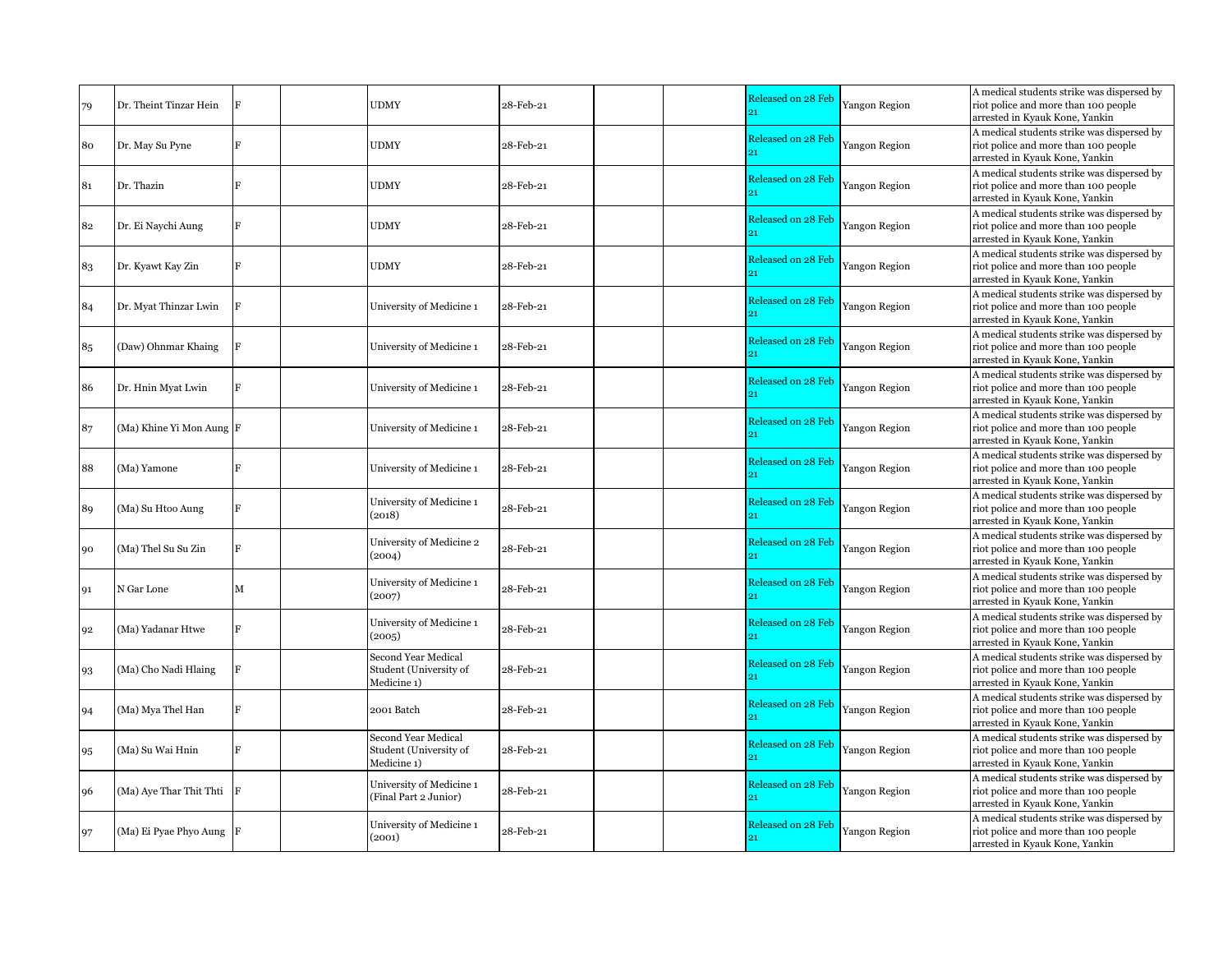| 79 | Dr. Theint Tinzar Hein | F | | UDMY | 28-Feb-21 | | | Released on 28 Feb 21 | Yangon Region | A medical students strike was dispersed by riot police and more than 100 people arrested in Kyauk Kone, Yankin |
|---|---|---|---|---|---|---|---|---|---|---|
| 80 | Dr. May Su Pyne | F | | UDMY | 28-Feb-21 | | | Released on 28 Feb 21 | Yangon Region | A medical students strike was dispersed by riot police and more than 100 people arrested in Kyauk Kone, Yankin |
| 81 | Dr. Thazin | F | | UDMY | 28-Feb-21 | | | Released on 28 Feb 21 | Yangon Region | A medical students strike was dispersed by riot police and more than 100 people arrested in Kyauk Kone, Yankin |
| 82 | Dr. Ei Naychi Aung | F | | UDMY | 28-Feb-21 | | | Released on 28 Feb 21 | Yangon Region | A medical students strike was dispersed by riot police and more than 100 people arrested in Kyauk Kone, Yankin |
| 83 | Dr. Kyawt Kay Zin | F | | UDMY | 28-Feb-21 | | | Released on 28 Feb 21 | Yangon Region | A medical students strike was dispersed by riot police and more than 100 people arrested in Kyauk Kone, Yankin |
| 84 | Dr. Myat Thinzar Lwin | F | | University of Medicine 1 | 28-Feb-21 | | | Released on 28 Feb 21 | Yangon Region | A medical students strike was dispersed by riot police and more than 100 people arrested in Kyauk Kone, Yankin |
| 85 | (Daw) Ohnmar Khaing | F | | University of Medicine 1 | 28-Feb-21 | | | Released on 28 Feb 21 | Yangon Region | A medical students strike was dispersed by riot police and more than 100 people arrested in Kyauk Kone, Yankin |
| 86 | Dr. Hnin Myat Lwin | F | | University of Medicine 1 | 28-Feb-21 | | | Released on 28 Feb 21 | Yangon Region | A medical students strike was dispersed by riot police and more than 100 people arrested in Kyauk Kone, Yankin |
| 87 | (Ma) Khine Yi Mon Aung | F | | University of Medicine 1 | 28-Feb-21 | | | Released on 28 Feb 21 | Yangon Region | A medical students strike was dispersed by riot police and more than 100 people arrested in Kyauk Kone, Yankin |
| 88 | (Ma) Yamone | F | | University of Medicine 1 | 28-Feb-21 | | | Released on 28 Feb 21 | Yangon Region | A medical students strike was dispersed by riot police and more than 100 people arrested in Kyauk Kone, Yankin |
| 89 | (Ma) Su Htoo Aung | F | | University of Medicine 1 (2018) | 28-Feb-21 | | | Released on 28 Feb 21 | Yangon Region | A medical students strike was dispersed by riot police and more than 100 people arrested in Kyauk Kone, Yankin |
| 90 | (Ma) Thel Su Su Zin | F | | University of Medicine 2 (2004) | 28-Feb-21 | | | Released on 28 Feb 21 | Yangon Region | A medical students strike was dispersed by riot police and more than 100 people arrested in Kyauk Kone, Yankin |
| 91 | N Gar Lone | M | | University of Medicine 1 (2007) | 28-Feb-21 | | | Released on 28 Feb 21 | Yangon Region | A medical students strike was dispersed by riot police and more than 100 people arrested in Kyauk Kone, Yankin |
| 92 | (Ma) Yadanar Htwe | F | | University of Medicine 1 (2005) | 28-Feb-21 | | | Released on 28 Feb 21 | Yangon Region | A medical students strike was dispersed by riot police and more than 100 people arrested in Kyauk Kone, Yankin |
| 93 | (Ma) Cho Nadi Hlaing | F | | Second Year Medical Student (University of Medicine 1) | 28-Feb-21 | | | Released on 28 Feb 21 | Yangon Region | A medical students strike was dispersed by riot police and more than 100 people arrested in Kyauk Kone, Yankin |
| 94 | (Ma) Mya Thel Han | F | | 2001 Batch | 28-Feb-21 | | | Released on 28 Feb 21 | Yangon Region | A medical students strike was dispersed by riot police and more than 100 people arrested in Kyauk Kone, Yankin |
| 95 | (Ma) Su Wai Hnin | F | | Second Year Medical Student (University of Medicine 1) | 28-Feb-21 | | | Released on 28 Feb 21 | Yangon Region | A medical students strike was dispersed by riot police and more than 100 people arrested in Kyauk Kone, Yankin |
| 96 | (Ma) Aye Thar Thit Thti | F | | University of Medicine 1 (Final Part 2 Junior) | 28-Feb-21 | | | Released on 28 Feb 21 | Yangon Region | A medical students strike was dispersed by riot police and more than 100 people arrested in Kyauk Kone, Yankin |
| 97 | (Ma) Ei Pyae Phyo Aung | F | | University of Medicine 1 (2001) | 28-Feb-21 | | | Released on 28 Feb 21 | Yangon Region | A medical students strike was dispersed by riot police and more than 100 people arrested in Kyauk Kone, Yankin |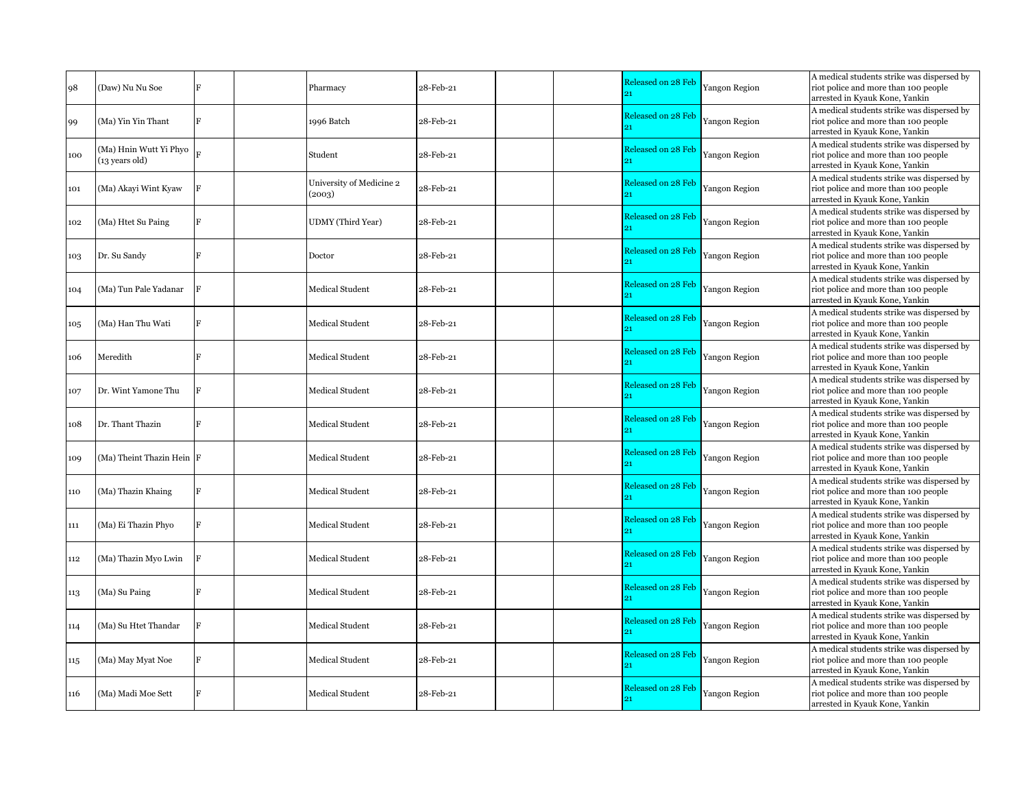| 98 | (Daw) Nu Nu Soe | F | | Pharmacy | 28-Feb-21 | | | Released on 28 Feb 21 | Yangon Region | A medical students strike was dispersed by riot police and more than 100 people arrested in Kyauk Kone, Yankin |
|---|---|---|---|---|---|---|---|---|---|---|
| 99 | (Ma) Yin Yin Thant | F | | 1996 Batch | 28-Feb-21 | | | Released on 28 Feb 21 | Yangon Region | A medical students strike was dispersed by riot police and more than 100 people arrested in Kyauk Kone, Yankin |
| 100 | (Ma) Hnin Wutt Yi Phyo (13 years old) | F | | Student | 28-Feb-21 | | | Released on 28 Feb 21 | Yangon Region | A medical students strike was dispersed by riot police and more than 100 people arrested in Kyauk Kone, Yankin |
| 101 | (Ma) Akayi Wint Kyaw | F | | University of Medicine 2 (2003) | 28-Feb-21 | | | Released on 28 Feb 21 | Yangon Region | A medical students strike was dispersed by riot police and more than 100 people arrested in Kyauk Kone, Yankin |
| 102 | (Ma) Htet Su Paing | F | | UDMY (Third Year) | 28-Feb-21 | | | Released on 28 Feb 21 | Yangon Region | A medical students strike was dispersed by riot police and more than 100 people arrested in Kyauk Kone, Yankin |
| 103 | Dr. Su Sandy | F | | Doctor | 28-Feb-21 | | | Released on 28 Feb 21 | Yangon Region | A medical students strike was dispersed by riot police and more than 100 people arrested in Kyauk Kone, Yankin |
| 104 | (Ma) Tun Pale Yadanar | F | | Medical Student | 28-Feb-21 | | | Released on 28 Feb 21 | Yangon Region | A medical students strike was dispersed by riot police and more than 100 people arrested in Kyauk Kone, Yankin |
| 105 | (Ma) Han Thu Wati | F | | Medical Student | 28-Feb-21 | | | Released on 28 Feb 21 | Yangon Region | A medical students strike was dispersed by riot police and more than 100 people arrested in Kyauk Kone, Yankin |
| 106 | Meredith | F | | Medical Student | 28-Feb-21 | | | Released on 28 Feb 21 | Yangon Region | A medical students strike was dispersed by riot police and more than 100 people arrested in Kyauk Kone, Yankin |
| 107 | Dr. Wint Yamone Thu | F | | Medical Student | 28-Feb-21 | | | Released on 28 Feb 21 | Yangon Region | A medical students strike was dispersed by riot police and more than 100 people arrested in Kyauk Kone, Yankin |
| 108 | Dr. Thant Thazin | F | | Medical Student | 28-Feb-21 | | | Released on 28 Feb 21 | Yangon Region | A medical students strike was dispersed by riot police and more than 100 people arrested in Kyauk Kone, Yankin |
| 109 | (Ma) Theint Thazin Hein | F | | Medical Student | 28-Feb-21 | | | Released on 28 Feb 21 | Yangon Region | A medical students strike was dispersed by riot police and more than 100 people arrested in Kyauk Kone, Yankin |
| 110 | (Ma) Thazin Khaing | F | | Medical Student | 28-Feb-21 | | | Released on 28 Feb 21 | Yangon Region | A medical students strike was dispersed by riot police and more than 100 people arrested in Kyauk Kone, Yankin |
| 111 | (Ma) Ei Thazin Phyo | F | | Medical Student | 28-Feb-21 | | | Released on 28 Feb 21 | Yangon Region | A medical students strike was dispersed by riot police and more than 100 people arrested in Kyauk Kone, Yankin |
| 112 | (Ma) Thazin Myo Lwin | F | | Medical Student | 28-Feb-21 | | | Released on 28 Feb 21 | Yangon Region | A medical students strike was dispersed by riot police and more than 100 people arrested in Kyauk Kone, Yankin |
| 113 | (Ma) Su Paing | F | | Medical Student | 28-Feb-21 | | | Released on 28 Feb 21 | Yangon Region | A medical students strike was dispersed by riot police and more than 100 people arrested in Kyauk Kone, Yankin |
| 114 | (Ma) Su Htet Thandar | F | | Medical Student | 28-Feb-21 | | | Released on 28 Feb 21 | Yangon Region | A medical students strike was dispersed by riot police and more than 100 people arrested in Kyauk Kone, Yankin |
| 115 | (Ma) May Myat Noe | F | | Medical Student | 28-Feb-21 | | | Released on 28 Feb 21 | Yangon Region | A medical students strike was dispersed by riot police and more than 100 people arrested in Kyauk Kone, Yankin |
| 116 | (Ma) Madi Moe Sett | F | | Medical Student | 28-Feb-21 | | | Released on 28 Feb 21 | Yangon Region | A medical students strike was dispersed by riot police and more than 100 people arrested in Kyauk Kone, Yankin |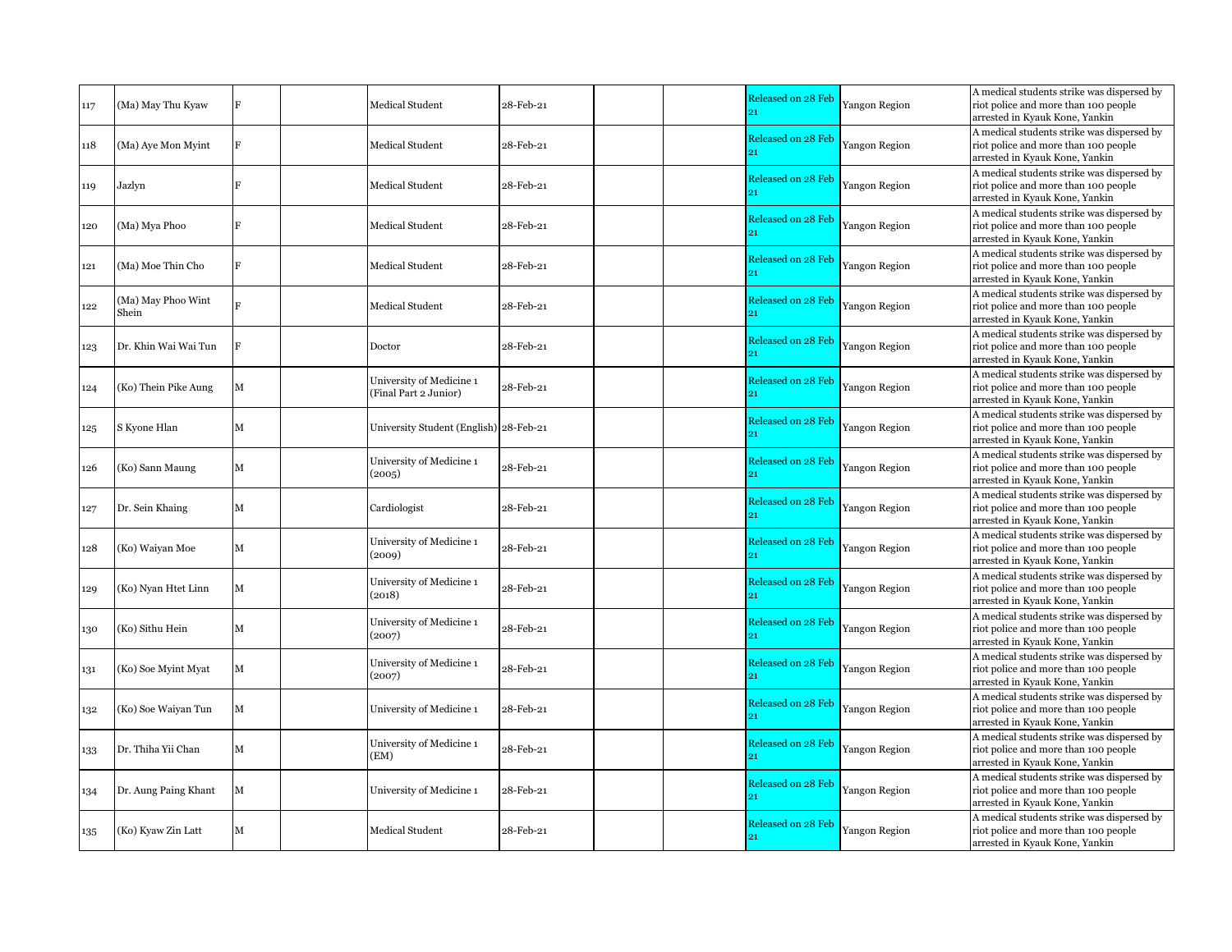| | | | | | | | | | | |
|---|---|---|---|---|---|---|---|---|---|---|
| 117 | (Ma) May Thu Kyaw | F | | Medical Student | 28-Feb-21 | | | Released on 28 Feb 21 | Yangon Region | A medical students strike was dispersed by riot police and more than 100 people arrested in Kyauk Kone, Yankin |
| 118 | (Ma) Aye Mon Myint | F | | Medical Student | 28-Feb-21 | | | Released on 28 Feb 21 | Yangon Region | A medical students strike was dispersed by riot police and more than 100 people arrested in Kyauk Kone, Yankin |
| 119 | Jazlyn | F | | Medical Student | 28-Feb-21 | | | Released on 28 Feb 21 | Yangon Region | A medical students strike was dispersed by riot police and more than 100 people arrested in Kyauk Kone, Yankin |
| 120 | (Ma) Mya Phoo | F | | Medical Student | 28-Feb-21 | | | Released on 28 Feb 21 | Yangon Region | A medical students strike was dispersed by riot police and more than 100 people arrested in Kyauk Kone, Yankin |
| 121 | (Ma) Moe Thin Cho | F | | Medical Student | 28-Feb-21 | | | Released on 28 Feb 21 | Yangon Region | A medical students strike was dispersed by riot police and more than 100 people arrested in Kyauk Kone, Yankin |
| 122 | (Ma) May Phoo Wint Shein | F | | Medical Student | 28-Feb-21 | | | Released on 28 Feb 21 | Yangon Region | A medical students strike was dispersed by riot police and more than 100 people arrested in Kyauk Kone, Yankin |
| 123 | Dr. Khin Wai Wai Tun | F | | Doctor | 28-Feb-21 | | | Released on 28 Feb 21 | Yangon Region | A medical students strike was dispersed by riot police and more than 100 people arrested in Kyauk Kone, Yankin |
| 124 | (Ko) Thein Pike Aung | M | | University of Medicine 1 (Final Part 2 Junior) | 28-Feb-21 | | | Released on 28 Feb 21 | Yangon Region | A medical students strike was dispersed by riot police and more than 100 people arrested in Kyauk Kone, Yankin |
| 125 | S Kyone Hlan | M | | University Student (English) | 28-Feb-21 | | | Released on 28 Feb 21 | Yangon Region | A medical students strike was dispersed by riot police and more than 100 people arrested in Kyauk Kone, Yankin |
| 126 | (Ko) Sann Maung | M | | University of Medicine 1 (2005) | 28-Feb-21 | | | Released on 28 Feb 21 | Yangon Region | A medical students strike was dispersed by riot police and more than 100 people arrested in Kyauk Kone, Yankin |
| 127 | Dr. Sein Khaing | M | | Cardiologist | 28-Feb-21 | | | Released on 28 Feb 21 | Yangon Region | A medical students strike was dispersed by riot police and more than 100 people arrested in Kyauk Kone, Yankin |
| 128 | (Ko) Waiyan Moe | M | | University of Medicine 1 (2009) | 28-Feb-21 | | | Released on 28 Feb 21 | Yangon Region | A medical students strike was dispersed by riot police and more than 100 people arrested in Kyauk Kone, Yankin |
| 129 | (Ko) Nyan Htet Linn | M | | University of Medicine 1 (2018) | 28-Feb-21 | | | Released on 28 Feb 21 | Yangon Region | A medical students strike was dispersed by riot police and more than 100 people arrested in Kyauk Kone, Yankin |
| 130 | (Ko) Sithu Hein | M | | University of Medicine 1 (2007) | 28-Feb-21 | | | Released on 28 Feb 21 | Yangon Region | A medical students strike was dispersed by riot police and more than 100 people arrested in Kyauk Kone, Yankin |
| 131 | (Ko) Soe Myint Myat | M | | University of Medicine 1 (2007) | 28-Feb-21 | | | Released on 28 Feb 21 | Yangon Region | A medical students strike was dispersed by riot police and more than 100 people arrested in Kyauk Kone, Yankin |
| 132 | (Ko) Soe Waiyan Tun | M | | University of Medicine 1 | 28-Feb-21 | | | Released on 28 Feb 21 | Yangon Region | A medical students strike was dispersed by riot police and more than 100 people arrested in Kyauk Kone, Yankin |
| 133 | Dr. Thiha Yii Chan | M | | University of Medicine 1 (EM) | 28-Feb-21 | | | Released on 28 Feb 21 | Yangon Region | A medical students strike was dispersed by riot police and more than 100 people arrested in Kyauk Kone, Yankin |
| 134 | Dr. Aung Paing Khant | M | | University of Medicine 1 | 28-Feb-21 | | | Released on 28 Feb 21 | Yangon Region | A medical students strike was dispersed by riot police and more than 100 people arrested in Kyauk Kone, Yankin |
| 135 | (Ko) Kyaw Zin Latt | M | | Medical Student | 28-Feb-21 | | | Released on 28 Feb 21 | Yangon Region | A medical students strike was dispersed by riot police and more than 100 people arrested in Kyauk Kone, Yankin |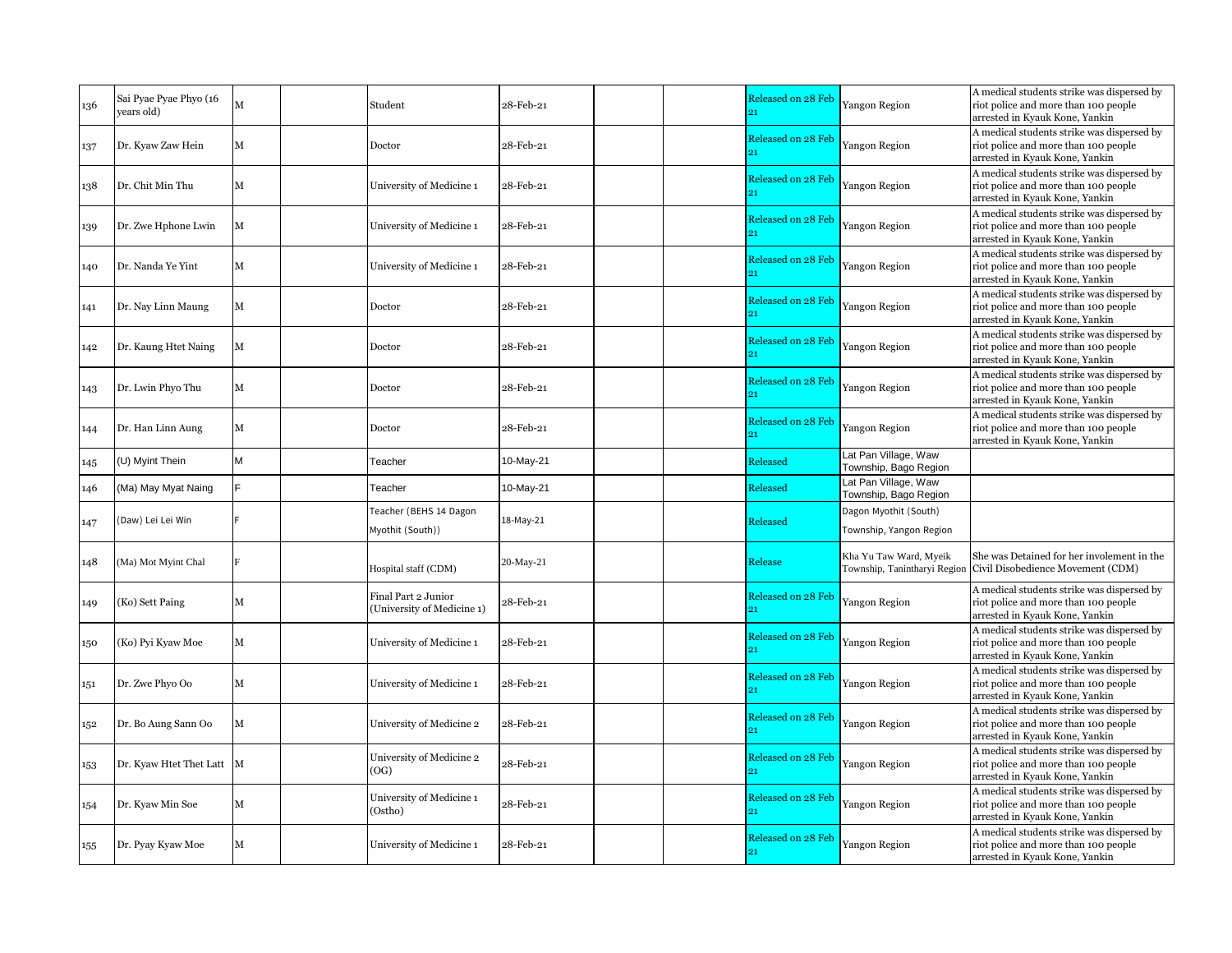| 136 | Sai Pyae Pyae Phyo (16 years old) | M | | Student | 28-Feb-21 | | | Released on 28 Feb 21 | Yangon Region | A medical students strike was dispersed by riot police and more than 100 people arrested in Kyauk Kone, Yankin |
|---|---|---|---|---|---|---|---|---|---|---|
| 137 | Dr. Kyaw Zaw Hein | M | | Doctor | 28-Feb-21 | | | Released on 28 Feb 21 | Yangon Region | A medical students strike was dispersed by riot police and more than 100 people arrested in Kyauk Kone, Yankin |
| 138 | Dr. Chit Min Thu | M | | University of Medicine 1 | 28-Feb-21 | | | Released on 28 Feb 21 | Yangon Region | A medical students strike was dispersed by riot police and more than 100 people arrested in Kyauk Kone, Yankin |
| 139 | Dr. Zwe Hphone Lwin | M | | University of Medicine 1 | 28-Feb-21 | | | Released on 28 Feb 21 | Yangon Region | A medical students strike was dispersed by riot police and more than 100 people arrested in Kyauk Kone, Yankin |
| 140 | Dr. Nanda Ye Yint | M | | University of Medicine 1 | 28-Feb-21 | | | Released on 28 Feb 21 | Yangon Region | A medical students strike was dispersed by riot police and more than 100 people arrested in Kyauk Kone, Yankin |
| 141 | Dr. Nay Linn Maung | M | | Doctor | 28-Feb-21 | | | Released on 28 Feb 21 | Yangon Region | A medical students strike was dispersed by riot police and more than 100 people arrested in Kyauk Kone, Yankin |
| 142 | Dr. Kaung Htet Naing | M | | Doctor | 28-Feb-21 | | | Released on 28 Feb 21 | Yangon Region | A medical students strike was dispersed by riot police and more than 100 people arrested in Kyauk Kone, Yankin |
| 143 | Dr. Lwin Phyo Thu | M | | Doctor | 28-Feb-21 | | | Released on 28 Feb 21 | Yangon Region | A medical students strike was dispersed by riot police and more than 100 people arrested in Kyauk Kone, Yankin |
| 144 | Dr. Han Linn Aung | M | | Doctor | 28-Feb-21 | | | Released on 28 Feb 21 | Yangon Region | A medical students strike was dispersed by riot police and more than 100 people arrested in Kyauk Kone, Yankin |
| 145 | (U) Myint Thein | M | | Teacher | 10-May-21 | | | Released | Lat Pan Village, Waw Township, Bago Region | |
| 146 | (Ma) May Myat Naing | F | | Teacher | 10-May-21 | | | Released | Lat Pan Village, Waw Township, Bago Region | |
| 147 | (Daw) Lei Lei Win | F | | Teacher (BEHS 14 Dagon Myothit (South)) | 18-May-21 | | | Released | Dagon Myothit (South) Township, Yangon Region | |
| 148 | (Ma) Mot Myint Chal | F | | Hospital staff (CDM) | 20-May-21 | | | Release | Kha Yu Taw Ward, Myeik Township, Tanintharyi Region | She was Detained for her involement in the Civil Disobedience Movement (CDM) |
| 149 | (Ko) Sett Paing | M | | Final Part 2 Junior (University of Medicine 1) | 28-Feb-21 | | | Released on 28 Feb 21 | Yangon Region | A medical students strike was dispersed by riot police and more than 100 people arrested in Kyauk Kone, Yankin |
| 150 | (Ko) Pyi Kyaw Moe | M | | University of Medicine 1 | 28-Feb-21 | | | Released on 28 Feb 21 | Yangon Region | A medical students strike was dispersed by riot police and more than 100 people arrested in Kyauk Kone, Yankin |
| 151 | Dr. Zwe Phyo Oo | M | | University of Medicine 1 | 28-Feb-21 | | | Released on 28 Feb 21 | Yangon Region | A medical students strike was dispersed by riot police and more than 100 people arrested in Kyauk Kone, Yankin |
| 152 | Dr. Bo Aung Sann Oo | M | | University of Medicine 2 | 28-Feb-21 | | | Released on 28 Feb 21 | Yangon Region | A medical students strike was dispersed by riot police and more than 100 people arrested in Kyauk Kone, Yankin |
| 153 | Dr. Kyaw Htet Thet Latt | M | | University of Medicine 2 (OG) | 28-Feb-21 | | | Released on 28 Feb 21 | Yangon Region | A medical students strike was dispersed by riot police and more than 100 people arrested in Kyauk Kone, Yankin |
| 154 | Dr. Kyaw Min Soe | M | | University of Medicine 1 (Ostho) | 28-Feb-21 | | | Released on 28 Feb 21 | Yangon Region | A medical students strike was dispersed by riot police and more than 100 people arrested in Kyauk Kone, Yankin |
| 155 | Dr. Pyay Kyaw Moe | M | | University of Medicine 1 | 28-Feb-21 | | | Released on 28 Feb 21 | Yangon Region | A medical students strike was dispersed by riot police and more than 100 people arrested in Kyauk Kone, Yankin |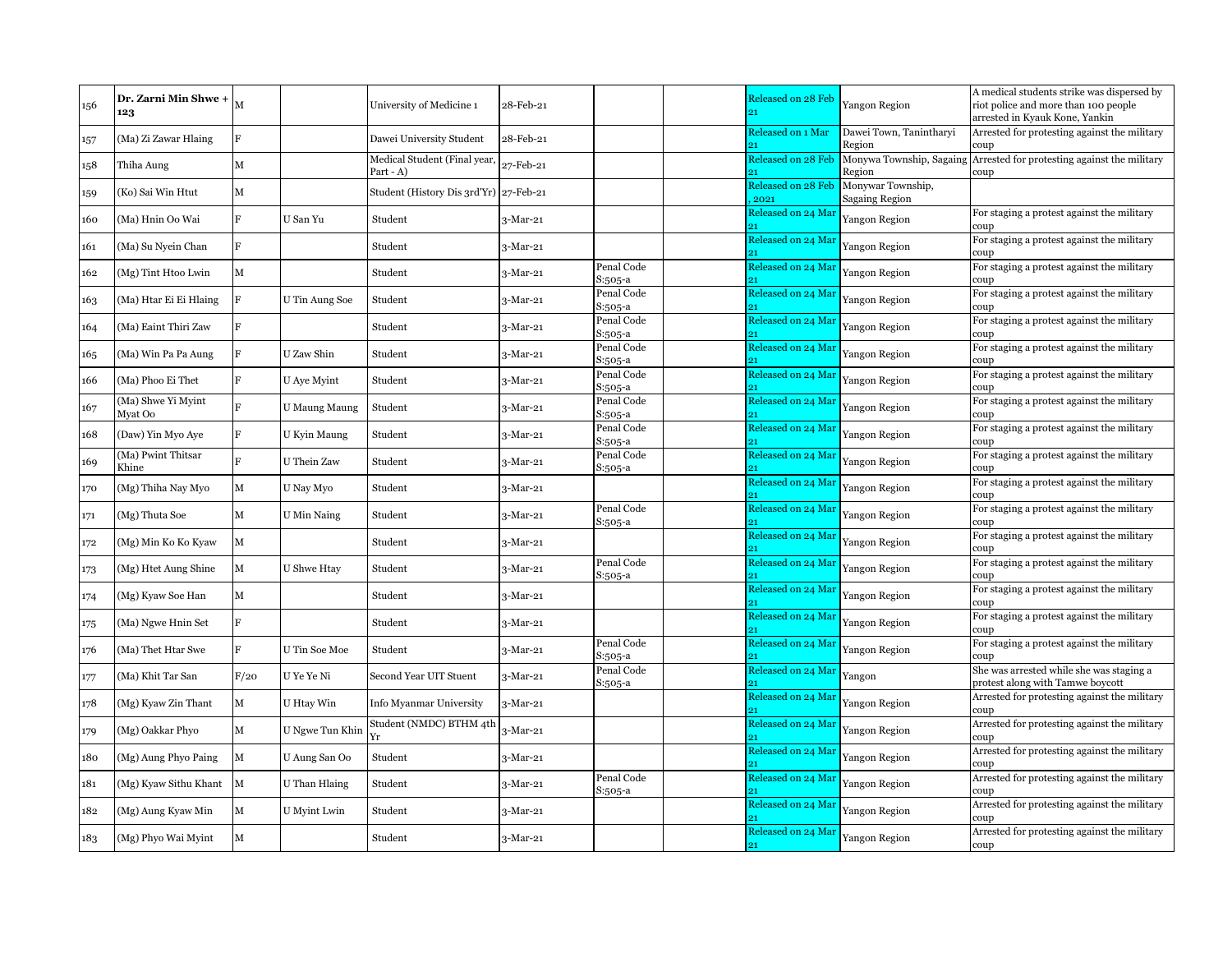| | | | | | | | | | | |
|---|---|---|---|---|---|---|---|---|---|---|
| 156 | **Dr. Zarni Min Shwe + 123** | M | | University of Medicine 1 | 28-Feb-21 | | | Released on 28 Feb 21 | Yangon Region | A medical students strike was dispersed by riot police and more than 100 people arrested in Kyauk Kone, Yankin |
| 157 | (Ma) Zi Zawar Hlaing | F | | Dawei University Student | 28-Feb-21 | | | Released on 1 Mar 21 | Dawei Town, Tanintharyi Region | Arrested for protesting against the military coup |
| 158 | Thiha Aung | M | | Medical Student (Final year, Part - A) | 27-Feb-21 | | | Released on 28 Feb 21 | Monywa Township, Sagaing Region | Arrested for protesting against the military coup |
| 159 | (Ko) Sai Win Htut | M | | Student (History Dis 3rd'Yr) | 27-Feb-21 | | | Released on 28 Feb , 2021 | Monywar Township, Sagaing Region | |
| 160 | (Ma) Hnin Oo Wai | F | U San Yu | Student | 3-Mar-21 | | | Released on 24 Mar 21 | Yangon Region | For staging a protest against the military coup |
| 161 | (Ma) Su Nyein Chan | F | | Student | 3-Mar-21 | | | Released on 24 Mar 21 | Yangon Region | For staging a protest against the military coup |
| 162 | (Mg) Tint Htoo Lwin | M | | Student | 3-Mar-21 | Penal Code S:505-a | | Released on 24 Mar 21 | Yangon Region | For staging a protest against the military coup |
| 163 | (Ma) Htar Ei Ei Hlaing | F | U Tin Aung Soe | Student | 3-Mar-21 | Penal Code S:505-a | | Released on 24 Mar 21 | Yangon Region | For staging a protest against the military coup |
| 164 | (Ma) Eaint Thiri Zaw | F | | Student | 3-Mar-21 | Penal Code S:505-a | | Released on 24 Mar 21 | Yangon Region | For staging a protest against the military coup |
| 165 | (Ma) Win Pa Pa Aung | F | U Zaw Shin | Student | 3-Mar-21 | Penal Code S:505-a | | Released on 24 Mar 21 | Yangon Region | For staging a protest against the military coup |
| 166 | (Ma) Phoo Ei Thet | F | U Aye Myint | Student | 3-Mar-21 | Penal Code S:505-a | | Released on 24 Mar 21 | Yangon Region | For staging a protest against the military coup |
| 167 | (Ma) Shwe Yi Myint Myat Oo | F | U Maung Maung | Student | 3-Mar-21 | Penal Code S:505-a | | Released on 24 Mar 21 | Yangon Region | For staging a protest against the military coup |
| 168 | (Daw) Yin Myo Aye | F | U Kyin Maung | Student | 3-Mar-21 | Penal Code S:505-a | | Released on 24 Mar 21 | Yangon Region | For staging a protest against the military coup |
| 169 | (Ma) Pwint Thitsar Khine | F | U Thein Zaw | Student | 3-Mar-21 | Penal Code S:505-a | | Released on 24 Mar 21 | Yangon Region | For staging a protest against the military coup |
| 170 | (Mg) Thiha Nay Myo | M | U Nay Myo | Student | 3-Mar-21 | | | Released on 24 Mar 21 | Yangon Region | For staging a protest against the military coup |
| 171 | (Mg) Thuta Soe | M | U Min Naing | Student | 3-Mar-21 | Penal Code S:505-a | | Released on 24 Mar 21 | Yangon Region | For staging a protest against the military coup |
| 172 | (Mg) Min Ko Ko Kyaw | M | | Student | 3-Mar-21 | | | Released on 24 Mar 21 | Yangon Region | For staging a protest against the military coup |
| 173 | (Mg) Htet Aung Shine | M | U Shwe Htay | Student | 3-Mar-21 | Penal Code S:505-a | | Released on 24 Mar 21 | Yangon Region | For staging a protest against the military coup |
| 174 | (Mg) Kyaw Soe Han | M | | Student | 3-Mar-21 | | | Released on 24 Mar 21 | Yangon Region | For staging a protest against the military coup |
| 175 | (Ma) Ngwe Hnin Set | F | | Student | 3-Mar-21 | | | Released on 24 Mar 21 | Yangon Region | For staging a protest against the military coup |
| 176 | (Ma) Thet Htar Swe | F | U Tin Soe Moe | Student | 3-Mar-21 | Penal Code S:505-a | | Released on 24 Mar 21 | Yangon Region | For staging a protest against the military coup |
| 177 | (Ma) Khit Tar San | F/20 | U Ye Ye Ni | Second Year UIT Stuent | 3-Mar-21 | Penal Code S:505-a | | Released on 24 Mar 21 | Yangon | She was arrested while she was staging a protest along with Tamwe boycott |
| 178 | (Mg) Kyaw Zin Thant | M | U Htay Win | Info Myanmar University | 3-Mar-21 | | | Released on 24 Mar 21 | Yangon Region | Arrested for protesting against the military coup |
| 179 | (Mg) Oakkar Phyo | M | U Ngwe Tun Khin | Student (NMDC) BTHM 4th Yr | 3-Mar-21 | | | Released on 24 Mar 21 | Yangon Region | Arrested for protesting against the military coup |
| 180 | (Mg) Aung Phyo Paing | M | U Aung San Oo | Student | 3-Mar-21 | | | Released on 24 Mar 21 | Yangon Region | Arrested for protesting against the military coup |
| 181 | (Mg) Kyaw Sithu Khant | M | U Than Hlaing | Student | 3-Mar-21 | Penal Code S:505-a | | Released on 24 Mar 21 | Yangon Region | Arrested for protesting against the military coup |
| 182 | (Mg) Aung Kyaw Min | M | U Myint Lwin | Student | 3-Mar-21 | | | Released on 24 Mar 21 | Yangon Region | Arrested for protesting against the military coup |
| 183 | (Mg) Phyo Wai Myint | M | | Student | 3-Mar-21 | | | Released on 24 Mar 21 | Yangon Region | Arrested for protesting against the military coup |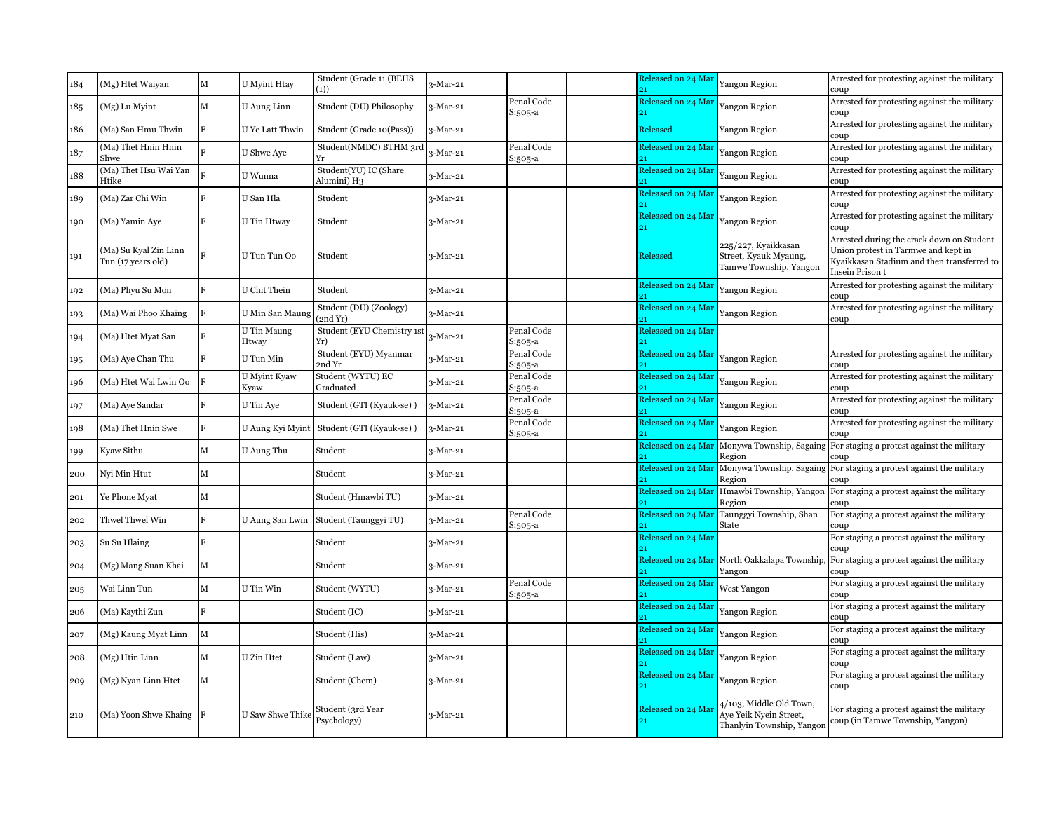| 184 | (Mg) Htet Waiyan | M | U Myint Htay | Student (Grade 11 (BEHS (1)) | 3-Mar-21 | | | Released on 24 Mar 21 | Yangon Region | Arrested for protesting against the military coup |
|---|---|---|---|---|---|---|---|---|---|---|
| 185 | (Mg) Lu Myint | M | U Aung Linn | Student (DU) Philosophy | 3-Mar-21 | Penal Code S:505-a | | Released on 24 Mar 21 | Yangon Region | Arrested for protesting against the military coup |
| 186 | (Ma) San Hmu Thwin | F | U Ye Latt Thwin | Student (Grade 10(Pass)) | 3-Mar-21 | | | Released | Yangon Region | Arrested for protesting against the military coup |
| 187 | (Ma) Thet Hnin Hnin Shwe | F | U Shwe Aye | Student(NMDC) BTHM 3rd Yr | 3-Mar-21 | Penal Code S:505-a | | Released on 24 Mar 21 | Yangon Region | Arrested for protesting against the military coup |
| 188 | (Ma) Thet Hsu Wai Yan Htike | F | U Wunna | Student(YU) IC (Share Alumini) H3 | 3-Mar-21 | | | Released on 24 Mar 21 | Yangon Region | Arrested for protesting against the military coup |
| 189 | (Ma) Zar Chi Win | F | U San Hla | Student | 3-Mar-21 | | | Released on 24 Mar 21 | Yangon Region | Arrested for protesting against the military coup |
| 190 | (Ma) Yamin Aye | F | U Tin Htway | Student | 3-Mar-21 | | | Released on 24 Mar 21 | Yangon Region | Arrested for protesting against the military coup |
| 191 | (Ma) Su Kyal Zin Linn Tun (17 years old) | F | U Tun Tun Oo | Student | 3-Mar-21 | | | Released | 225/227, Kyaikkasan Street, Kyauk Myaung, Tamwe Township, Yangon | Arrested during the crack down on Student Union protest in Tarmwe and kept in Kyaikkasan Stadium and then transferred to Insein Prison t |
| 192 | (Ma) Phyu Su Mon | F | U Chit Thein | Student | 3-Mar-21 | | | Released on 24 Mar 21 | Yangon Region | Arrested for protesting against the military coup |
| 193 | (Ma) Wai Phoo Khaing | F | U Min San Maung | Student (DU) (Zoology) (2nd Yr) | 3-Mar-21 | | | Released on 24 Mar 21 | Yangon Region | Arrested for protesting against the military coup |
| 194 | (Ma) Htet Myat San | F | U Tin Maung Htway | Student (EYU Chemistry 1st Yr) | 3-Mar-21 | Penal Code S:505-a | | Released on 24 Mar 21 | | |
| 195 | (Ma) Aye Chan Thu | F | U Tun Min | Student (EYU) Myanmar 2nd Yr | 3-Mar-21 | Penal Code S:505-a | | Released on 24 Mar 21 | Yangon Region | Arrested for protesting against the military coup |
| 196 | (Ma) Htet Wai Lwin Oo | F | U Myint Kyaw Kyaw | Student (WYTU) EC Graduated | 3-Mar-21 | Penal Code S:505-a | | Released on 24 Mar 21 | Yangon Region | Arrested for protesting against the military coup |
| 197 | (Ma) Aye Sandar | F | U Tin Aye | Student (GTI (Kyauk-se) ) | 3-Mar-21 | Penal Code S:505-a | | Released on 24 Mar 21 | Yangon Region | Arrested for protesting against the military coup |
| 198 | (Ma) Thet Hnin Swe | F | U Aung Kyi Myint | Student (GTI (Kyauk-se) ) | 3-Mar-21 | Penal Code S:505-a | | Released on 24 Mar 21 | Yangon Region | Arrested for protesting against the military coup |
| 199 | Kyaw Sithu | M | U Aung Thu | Student | 3-Mar-21 | | | Released on 24 Mar 21 | Monywa Township, Sagaing Region | For staging a protest against the military coup |
| 200 | Nyi Min Htut | M | | Student | 3-Mar-21 | | | Released on 24 Mar 21 | Monywa Township, Sagaing Region | For staging a protest against the military coup |
| 201 | Ye Phone Myat | M | | Student (Hmawbi TU) | 3-Mar-21 | | | Released on 24 Mar 21 | Hmawbi Township, Yangon Region | For staging a protest against the military coup |
| 202 | Thwel Thwel Win | F | U Aung San Lwin | Student (Taunggyi TU) | 3-Mar-21 | Penal Code S:505-a | | Released on 24 Mar 21 | Taunggyi Township, Shan State | For staging a protest against the military coup |
| 203 | Su Su Hlaing | F | | Student | 3-Mar-21 | | | Released on 24 Mar 21 | | For staging a protest against the military coup |
| 204 | (Mg) Mang Suan Khai | M | | Student | 3-Mar-21 | | | Released on 24 Mar 21 | North Oakkalapa Township, Yangon | For staging a protest against the military coup |
| 205 | Wai Linn Tun | M | U Tin Win | Student (WYTU) | 3-Mar-21 | Penal Code S:505-a | | Released on 24 Mar 21 | West Yangon | For staging a protest against the military coup |
| 206 | (Ma) Kaythi Zun | F | | Student (IC) | 3-Mar-21 | | | Released on 24 Mar 21 | Yangon Region | For staging a protest against the military coup |
| 207 | (Mg) Kaung Myat Linn | M | | Student (His) | 3-Mar-21 | | | Released on 24 Mar 21 | Yangon Region | For staging a protest against the military coup |
| 208 | (Mg) Htin Linn | M | U Zin Htet | Student (Law) | 3-Mar-21 | | | Released on 24 Mar 21 | Yangon Region | For staging a protest against the military coup |
| 209 | (Mg) Nyan Linn Htet | M | | Student (Chem) | 3-Mar-21 | | | Released on 24 Mar 21 | Yangon Region | For staging a protest against the military coup |
| 210 | (Ma) Yoon Shwe Khaing | F | U Saw Shwe Thike | Student (3rd Year Psychology) | 3-Mar-21 | | | Released on 24 Mar 21 | 4/103, Middle Old Town, Aye Yeik Nyein Street, Thanlyin Township, Yangon | For staging a protest against the military coup (in Tamwe Township, Yangon) |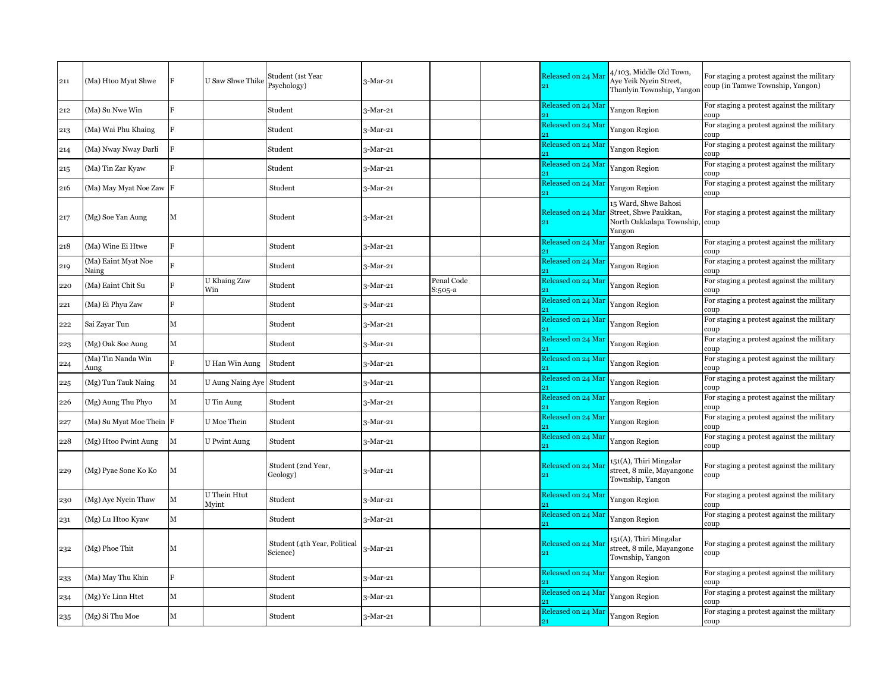| 211 | (Ma) Htoo Myat Shwe | F | U Saw Shwe Thike | Student (1st Year Psychology) | 3-Mar-21 | | | Released on 24 Mar 21 | 4/103, Middle Old Town, Aye Yeik Nyein Street, Thanlyin Township, Yangon | For staging a protest against the military coup (in Tamwe Township, Yangon) |
|---|---|---|---|---|---|---|---|---|---|---|
| 212 | (Ma) Su Nwe Win | F | | Student | 3-Mar-21 | | | Released on 24 Mar 21 | Yangon Region | For staging a protest against the military coup |
| 213 | (Ma) Wai Phu Khaing | F | | Student | 3-Mar-21 | | | Released on 24 Mar 21 | Yangon Region | For staging a protest against the military coup |
| 214 | (Ma) Nway Nway Darli | F | | Student | 3-Mar-21 | | | Released on 24 Mar 21 | Yangon Region | For staging a protest against the military coup |
| 215 | (Ma) Tin Zar Kyaw | F | | Student | 3-Mar-21 | | | Released on 24 Mar 21 | Yangon Region | For staging a protest against the military coup |
| 216 | (Ma) May Myat Noe Zaw | F | | Student | 3-Mar-21 | | | Released on 24 Mar 21 | Yangon Region | For staging a protest against the military coup |
| 217 | (Mg) Soe Yan Aung | M | | Student | 3-Mar-21 | | | Released on 24 Mar 21 | 15 Ward, Shwe Bahosi Street, Shwe Paukkan, North Oakkalapa Township, Yangon | For staging a protest against the military coup |
| 218 | (Ma) Wine Ei Htwe | F | | Student | 3-Mar-21 | | | Released on 24 Mar 21 | Yangon Region | For staging a protest against the military coup |
| 219 | (Ma) Eaint Myat Noe Naing | F | | Student | 3-Mar-21 | | | Released on 24 Mar 21 | Yangon Region | For staging a protest against the military coup |
| 220 | (Ma) Eaint Chit Su | F | U Khaing Zaw Win | Student | 3-Mar-21 | Penal Code S:505-a | | Released on 24 Mar 21 | Yangon Region | For staging a protest against the military coup |
| 221 | (Ma) Ei Phyu Zaw | F | | Student | 3-Mar-21 | | | Released on 24 Mar 21 | Yangon Region | For staging a protest against the military coup |
| 222 | Sai Zayar Tun | M | | Student | 3-Mar-21 | | | Released on 24 Mar 21 | Yangon Region | For staging a protest against the military coup |
| 223 | (Mg) Oak Soe Aung | M | | Student | 3-Mar-21 | | | Released on 24 Mar 21 | Yangon Region | For staging a protest against the military coup |
| 224 | (Ma) Tin Nanda Win Aung | F | U Han Win Aung | Student | 3-Mar-21 | | | Released on 24 Mar 21 | Yangon Region | For staging a protest against the military coup |
| 225 | (Mg) Tun Tauk Naing | M | U Aung Naing Aye | Student | 3-Mar-21 | | | Released on 24 Mar 21 | Yangon Region | For staging a protest against the military coup |
| 226 | (Mg) Aung Thu Phyo | M | U Tin Aung | Student | 3-Mar-21 | | | Released on 24 Mar 21 | Yangon Region | For staging a protest against the military coup |
| 227 | (Ma) Su Myat Moe Thein | F | U Moe Thein | Student | 3-Mar-21 | | | Released on 24 Mar 21 | Yangon Region | For staging a protest against the military coup |
| 228 | (Mg) Htoo Pwint Aung | M | U Pwint Aung | Student | 3-Mar-21 | | | Released on 24 Mar 21 | Yangon Region | For staging a protest against the military coup |
| 229 | (Mg) Pyae Sone Ko Ko | M | | Student (2nd Year, Geology) | 3-Mar-21 | | | Released on 24 Mar 21 | 151(A), Thiri Mingalar street, 8 mile, Mayangone Township, Yangon | For staging a protest against the military coup |
| 230 | (Mg) Aye Nyein Thaw | M | U Thein Htut Myint | Student | 3-Mar-21 | | | Released on 24 Mar 21 | Yangon Region | For staging a protest against the military coup |
| 231 | (Mg) Lu Htoo Kyaw | M | | Student | 3-Mar-21 | | | Released on 24 Mar 21 | Yangon Region | For staging a protest against the military coup |
| 232 | (Mg) Phoe Thit | M | | Student (4th Year, Political Science) | 3-Mar-21 | | | Released on 24 Mar 21 | 151(A), Thiri Mingalar street, 8 mile, Mayangone Township, Yangon | For staging a protest against the military coup |
| 233 | (Ma) May Thu Khin | F | | Student | 3-Mar-21 | | | Released on 24 Mar 21 | Yangon Region | For staging a protest against the military coup |
| 234 | (Mg) Ye Linn Htet | M | | Student | 3-Mar-21 | | | Released on 24 Mar 21 | Yangon Region | For staging a protest against the military coup |
| 235 | (Mg) Si Thu Moe | M | | Student | 3-Mar-21 | | | Released on 24 Mar 21 | Yangon Region | For staging a protest against the military coup |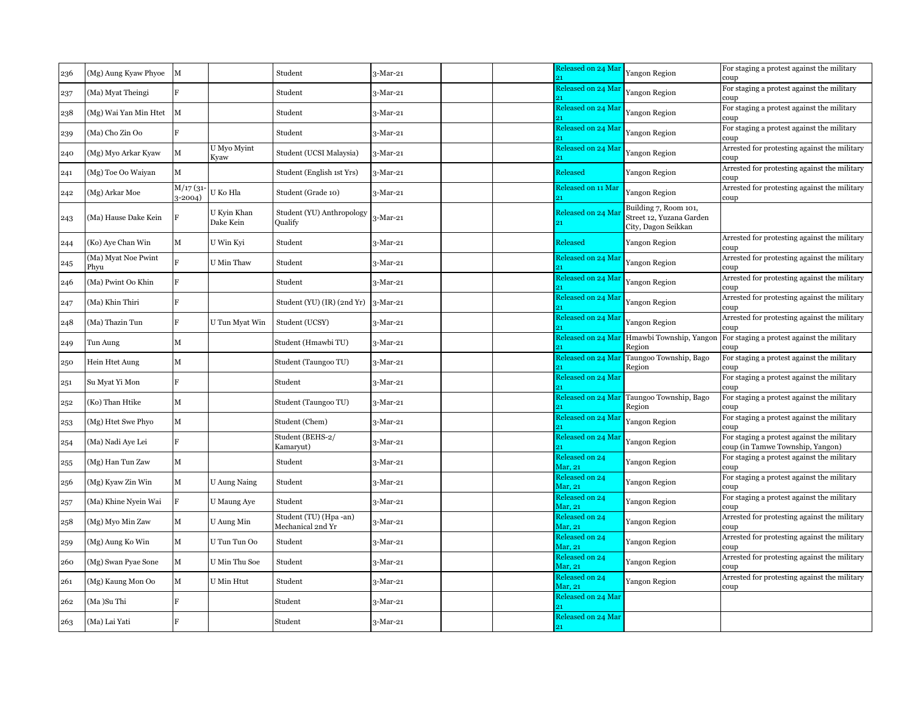| 236 | (Mg) Aung Kyaw Phyoe | M | | Student | 3-Mar-21 | | | Released on 24 Mar 21 | Yangon Region | For staging a protest against the military coup |
|---|---|---|---|---|---|---|---|---|---|---|
| 237 | (Ma) Myat Theingi | F | | Student | 3-Mar-21 | | | Released on 24 Mar 21 | Yangon Region | For staging a protest against the military coup |
| 238 | (Mg) Wai Yan Min Htet | M | | Student | 3-Mar-21 | | | Released on 24 Mar 21 | Yangon Region | For staging a protest against the military coup |
| 239 | (Ma) Cho Zin Oo | F | | Student | 3-Mar-21 | | | Released on 24 Mar 21 | Yangon Region | For staging a protest against the military coup |
| 240 | (Mg) Myo Arkar Kyaw | M | U Myo Myint Kyaw | Student (UCSI Malaysia) | 3-Mar-21 | | | Released on 24 Mar 21 | Yangon Region | Arrested for protesting against the military coup |
| 241 | (Mg) Toe Oo Waiyan | M | | Student (English 1st Yrs) | 3-Mar-21 | | | Released | Yangon Region | Arrested for protesting against the military coup |
| 242 | (Mg) Arkar Moe | M/17 (31-3-2004) | U Ko Hla | Student (Grade 10) | 3-Mar-21 | | | Released on 11 Mar 21 | Yangon Region | Arrested for protesting against the military coup |
| 243 | (Ma) Hause Dake Kein | F | U Kyin Khan Dake Kein | Student (YU) Anthropology Qualify | 3-Mar-21 | | | Released on 24 Mar 21 | Building 7, Room 101, Street 12, Yuzana Garden City, Dagon Seikkan | |
| 244 | (Ko) Aye Chan Win | M | U Win Kyi | Student | 3-Mar-21 | | | Released | Yangon Region | Arrested for protesting against the military coup |
| 245 | (Ma) Myat Noe Pwint Phyu | F | U Min Thaw | Student | 3-Mar-21 | | | Released on 24 Mar 21 | Yangon Region | Arrested for protesting against the military coup |
| 246 | (Ma) Pwint Oo Khin | F | | Student | 3-Mar-21 | | | Released on 24 Mar 21 | Yangon Region | Arrested for protesting against the military coup |
| 247 | (Ma) Khin Thiri | F | | Student (YU) (IR) (2nd Yr) | 3-Mar-21 | | | Released on 24 Mar 21 | Yangon Region | Arrested for protesting against the military coup |
| 248 | (Ma) Thazin Tun | F | U Tun Myat Win | Student (UCSY) | 3-Mar-21 | | | Released on 24 Mar 21 | Yangon Region | Arrested for protesting against the military coup |
| 249 | Tun Aung | M | | Student (Hmawbi TU) | 3-Mar-21 | | | Released on 24 Mar 21 | Hmawbi Township, Yangon Region | For staging a protest against the military coup |
| 250 | Hein Htet Aung | M | | Student (Taungoo TU) | 3-Mar-21 | | | Released on 24 Mar 21 | Taungoo Township, Bago Region | For staging a protest against the military coup |
| 251 | Su Myat Yi Mon | F | | Student | 3-Mar-21 | | | Released on 24 Mar 21 | | For staging a protest against the military coup |
| 252 | (Ko) Than Htike | M | | Student (Taungoo TU) | 3-Mar-21 | | | Released on 24 Mar 21 | Taungoo Township, Bago Region | For staging a protest against the military coup |
| 253 | (Mg) Htet Swe Phyo | M | | Student (Chem) | 3-Mar-21 | | | Released on 24 Mar 21 | Yangon Region | For staging a protest against the military coup |
| 254 | (Ma) Nadi Aye Lei | F | | Student (BEHS-2/ Kamaryut) | 3-Mar-21 | | | Released on 24 Mar 21 | Yangon Region | For staging a protest against the military coup (in Tamwe Township, Yangon) |
| 255 | (Mg) Han Tun Zaw | M | | Student | 3-Mar-21 | | | Released on 24 Mar, 21 | Yangon Region | For staging a protest against the military coup |
| 256 | (Mg) Kyaw Zin Win | M | U Aung Naing | Student | 3-Mar-21 | | | Released on 24 Mar, 21 | Yangon Region | For staging a protest against the military coup |
| 257 | (Ma) Khine Nyein Wai | F | U Maung Aye | Student | 3-Mar-21 | | | Released on 24 Mar, 21 | Yangon Region | For staging a protest against the military coup |
| 258 | (Mg) Myo Min Zaw | M | U Aung Min | Student (TU) (Hpa -an) Mechanical 2nd Yr | 3-Mar-21 | | | Released on 24 Mar, 21 | Yangon Region | Arrested for protesting against the military coup |
| 259 | (Mg) Aung Ko Win | M | U Tun Tun Oo | Student | 3-Mar-21 | | | Released on 24 Mar, 21 | Yangon Region | Arrested for protesting against the military coup |
| 260 | (Mg) Swan Pyae Sone | M | U Min Thu Soe | Student | 3-Mar-21 | | | Released on 24 Mar, 21 | Yangon Region | Arrested for protesting against the military coup |
| 261 | (Mg) Kaung Mon Oo | M | U Min Htut | Student | 3-Mar-21 | | | Released on 24 Mar, 21 | Yangon Region | Arrested for protesting against the military coup |
| 262 | (Ma )Su Thi | F | | Student | 3-Mar-21 | | | Released on 24 Mar 21 | | |
| 263 | (Ma) Lai Yati | F | | Student | 3-Mar-21 | | | Released on 24 Mar 21 | | |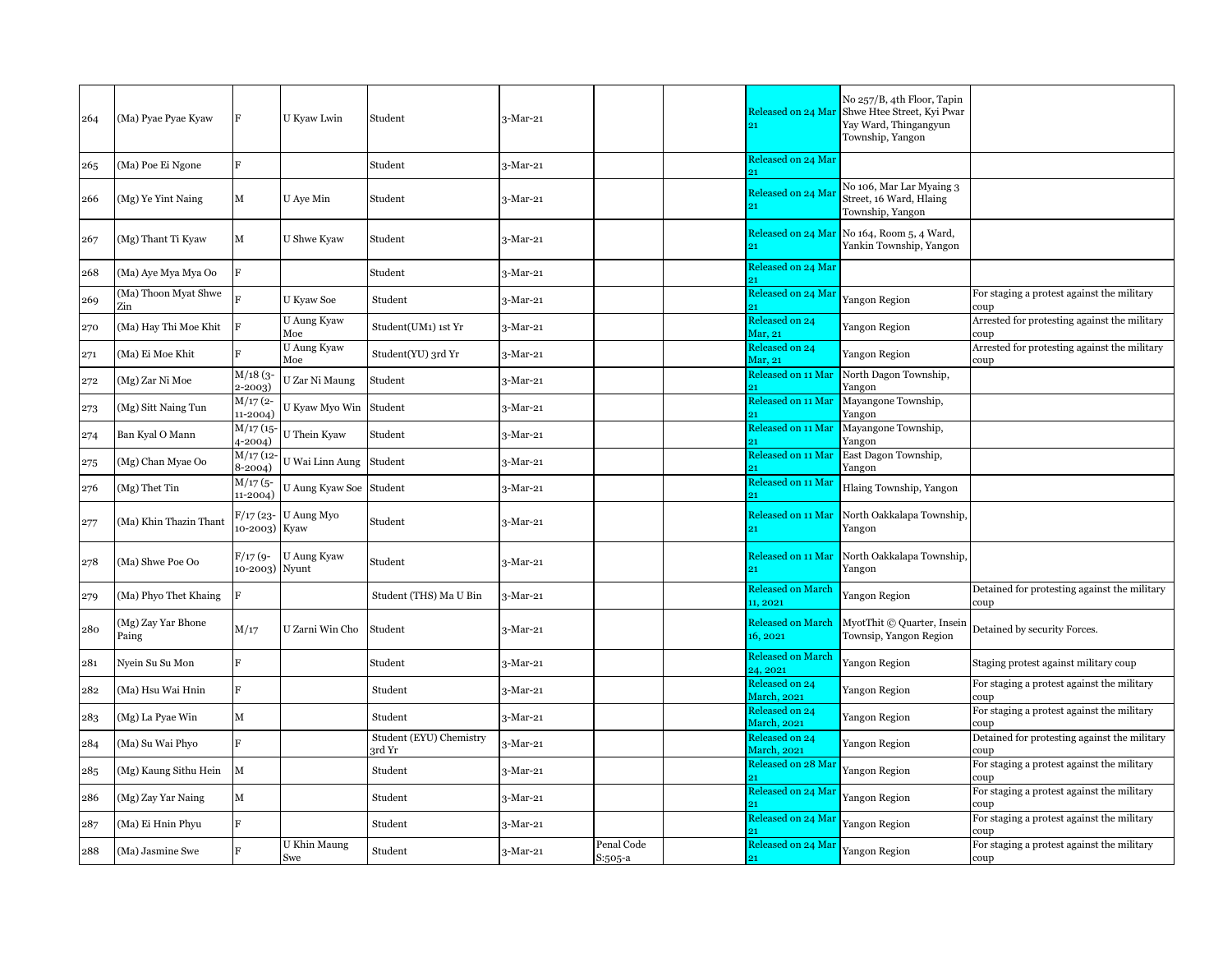| 264 | (Ma) Pyae Pyae Kyaw | F | U Kyaw Lwin | Student | 3-Mar-21 | | | Released on 24 Mar 21 | No 257/B, 4th Floor, Tapin Shwe Htee Street, Kyi Pwar Yay Ward, Thingangyun Township, Yangon | |
|---|---|---|---|---|---|---|---|---|---|---|
| 265 | (Ma) Poe Ei Ngone | F | | Student | 3-Mar-21 | | | Released on 24 Mar 21 | | |
| 266 | (Mg) Ye Yint Naing | M | U Aye Min | Student | 3-Mar-21 | | | Released on 24 Mar 21 | No 106, Mar Lar Myaing 3 Street, 16 Ward, Hlaing Township, Yangon | |
| 267 | (Mg) Thant Ti Kyaw | M | U Shwe Kyaw | Student | 3-Mar-21 | | | Released on 24 Mar 21 | No 164, Room 5, 4 Ward, Yankin Township, Yangon | |
| 268 | (Ma) Aye Mya Mya Oo | F | | Student | 3-Mar-21 | | | Released on 24 Mar 21 | | |
| 269 | (Ma) Thoon Myat Shwe Zin | F | U Kyaw Soe | Student | 3-Mar-21 | | | Released on 24 Mar 21 | Yangon Region | For staging a protest against the military coup |
| 270 | (Ma) Hay Thi Moe Khit | F | U Aung Kyaw Moe | Student(UM1) 1st Yr | 3-Mar-21 | | | Released on 24 Mar, 21 | Yangon Region | Arrested for protesting against the military coup |
| 271 | (Ma) Ei Moe Khit | F | U Aung Kyaw Moe | Student(YU) 3rd Yr | 3-Mar-21 | | | Released on 24 Mar, 21 | Yangon Region | Arrested for protesting against the military coup |
| 272 | (Mg) Zar Ni Moe | M/18 (3-2-2003) | U Zar Ni Maung | Student | 3-Mar-21 | | | Released on 11 Mar 21 | North Dagon Township, Yangon | |
| 273 | (Mg) Sitt Naing Tun | M/17 (2-11-2004) | U Kyaw Myo Win | Student | 3-Mar-21 | | | Released on 11 Mar 21 | Mayangone Township, Yangon | |
| 274 | Ban Kyal O Mann | M/17 (15-4-2004) | U Thein Kyaw | Student | 3-Mar-21 | | | Released on 11 Mar 21 | Mayangone Township, Yangon | |
| 275 | (Mg) Chan Myae Oo | M/17 (12-8-2004) | U Wai Linn Aung | Student | 3-Mar-21 | | | Released on 11 Mar 21 | East Dagon Township, Yangon | |
| 276 | (Mg) Thet Tin | M/17 (5-11-2004) | U Aung Kyaw Soe | Student | 3-Mar-21 | | | Released on 11 Mar 21 | Hlaing Township, Yangon | |
| 277 | (Ma) Khin Thazin Thant | F/17 (23-10-2003) | U Aung Myo Kyaw | Student | 3-Mar-21 | | | Released on 11 Mar 21 | North Oakkalapa Township, Yangon | |
| 278 | (Ma) Shwe Poe Oo | F/17 (9-10-2003) | U Aung Kyaw Nyunt | Student | 3-Mar-21 | | | Released on 11 Mar 21 | North Oakkalapa Township, Yangon | |
| 279 | (Ma) Phyo Thet Khaing | F | | Student (THS) Ma U Bin | 3-Mar-21 | | | Released on March 11, 2021 | Yangon Region | Detained for protesting against the military coup |
| 280 | (Mg) Zay Yar Bhone Paing | M/17 | U Zarni Win Cho | Student | 3-Mar-21 | | | Released on March 16, 2021 | MyotThit © Quarter, Insein Townsip, Yangon Region | Detained by security Forces. |
| 281 | Nyein Su Su Mon | F | | Student | 3-Mar-21 | | | Released on March 24, 2021 | Yangon Region | Staging protest against military coup |
| 282 | (Ma) Hsu Wai Hnin | F | | Student | 3-Mar-21 | | | Released on 24 March, 2021 | Yangon Region | For staging a protest against the military coup |
| 283 | (Mg) La Pyae Win | M | | Student | 3-Mar-21 | | | Released on 24 March, 2021 | Yangon Region | For staging a protest against the military coup |
| 284 | (Ma) Su Wai Phyo | F | | Student (EYU) Chemistry 3rd Yr | 3-Mar-21 | | | Released on 24 March, 2021 | Yangon Region | Detained for protesting against the military coup |
| 285 | (Mg) Kaung Sithu Hein | M | | Student | 3-Mar-21 | | | Released on 28 Mar 21 | Yangon Region | For staging a protest against the military coup |
| 286 | (Mg) Zay Yar Naing | M | | Student | 3-Mar-21 | | | Released on 24 Mar 21 | Yangon Region | For staging a protest against the military coup |
| 287 | (Ma) Ei Hnin Phyu | F | | Student | 3-Mar-21 | | | Released on 24 Mar 21 | Yangon Region | For staging a protest against the military coup |
| 288 | (Ma) Jasmine Swe | F | U Khin Maung Swe | Student | 3-Mar-21 | Penal Code S:505-a | | Released on 24 Mar 21 | Yangon Region | For staging a protest against the military coup |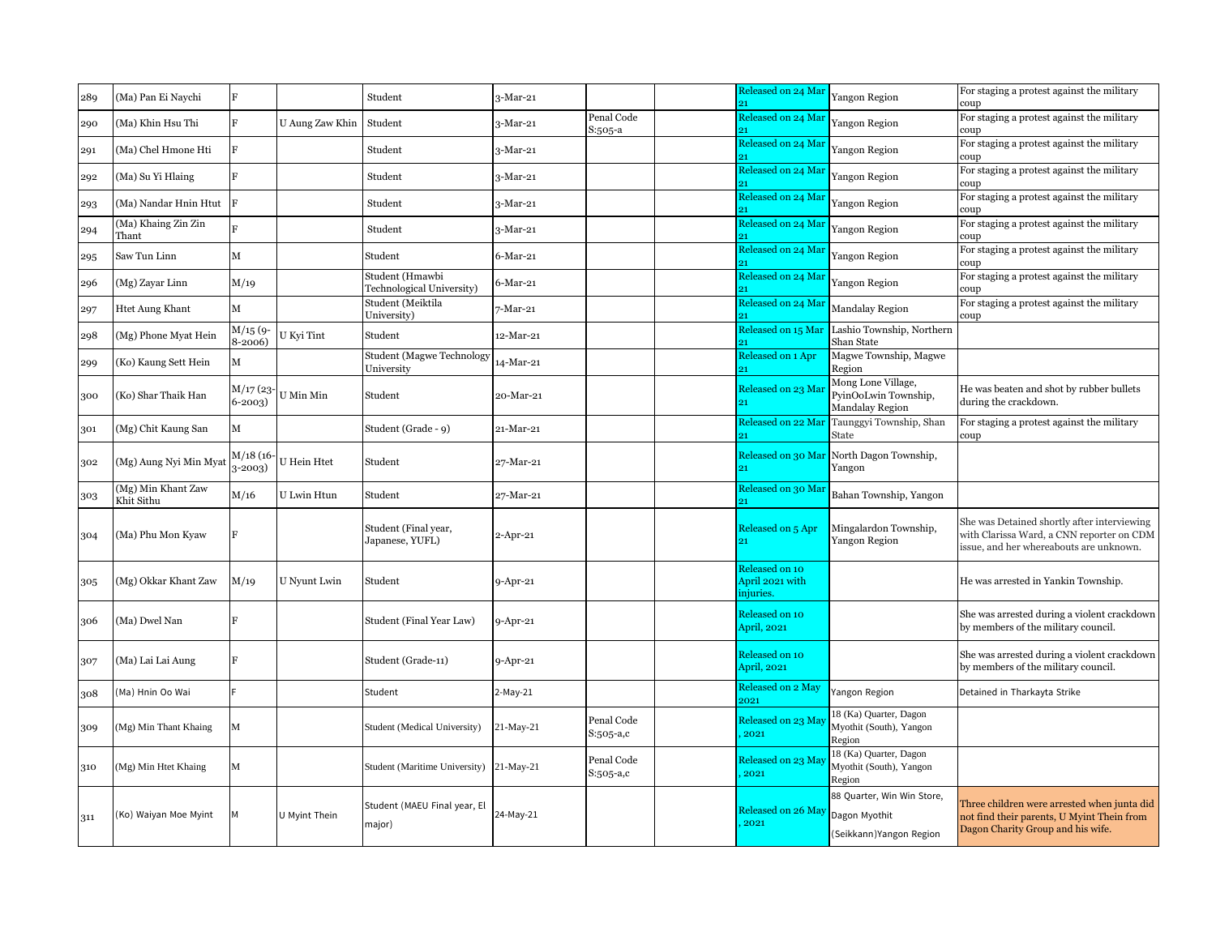| 289 | (Ma) Pan Ei Naychi | F | | Student | 3-Mar-21 | | | Released on 24 Mar 21 | Yangon Region | For staging a protest against the military coup |
|---|---|---|---|---|---|---|---|---|---|---|
| 290 | (Ma) Khin Hsu Thi | F | U Aung Zaw Khin | Student | 3-Mar-21 | Penal Code S:505-a | | Released on 24 Mar 21 | Yangon Region | For staging a protest against the military coup |
| 291 | (Ma) Chel Hmone Hti | F | | Student | 3-Mar-21 | | | Released on 24 Mar 21 | Yangon Region | For staging a protest against the military coup |
| 292 | (Ma) Su Yi Hlaing | F | | Student | 3-Mar-21 | | | Released on 24 Mar 21 | Yangon Region | For staging a protest against the military coup |
| 293 | (Ma) Nandar Hnin Htut | F | | Student | 3-Mar-21 | | | Released on 24 Mar 21 | Yangon Region | For staging a protest against the military coup |
| 294 | (Ma) Khaing Zin Zin Thant | F | | Student | 3-Mar-21 | | | Released on 24 Mar 21 | Yangon Region | For staging a protest against the military coup |
| 295 | Saw Tun Linn | M | | Student | 6-Mar-21 | | | Released on 24 Mar 21 | Yangon Region | For staging a protest against the military coup |
| 296 | (Mg) Zayar Linn | M/19 | | Student (Hmawbi Technological University) | 6-Mar-21 | | | Released on 24 Mar 21 | Yangon Region | For staging a protest against the military coup |
| 297 | Htet Aung Khant | M | | Student (Meiktila University) | 7-Mar-21 | | | Released on 24 Mar 21 | Mandalay Region | For staging a protest against the military coup |
| 298 | (Mg) Phone Myat Hein | M/15 (9-8-2006) | U Kyi Tint | Student | 12-Mar-21 | | | Released on 15 Mar 21 | Lashio Township, Northern Shan State | |
| 299 | (Ko) Kaung Sett Hein | M | | Student (Magwe Technology University | 14-Mar-21 | | | Released on 1 Apr 21 | Magwe Township, Magwe Region | |
| 300 | (Ko) Shar Thaik Han | M/17 (23-6-2003) | U Min Min | Student | 20-Mar-21 | | | Released on 23 Mar 21 | Mong Lone Village, PyinOoLwin Township, Mandalay Region | He was beaten and shot by rubber bullets during the crackdown. |
| 301 | (Mg) Chit Kaung San | M | | Student (Grade - 9) | 21-Mar-21 | | | Released on 22 Mar 21 | Taunggyi Township, Shan State | For staging a protest against the military coup |
| 302 | (Mg) Aung Nyi Min Myat | M/18 (16-3-2003) | U Hein Htet | Student | 27-Mar-21 | | | Released on 30 Mar 21 | North Dagon Township, Yangon | |
| 303 | (Mg) Min Khant Zaw Khit Sithu | M/16 | U Lwin Htun | Student | 27-Mar-21 | | | Released on 30 Mar 21 | Bahan Township, Yangon | |
| 304 | (Ma) Phu Mon Kyaw | F | | Student (Final year, Japanese, YUFL) | 2-Apr-21 | | | Released on 5 Apr 21 | Mingalardon Township, Yangon Region | She was Detained shortly after interviewing with Clarissa Ward, a CNN reporter on CDM issue, and her whereabouts are unknown. |
| 305 | (Mg) Okkar Khant Zaw | M/19 | U Nyunt Lwin | Student | 9-Apr-21 | | | Released on 10 April 2021 with injuries. | | He was arrested in Yankin Township. |
| 306 | (Ma) Dwel Nan | F | | Student (Final Year Law) | 9-Apr-21 | | | Released on 10 April, 2021 | | She was arrested during a violent crackdown by members of the military council. |
| 307 | (Ma) Lai Lai Aung | F | | Student (Grade-11) | 9-Apr-21 | | | Released on 10 April, 2021 | | She was arrested during a violent crackdown by members of the military council. |
| 308 | (Ma) Hnin Oo Wai | F | | Student | 2-May-21 | | | Released on 2 May 2021 | Yangon Region | Detained in Tharkayta Strike |
| 309 | (Mg) Min Thant Khaing | M | | Student (Medical University) | 21-May-21 | Penal Code S:505-a,c | | Released on 23 May , 2021 | 18 (Ka) Quarter, Dagon Myothit (South), Yangon Region | |
| 310 | (Mg) Min Htet Khaing | M | | Student (Maritime University) | 21-May-21 | Penal Code S:505-a,c | | Released on 23 May , 2021 | 18 (Ka) Quarter, Dagon Myothit (South), Yangon Region | |
| 311 | (Ko) Waiyan Moe Myint | M | U Myint Thein | Student (MAEU Final year, El major) | 24-May-21 | | | Released on 26 May , 2021 | 88 Quarter, Win Win Store, Dagon Myothit (Seikkann)Yangon Region | Three children were arrested when junta did not find their parents, U Myint Thein from Dagon Charity Group and his wife. |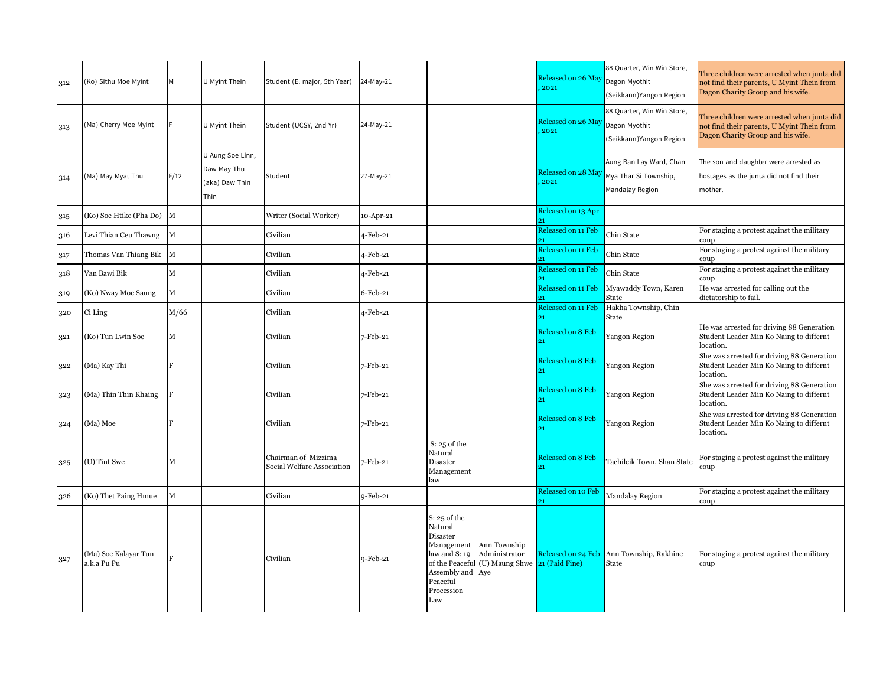| 312 | (Ko) Sithu Moe Myint | M | U Myint Thein | Student (El major, 5th Year) | 24-May-21 | | | Released on 26 May , 2021 | 88 Quarter, Win Win Store, Dagon Myothit (Seikkann)Yangon Region | Three children were arrested when junta did not find their parents, U Myint Thein from Dagon Charity Group and his wife. |
|---|---|---|---|---|---|---|---|---|---|---|
| 313 | (Ma) Cherry Moe Myint | F | U Myint Thein | Student (UCSY, 2nd Yr) | 24-May-21 | | | Released on 26 May , 2021 | 88 Quarter, Win Win Store, Dagon Myothit (Seikkann)Yangon Region | Three children were arrested when junta did not find their parents, U Myint Thein from Dagon Charity Group and his wife. |
| 314 | (Ma) May Myat Thu | F/12 | U Aung Soe Linn, Daw May Thu (aka) Daw Thin Thin | Student | 27-May-21 | | | Released on 28 May , 2021 | Aung Ban Lay Ward, Chan Mya Thar Si Township, Mandalay Region | The son and daughter were arrested as hostages as the junta did not find their mother. |
| 315 | (Ko) Soe Htike (Pha Do) | M | | Writer (Social Worker) | 10-Apr-21 | | | Released on 13 Apr 21 | | |
| 316 | Levi Thian Ceu Thawng | M | | Civilian | 4-Feb-21 | | | Released on 11 Feb 21 | Chin State | For staging a protest against the military coup |
| 317 | Thomas Van Thiang Bik | M | | Civilian | 4-Feb-21 | | | Released on 11 Feb 21 | Chin State | For staging a protest against the military coup |
| 318 | Van Bawi Bik | M | | Civilian | 4-Feb-21 | | | Released on 11 Feb 21 | Chin State | For staging a protest against the military coup |
| 319 | (Ko) Nway Moe Saung | M | | Civilian | 6-Feb-21 | | | Released on 11 Feb 21 | Myawaddy Town, Karen State | He was arrested for calling out the dictatorship to fail. |
| 320 | Ci Ling | M/66 | | Civilian | 4-Feb-21 | | | Released on 11 Feb 21 | Hakha Township, Chin State | |
| 321 | (Ko) Tun Lwin Soe | M | | Civilian | 7-Feb-21 | | | Released on 8 Feb 21 | Yangon Region | He was arrested for driving 88 Generation Student Leader Min Ko Naing to differnt location. |
| 322 | (Ma) Kay Thi | F | | Civilian | 7-Feb-21 | | | Released on 8 Feb 21 | Yangon Region | She was arrested for driving 88 Generation Student Leader Min Ko Naing to differnt location. |
| 323 | (Ma) Thin Thin Khaing | F | | Civilian | 7-Feb-21 | | | Released on 8 Feb 21 | Yangon Region | She was arrested for driving 88 Generation Student Leader Min Ko Naing to differnt location. |
| 324 | (Ma) Moe | F | | Civilian | 7-Feb-21 | | | Released on 8 Feb 21 | Yangon Region | She was arrested for driving 88 Generation Student Leader Min Ko Naing to differnt location. |
| 325 | (U) Tint Swe | M | | Chairman of Mizzima Social Welfare Association | 7-Feb-21 | S: 25 of the Natural Disaster Management law | | Released on 8 Feb 21 | Tachileik Town, Shan State | For staging a protest against the military coup |
| 326 | (Ko) Thet Paing Hmue | M | | Civilian | 9-Feb-21 | | | Released on 10 Feb 21 | Mandalay Region | For staging a protest against the military coup |
| 327 | (Ma) Soe Kalayar Tun a.k.a Pu Pu | F | | Civilian | 9-Feb-21 | S: 25 of the Natural Disaster Management law and S: 19 of the Peaceful Assembly and Peaceful Procession Law | Ann Township Administrator (U) Maung Shwe Aye | Released on 24 Feb 21 (Paid Fine) | Ann Township, Rakhine State | For staging a protest against the military coup |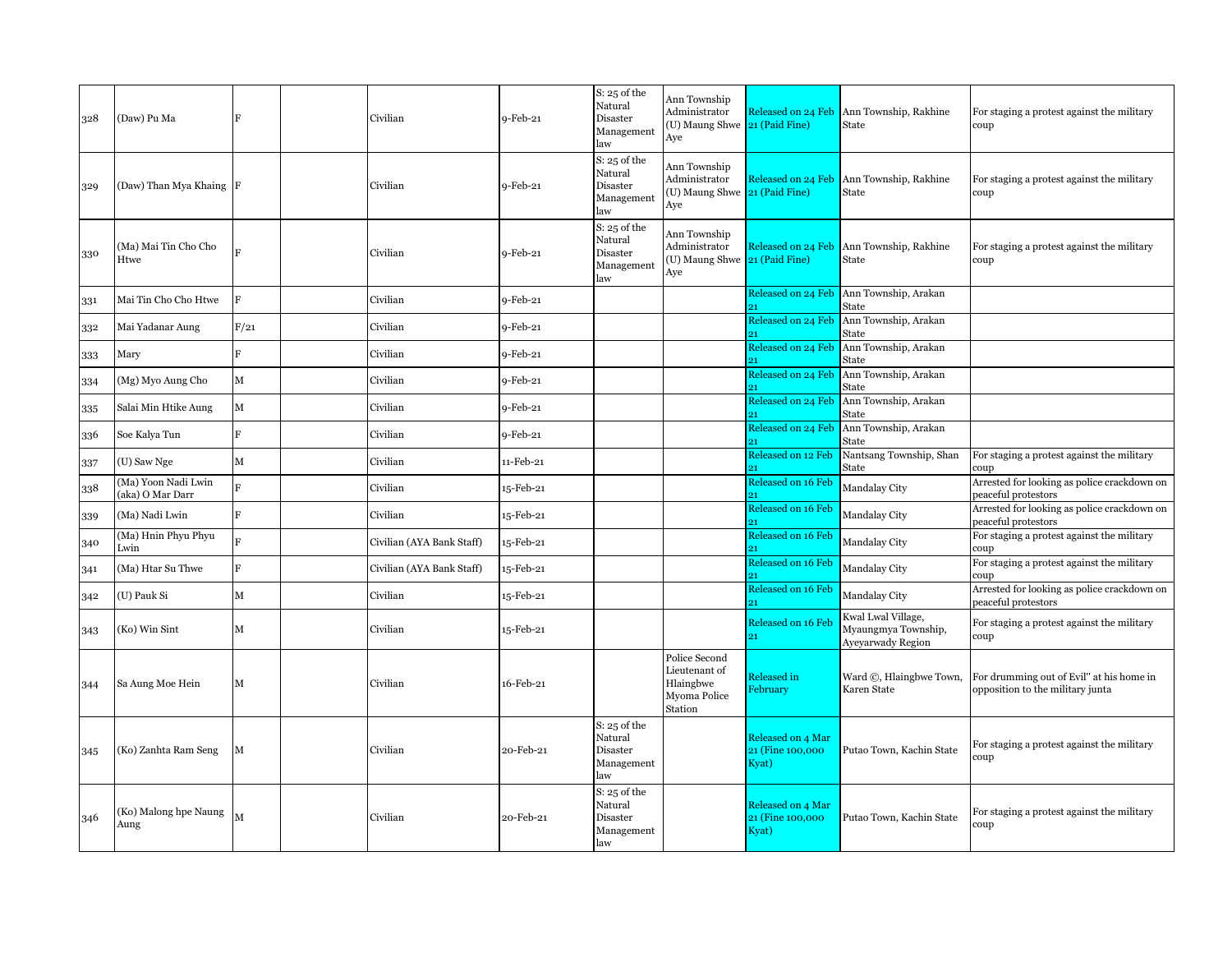| 328 | (Daw) Pu Ma | F | | Civilian | 9-Feb-21 | S: 25 of the Natural Disaster Management law | Ann Township Administrator (U) Maung Shwe Aye | Released on 24 Feb 21 (Paid Fine) | Ann Township, Rakhine State | For staging a protest against the military coup |
|---|---|---|---|---|---|---|---|---|---|---|
| 329 | (Daw) Than Mya Khaing | F | | Civilian | 9-Feb-21 | S: 25 of the Natural Disaster Management law | Ann Township Administrator (U) Maung Shwe Aye | Released on 24 Feb 21 (Paid Fine) | Ann Township, Rakhine State | For staging a protest against the military coup |
| 330 | (Ma) Mai Tin Cho Cho Htwe | F | | Civilian | 9-Feb-21 | S: 25 of the Natural Disaster Management law | Ann Township Administrator (U) Maung Shwe Aye | Released on 24 Feb 21 (Paid Fine) | Ann Township, Rakhine State | For staging a protest against the military coup |
| 331 | Mai Tin Cho Cho Htwe | F | | Civilian | 9-Feb-21 | | | Released on 24 Feb 21 | Ann Township, Arakan State | |
| 332 | Mai Yadanar Aung | F/21 | | Civilian | 9-Feb-21 | | | Released on 24 Feb 21 | Ann Township, Arakan State | |
| 333 | Mary | F | | Civilian | 9-Feb-21 | | | Released on 24 Feb 21 | Ann Township, Arakan State | |
| 334 | (Mg) Myo Aung Cho | M | | Civilian | 9-Feb-21 | | | Released on 24 Feb 21 | Ann Township, Arakan State | |
| 335 | Salai Min Htike Aung | M | | Civilian | 9-Feb-21 | | | Released on 24 Feb 21 | Ann Township, Arakan State | |
| 336 | Soe Kalya Tun | F | | Civilian | 9-Feb-21 | | | Released on 24 Feb 21 | Ann Township, Arakan State | |
| 337 | (U) Saw Nge | M | | Civilian | 11-Feb-21 | | | Released on 12 Feb 21 | Nantsang Township, Shan State | For staging a protest against the military coup |
| 338 | (Ma) Yoon Nadi Lwin (aka) O Mar Darr | F | | Civilian | 15-Feb-21 | | | Released on 16 Feb 21 | Mandalay City | Arrested for looking as police crackdown on peaceful protestors |
| 339 | (Ma) Nadi Lwin | F | | Civilian | 15-Feb-21 | | | Released on 16 Feb 21 | Mandalay City | Arrested for looking as police crackdown on peaceful protestors |
| 340 | (Ma) Hnin Phyu Phyu Lwin | F | | Civilian (AYA Bank Staff) | 15-Feb-21 | | | Released on 16 Feb 21 | Mandalay City | For staging a protest against the military coup |
| 341 | (Ma) Htar Su Thwe | F | | Civilian (AYA Bank Staff) | 15-Feb-21 | | | Released on 16 Feb 21 | Mandalay City | For staging a protest against the military coup |
| 342 | (U) Pauk Si | M | | Civilian | 15-Feb-21 | | | Released on 16 Feb 21 | Mandalay City | Arrested for looking as police crackdown on peaceful protestors |
| 343 | (Ko) Win Sint | M | | Civilian | 15-Feb-21 | | | Released on 16 Feb 21 | Kwal Lwal Village, Myaungmya Township, Ayeyarwady Region | For staging a protest against the military coup |
| 344 | Sa Aung Moe Hein | M | | Civilian | 16-Feb-21 | | Police Second Lieutenant of Hlaingbwe Myoma Police Station | Released in February | Ward ©, Hlaingbwe Town, Karen State | For drumming out of Evil" at his home in opposition to the military junta |
| 345 | (Ko) Zanhta Ram Seng | M | | Civilian | 20-Feb-21 | S: 25 of the Natural Disaster Management law | | Released on 4 Mar 21 (Fine 100,000 Kyat) | Putao Town, Kachin State | For staging a protest against the military coup |
| 346 | (Ko) Malong hpe Naung Aung | M | | Civilian | 20-Feb-21 | S: 25 of the Natural Disaster Management law | | Released on 4 Mar 21 (Fine 100,000 Kyat) | Putao Town, Kachin State | For staging a protest against the military coup |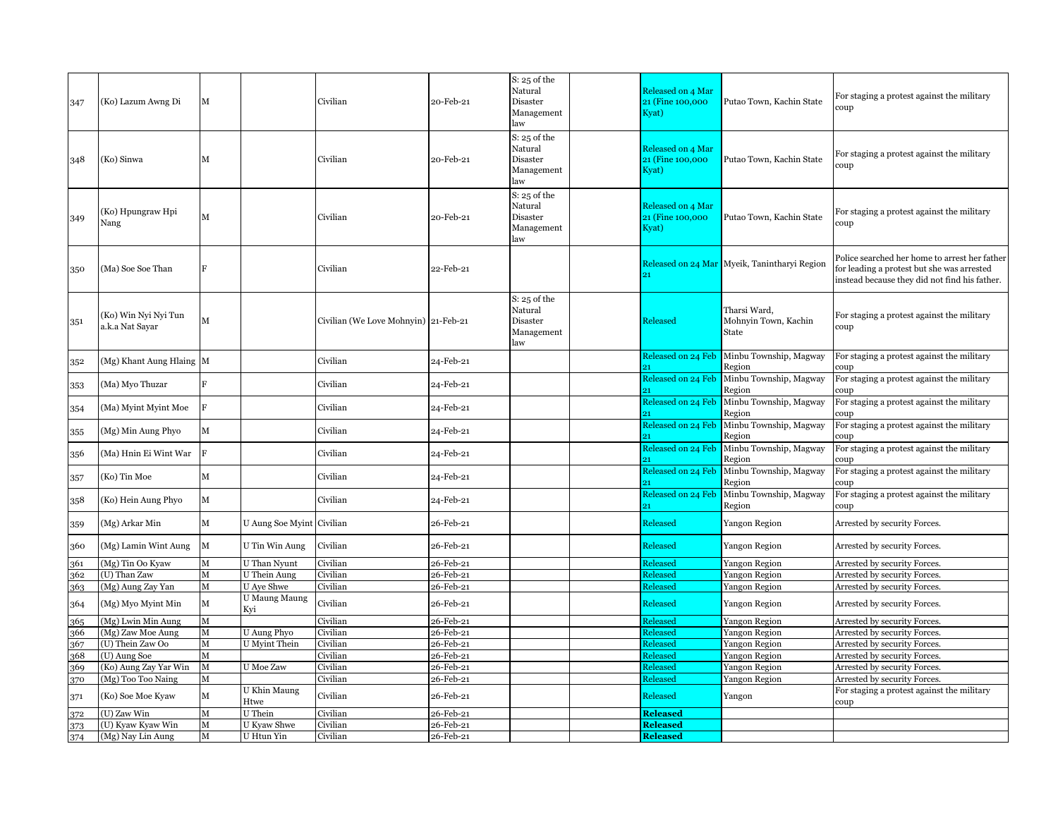| | | | | | | | | | | |
|---|---|---|---|---|---|---|---|---|---|---|
| 347 | (Ko) Lazum Awng Di | M | | Civilian | 20-Feb-21 | S: 25 of the Natural Disaster Management law | | Released on 4 Mar 21 (Fine 100,000 Kyat) | Putao Town, Kachin State | For staging a protest against the military coup |
| 348 | (Ko) Sinwa | M | | Civilian | 20-Feb-21 | S: 25 of the Natural Disaster Management law | | Released on 4 Mar 21 (Fine 100,000 Kyat) | Putao Town, Kachin State | For staging a protest against the military coup |
| 349 | (Ko) Hpungraw Hpi Nang | M | | Civilian | 20-Feb-21 | S: 25 of the Natural Disaster Management law | | Released on 4 Mar 21 (Fine 100,000 Kyat) | Putao Town, Kachin State | For staging a protest against the military coup |
| 350 | (Ma) Soe Soe Than | F | | Civilian | 22-Feb-21 | | | Released on 24 Mar 21 | Myeik, Tanintharyi Region | Police searched her home to arrest her father for leading a protest but she was arrested instead because they did not find his father. |
| 351 | (Ko) Win Nyi Nyi Tun a.k.a Nat Sayar | M | | Civilian (We Love Mohnyin) | 21-Feb-21 | S: 25 of the Natural Disaster Management law | | Released | Tharsi Ward, Mohnyin Town, Kachin State | For staging a protest against the military coup |
| 352 | (Mg) Khant Aung Hlaing | M | | Civilian | 24-Feb-21 | | | Released on 24 Feb 21 | Minbu Township, Magway Region | For staging a protest against the military coup |
| 353 | (Ma) Myo Thuzar | F | | Civilian | 24-Feb-21 | | | Released on 24 Feb 21 | Minbu Township, Magway Region | For staging a protest against the military coup |
| 354 | (Ma) Myint Myint Moe | F | | Civilian | 24-Feb-21 | | | Released on 24 Feb 21 | Minbu Township, Magway Region | For staging a protest against the military coup |
| 355 | (Mg) Min Aung Phyo | M | | Civilian | 24-Feb-21 | | | Released on 24 Feb 21 | Minbu Township, Magway Region | For staging a protest against the military coup |
| 356 | (Ma) Hnin Ei Wint War | F | | Civilian | 24-Feb-21 | | | Released on 24 Feb 21 | Minbu Township, Magway Region | For staging a protest against the military coup |
| 357 | (Ko) Tin Moe | M | | Civilian | 24-Feb-21 | | | Released on 24 Feb 21 | Minbu Township, Magway Region | For staging a protest against the military coup |
| 358 | (Ko) Hein Aung Phyo | M | | Civilian | 24-Feb-21 | | | Released on 24 Feb 21 | Minbu Township, Magway Region | For staging a protest against the military coup |
| 359 | (Mg) Arkar Min | M | U Aung Soe Myint | Civilian | 26-Feb-21 | | | Released | Yangon Region | Arrested by security Forces. |
| 360 | (Mg) Lamin Wint Aung | M | U Tin Win Aung | Civilian | 26-Feb-21 | | | Released | Yangon Region | Arrested by security Forces. |
| 361 | (Mg) Tin Oo Kyaw | M | U Than Nyunt | Civilian | 26-Feb-21 | | | Released | Yangon Region | Arrested by security Forces. |
| 362 | (U) Than Zaw | M | U Thein Aung | Civilian | 26-Feb-21 | | | Released | Yangon Region | Arrested by security Forces. |
| 363 | (Mg) Aung Zay Yan | M | U Aye Shwe | Civilian | 26-Feb-21 | | | Released | Yangon Region | Arrested by security Forces. |
| 364 | (Mg) Myo Myint Min | M | U Maung Maung Kyi | Civilian | 26-Feb-21 | | | Released | Yangon Region | Arrested by security Forces. |
| 365 | (Mg) Lwin Min Aung | M | | Civilian | 26-Feb-21 | | | Released | Yangon Region | Arrested by security Forces. |
| 366 | (Mg) Zaw Moe Aung | M | U Aung Phyo | Civilian | 26-Feb-21 | | | Released | Yangon Region | Arrested by security Forces. |
| 367 | (U) Thein Zaw Oo | M | U Myint Thein | Civilian | 26-Feb-21 | | | Released | Yangon Region | Arrested by security Forces. |
| 368 | (U) Aung Soe | M | | Civilian | 26-Feb-21 | | | Released | Yangon Region | Arrested by security Forces. |
| 369 | (Ko) Aung Zay Yar Win | M | U Moe Zaw | Civilian | 26-Feb-21 | | | Released | Yangon Region | Arrested by security Forces. |
| 370 | (Mg) Too Too Naing | M | | Civilian | 26-Feb-21 | | | Released | Yangon Region | Arrested by security Forces. |
| 371 | (Ko) Soe Moe Kyaw | M | U Khin Maung Htwe | Civilian | 26-Feb-21 | | | Released | Yangon | For staging a protest against the military coup |
| 372 | (U) Zaw Win | M | U Thein | Civilian | 26-Feb-21 | | | **Released** | | |
| 373 | (U) Kyaw Kyaw Win | M | U Kyaw Shwe | Civilian | 26-Feb-21 | | | **Released** | | |
| 374 | (Mg) Nay Lin Aung | M | U Htun Yin | Civilian | 26-Feb-21 | | | **Released** | | |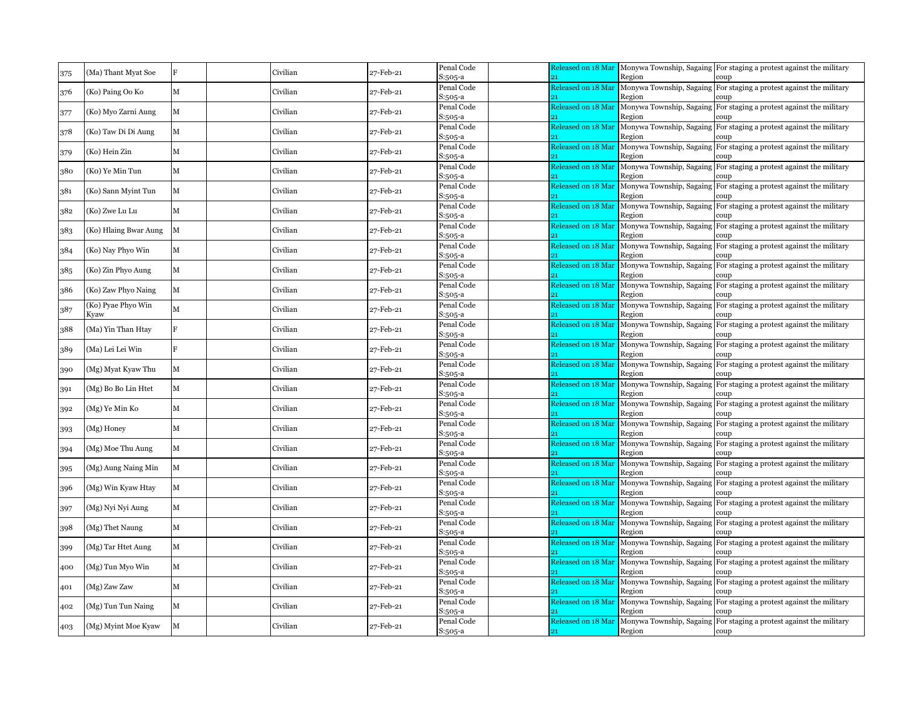| 375 | (Ma) Thant Myat Soe | F | | Civilian | 27-Feb-21 | Penal Code S:505-a | | Released on 18 Mar 21 | Monywa Township, Sagaing Region | For staging a protest against the military coup |
|---|---|---|---|---|---|---|---|---|---|---|
| 376 | (Ko) Paing Oo Ko | M | | Civilian | 27-Feb-21 | Penal Code S:505-a | | Released on 18 Mar 21 | Monywa Township, Sagaing Region | For staging a protest against the military coup |
| 377 | (Ko) Myo Zarni Aung | M | | Civilian | 27-Feb-21 | Penal Code S:505-a | | Released on 18 Mar 21 | Monywa Township, Sagaing Region | For staging a protest against the military coup |
| 378 | (Ko) Taw Di Di Aung | M | | Civilian | 27-Feb-21 | Penal Code S:505-a | | Released on 18 Mar 21 | Monywa Township, Sagaing Region | For staging a protest against the military coup |
| 379 | (Ko) Hein Zin | M | | Civilian | 27-Feb-21 | Penal Code S:505-a | | Released on 18 Mar 21 | Monywa Township, Sagaing Region | For staging a protest against the military coup |
| 380 | (Ko) Ye Min Tun | M | | Civilian | 27-Feb-21 | Penal Code S:505-a | | Released on 18 Mar 21 | Monywa Township, Sagaing Region | For staging a protest against the military coup |
| 381 | (Ko) Sann Myint Tun | M | | Civilian | 27-Feb-21 | Penal Code S:505-a | | Released on 18 Mar 21 | Monywa Township, Sagaing Region | For staging a protest against the military coup |
| 382 | (Ko) Zwe Lu Lu | M | | Civilian | 27-Feb-21 | Penal Code S:505-a | | Released on 18 Mar 21 | Monywa Township, Sagaing Region | For staging a protest against the military coup |
| 383 | (Ko) Hlaing Bwar Aung | M | | Civilian | 27-Feb-21 | Penal Code S:505-a | | Released on 18 Mar 21 | Monywa Township, Sagaing Region | For staging a protest against the military coup |
| 384 | (Ko) Nay Phyo Win | M | | Civilian | 27-Feb-21 | Penal Code S:505-a | | Released on 18 Mar 21 | Monywa Township, Sagaing Region | For staging a protest against the military coup |
| 385 | (Ko) Zin Phyo Aung | M | | Civilian | 27-Feb-21 | Penal Code S:505-a | | Released on 18 Mar 21 | Monywa Township, Sagaing Region | For staging a protest against the military coup |
| 386 | (Ko) Zaw Phyo Naing | M | | Civilian | 27-Feb-21 | Penal Code S:505-a | | Released on 18 Mar 21 | Monywa Township, Sagaing Region | For staging a protest against the military coup |
| 387 | (Ko) Pyae Phyo Win Kyaw | M | | Civilian | 27-Feb-21 | Penal Code S:505-a | | Released on 18 Mar 21 | Monywa Township, Sagaing Region | For staging a protest against the military coup |
| 388 | (Ma) Yin Than Htay | F | | Civilian | 27-Feb-21 | Penal Code S:505-a | | Released on 18 Mar 21 | Monywa Township, Sagaing Region | For staging a protest against the military coup |
| 389 | (Ma) Lei Lei Win | F | | Civilian | 27-Feb-21 | Penal Code S:505-a | | Released on 18 Mar 21 | Monywa Township, Sagaing Region | For staging a protest against the military coup |
| 390 | (Mg) Myat Kyaw Thu | M | | Civilian | 27-Feb-21 | Penal Code S:505-a | | Released on 18 Mar 21 | Monywa Township, Sagaing Region | For staging a protest against the military coup |
| 391 | (Mg) Bo Bo Lin Htet | M | | Civilian | 27-Feb-21 | Penal Code S:505-a | | Released on 18 Mar 21 | Monywa Township, Sagaing Region | For staging a protest against the military coup |
| 392 | (Mg) Ye Min Ko | M | | Civilian | 27-Feb-21 | Penal Code S:505-a | | Released on 18 Mar 21 | Monywa Township, Sagaing Region | For staging a protest against the military coup |
| 393 | (Mg) Honey | M | | Civilian | 27-Feb-21 | Penal Code S:505-a | | Released on 18 Mar 21 | Monywa Township, Sagaing Region | For staging a protest against the military coup |
| 394 | (Mg) Moe Thu Aung | M | | Civilian | 27-Feb-21 | Penal Code S:505-a | | Released on 18 Mar 21 | Monywa Township, Sagaing Region | For staging a protest against the military coup |
| 395 | (Mg) Aung Naing Min | M | | Civilian | 27-Feb-21 | Penal Code S:505-a | | Released on 18 Mar 21 | Monywa Township, Sagaing Region | For staging a protest against the military coup |
| 396 | (Mg) Win Kyaw Htay | M | | Civilian | 27-Feb-21 | Penal Code S:505-a | | Released on 18 Mar 21 | Monywa Township, Sagaing Region | For staging a protest against the military coup |
| 397 | (Mg) Nyi Nyi Aung | M | | Civilian | 27-Feb-21 | Penal Code S:505-a | | Released on 18 Mar 21 | Monywa Township, Sagaing Region | For staging a protest against the military coup |
| 398 | (Mg) Thet Naung | M | | Civilian | 27-Feb-21 | Penal Code S:505-a | | Released on 18 Mar 21 | Monywa Township, Sagaing Region | For staging a protest against the military coup |
| 399 | (Mg) Tar Htet Aung | M | | Civilian | 27-Feb-21 | Penal Code S:505-a | | Released on 18 Mar 21 | Monywa Township, Sagaing Region | For staging a protest against the military coup |
| 400 | (Mg) Tun Myo Win | M | | Civilian | 27-Feb-21 | Penal Code S:505-a | | Released on 18 Mar 21 | Monywa Township, Sagaing Region | For staging a protest against the military coup |
| 401 | (Mg) Zaw Zaw | M | | Civilian | 27-Feb-21 | Penal Code S:505-a | | Released on 18 Mar 21 | Monywa Township, Sagaing Region | For staging a protest against the military coup |
| 402 | (Mg) Tun Tun Naing | M | | Civilian | 27-Feb-21 | Penal Code S:505-a | | Released on 18 Mar 21 | Monywa Township, Sagaing Region | For staging a protest against the military coup |
| 403 | (Mg) Myint Moe Kyaw | M | | Civilian | 27-Feb-21 | Penal Code S:505-a | | Released on 18 Mar 21 | Monywa Township, Sagaing Region | For staging a protest against the military coup |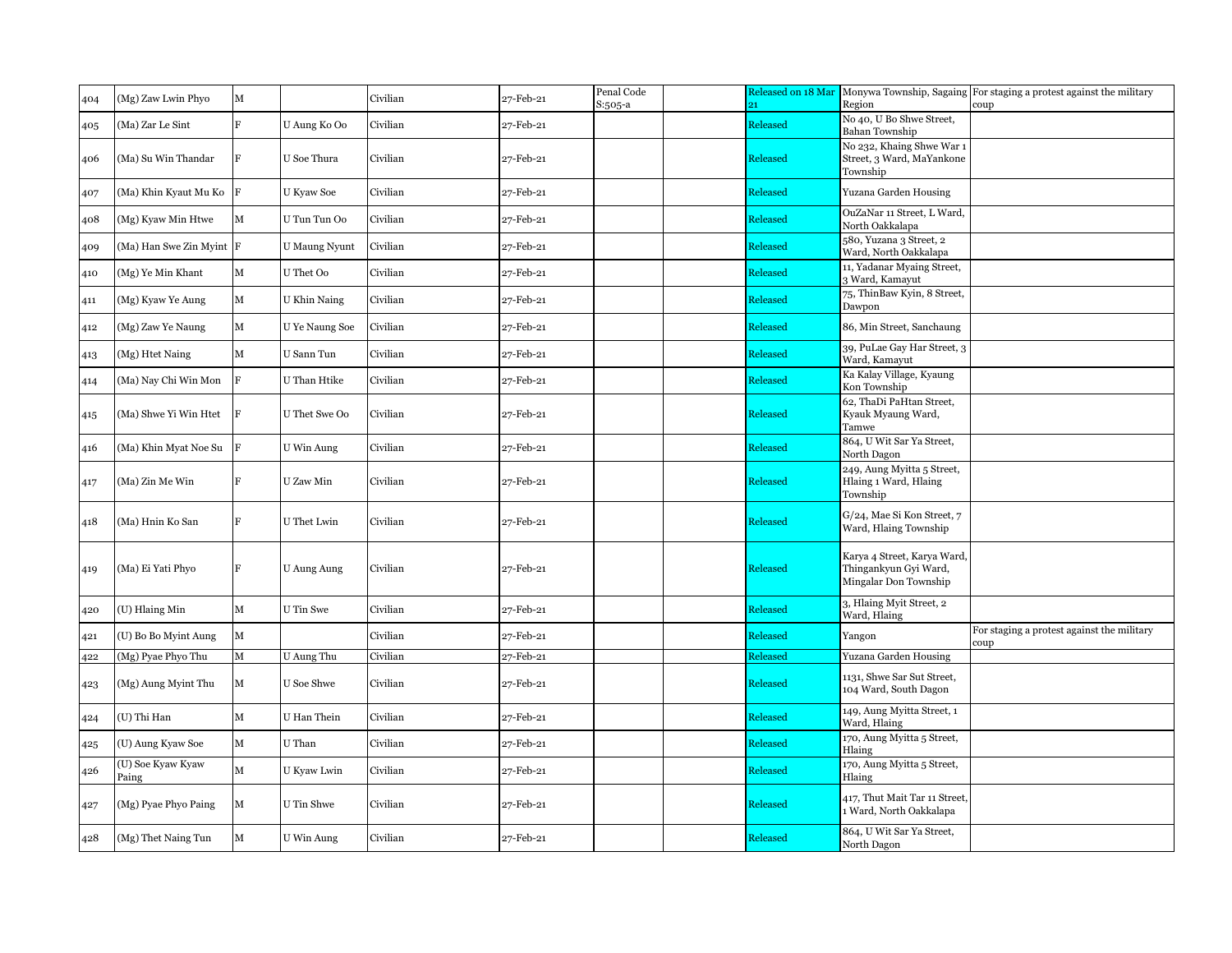| | | | | | | | | | | |
|---|---|---|---|---|---|---|---|---|---|---|
| 404 | (Mg) Zaw Lwin Phyo | M | | Civilian | 27-Feb-21 | Penal Code S:505-a | | Released on 18 Mar 21 | Monywa Township, Sagaing Region | For staging a protest against the military coup |
| 405 | (Ma) Zar Le Sint | F | U Aung Ko Oo | Civilian | 27-Feb-21 | | | Released | No 40, U Bo Shwe Street, Bahan Township | |
| 406 | (Ma) Su Win Thandar | F | U Soe Thura | Civilian | 27-Feb-21 | | | Released | No 232, Khaing Shwe War 1 Street, 3 Ward, MaYankone Township | |
| 407 | (Ma) Khin Kyaut Mu Ko | F | U Kyaw Soe | Civilian | 27-Feb-21 | | | Released | Yuzana Garden Housing | |
| 408 | (Mg) Kyaw Min Htwe | M | U Tun Tun Oo | Civilian | 27-Feb-21 | | | Released | OuZaNar 11 Street, L Ward, North Oakkalapa | |
| 409 | (Ma) Han Swe Zin Myint | F | U Maung Nyunt | Civilian | 27-Feb-21 | | | Released | 580, Yuzana 3 Street, 2 Ward, North Oakkalapa | |
| 410 | (Mg) Ye Min Khant | M | U Thet Oo | Civilian | 27-Feb-21 | | | Released | 11, Yadanar Myaing Street, 3 Ward, Kamayut | |
| 411 | (Mg) Kyaw Ye Aung | M | U Khin Naing | Civilian | 27-Feb-21 | | | Released | 75, ThinBaw Kyin, 8 Street, Dawpon | |
| 412 | (Mg) Zaw Ye Naung | M | U Ye Naung Soe | Civilian | 27-Feb-21 | | | Released | 86, Min Street, Sanchaung | |
| 413 | (Mg) Htet Naing | M | U Sann Tun | Civilian | 27-Feb-21 | | | Released | 39, PuLae Gay Har Street, 3 Ward, Kamayut | |
| 414 | (Ma) Nay Chi Win Mon | F | U Than Htike | Civilian | 27-Feb-21 | | | Released | Ka Kalay Village, Kyaung Kon Township | |
| 415 | (Ma) Shwe Yi Win Htet | F | U Thet Swe Oo | Civilian | 27-Feb-21 | | | Released | 62, ThaDi PaHtan Street, Kyauk Myaung Ward, Tamwe | |
| 416 | (Ma) Khin Myat Noe Su | F | U Win Aung | Civilian | 27-Feb-21 | | | Released | 864, U Wit Sar Ya Street, North Dagon | |
| 417 | (Ma) Zin Me Win | F | U Zaw Min | Civilian | 27-Feb-21 | | | Released | 249, Aung Myitta 5 Street, Hlaing 1 Ward, Hlaing Township | |
| 418 | (Ma) Hnin Ko San | F | U Thet Lwin | Civilian | 27-Feb-21 | | | Released | G/24, Mae Si Kon Street, 7 Ward, Hlaing Township | |
| 419 | (Ma) Ei Yati Phyo | F | U Aung Aung | Civilian | 27-Feb-21 | | | Released | Karya 4 Street, Karya Ward, Thingankyun Gyi Ward, Mingalar Don Township | |
| 420 | (U) Hlaing Min | M | U Tin Swe | Civilian | 27-Feb-21 | | | Released | 3, Hlaing Myit Street, 2 Ward, Hlaing | |
| 421 | (U) Bo Bo Myint Aung | M | | Civilian | 27-Feb-21 | | | Released | Yangon | For staging a protest against the military coup |
| 422 | (Mg) Pyae Phyo Thu | M | U Aung Thu | Civilian | 27-Feb-21 | | | Released | Yuzana Garden Housing | |
| 423 | (Mg) Aung Myint Thu | M | U Soe Shwe | Civilian | 27-Feb-21 | | | Released | 1131, Shwe Sar Sut Street, 104 Ward, South Dagon | |
| 424 | (U) Thi Han | M | U Han Thein | Civilian | 27-Feb-21 | | | Released | 149, Aung Myitta Street, 1 Ward, Hlaing | |
| 425 | (U) Aung Kyaw Soe | M | U Than | Civilian | 27-Feb-21 | | | Released | 170, Aung Myitta 5 Street, Hlaing | |
| 426 | (U) Soe Kyaw Kyaw Paing | M | U Kyaw Lwin | Civilian | 27-Feb-21 | | | Released | 170, Aung Myitta 5 Street, Hlaing | |
| 427 | (Mg) Pyae Phyo Paing | M | U Tin Shwe | Civilian | 27-Feb-21 | | | Released | 417, Thut Mait Tar 11 Street, 1 Ward, North Oakkalapa | |
| 428 | (Mg) Thet Naing Tun | M | U Win Aung | Civilian | 27-Feb-21 | | | Released | 864, U Wit Sar Ya Street, North Dagon | |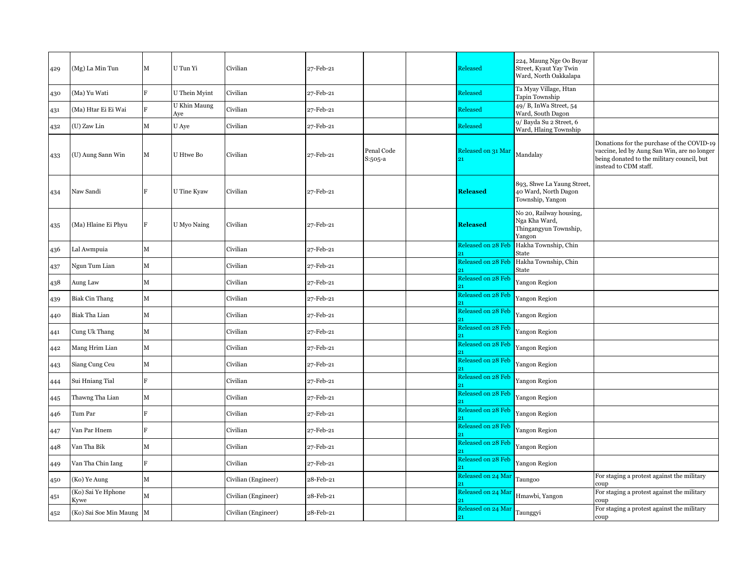| 429 | (Mg) La Min Tun | M | U Tun Yi | Civilian | 27-Feb-21 | | | Released | 224, Maung Nge Oo Buyar Street, Kyaut Yay Twin Ward, North Oakkalapa | |
|---|---|---|---|---|---|---|---|---|---|---|
| 430 | (Ma) Yu Wati | F | U Thein Myint | Civilian | 27-Feb-21 | | | Released | Ta Myay Village, Htan Tapin Township | |
| 431 | (Ma) Htar Ei Ei Wai | F | U Khin Maung Aye | Civilian | 27-Feb-21 | | | Released | 49/ B, InWa Street, 54 Ward, South Dagon | |
| 432 | (U) Zaw Lin | M | U Aye | Civilian | 27-Feb-21 | | | Released | 9/ Bayda Su 2 Street, 6 Ward, Hlaing Township | |
| 433 | (U) Aung Sann Win | M | U Htwe Bo | Civilian | 27-Feb-21 | Penal Code S:505-a | | Released on 31 Mar 21 | Mandalay | Donations for the purchase of the COVID-19 vaccine, led by Aung San Win, are no longer being donated to the military council, but instead to CDM staff. |
| 434 | Naw Sandi | F | U Tine Kyaw | Civilian | 27-Feb-21 | | | **Released** | 893, Shwe La Yaung Street, 40 Ward, North Dagon Township, Yangon | |
| 435 | (Ma) Hlaine Ei Phyu | F | U Myo Naing | Civilian | 27-Feb-21 | | | **Released** | No 20, Railway housing, Nga Kha Ward, Thingangyun Township, Yangon | |
| 436 | Lal Awmpuia | M | | Civilian | 27-Feb-21 | | | Released on 28 Feb 21 | Hakha Township, Chin State | |
| 437 | Ngun Tum Lian | M | | Civilian | 27-Feb-21 | | | Released on 28 Feb 21 | Hakha Township, Chin State | |
| 438 | Aung Law | M | | Civilian | 27-Feb-21 | | | Released on 28 Feb 21 | Yangon Region | |
| 439 | Biak Cin Thang | M | | Civilian | 27-Feb-21 | | | Released on 28 Feb 21 | Yangon Region | |
| 440 | Biak Tha Lian | M | | Civilian | 27-Feb-21 | | | Released on 28 Feb 21 | Yangon Region | |
| 441 | Cung Uk Thang | M | | Civilian | 27-Feb-21 | | | Released on 28 Feb 21 | Yangon Region | |
| 442 | Mang Hrim Lian | M | | Civilian | 27-Feb-21 | | | Released on 28 Feb 21 | Yangon Region | |
| 443 | Siang Cung Ceu | M | | Civilian | 27-Feb-21 | | | Released on 28 Feb 21 | Yangon Region | |
| 444 | Sui Hniang Tial | F | | Civilian | 27-Feb-21 | | | Released on 28 Feb 21 | Yangon Region | |
| 445 | Thawng Tha Lian | M | | Civilian | 27-Feb-21 | | | Released on 28 Feb 21 | Yangon Region | |
| 446 | Tum Par | F | | Civilian | 27-Feb-21 | | | Released on 28 Feb 21 | Yangon Region | |
| 447 | Van Par Hnem | F | | Civilian | 27-Feb-21 | | | Released on 28 Feb 21 | Yangon Region | |
| 448 | Van Tha Bik | M | | Civilian | 27-Feb-21 | | | Released on 28 Feb 21 | Yangon Region | |
| 449 | Van Tha Chin Iang | F | | Civilian | 27-Feb-21 | | | Released on 28 Feb 21 | Yangon Region | |
| 450 | (Ko) Ye Aung | M | | Civilian (Engineer) | 28-Feb-21 | | | Released on 24 Mar 21 | Taungoo | For staging a protest against the military coup |
| 451 | (Ko) Sai Ye Hphone Kywe | M | | Civilian (Engineer) | 28-Feb-21 | | | Released on 24 Mar 21 | Hmawbi, Yangon | For staging a protest against the military coup |
| 452 | (Ko) Sai Soe Min Maung | M | | Civilian (Engineer) | 28-Feb-21 | | | Released on 24 Mar 21 | Taunggyi | For staging a protest against the military coup |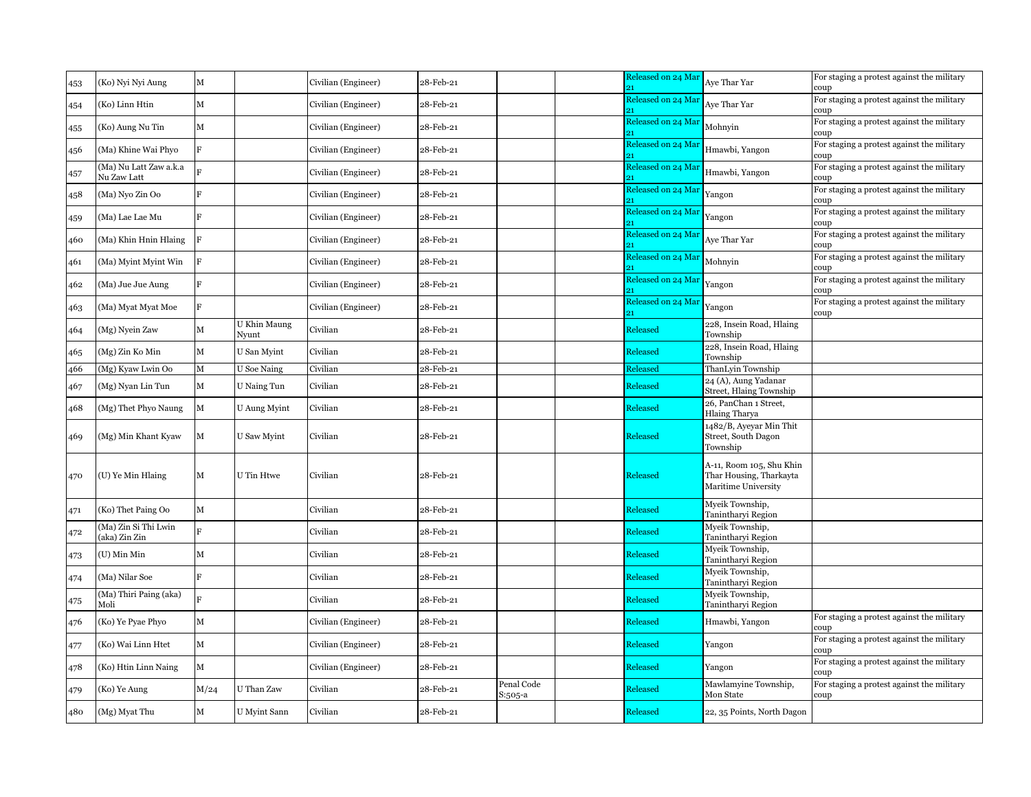| 453 | (Ko) Nyi Nyi Aung | M | | Civilian (Engineer) | 28-Feb-21 | | | Released on 24 Mar 21 | Aye Thar Yar | For staging a protest against the military coup |
|---|---|---|---|---|---|---|---|---|---|---|
| 454 | (Ko) Linn Htin | M | | Civilian (Engineer) | 28-Feb-21 | | | Released on 24 Mar 21 | Aye Thar Yar | For staging a protest against the military coup |
| 455 | (Ko) Aung Nu Tin | M | | Civilian (Engineer) | 28-Feb-21 | | | Released on 24 Mar 21 | Mohnyin | For staging a protest against the military coup |
| 456 | (Ma) Khine Wai Phyo | F | | Civilian (Engineer) | 28-Feb-21 | | | Released on 24 Mar 21 | Hmawbi, Yangon | For staging a protest against the military coup |
| 457 | (Ma) Nu Latt Zaw a.k.a Nu Zaw Latt | F | | Civilian (Engineer) | 28-Feb-21 | | | Released on 24 Mar 21 | Hmawbi, Yangon | For staging a protest against the military coup |
| 458 | (Ma) Nyo Zin Oo | F | | Civilian (Engineer) | 28-Feb-21 | | | Released on 24 Mar 21 | Yangon | For staging a protest against the military coup |
| 459 | (Ma) Lae Lae Mu | F | | Civilian (Engineer) | 28-Feb-21 | | | Released on 24 Mar 21 | Yangon | For staging a protest against the military coup |
| 460 | (Ma) Khin Hnin Hlaing | F | | Civilian (Engineer) | 28-Feb-21 | | | Released on 24 Mar 21 | Aye Thar Yar | For staging a protest against the military coup |
| 461 | (Ma) Myint Myint Win | F | | Civilian (Engineer) | 28-Feb-21 | | | Released on 24 Mar 21 | Mohnyin | For staging a protest against the military coup |
| 462 | (Ma) Jue Jue Aung | F | | Civilian (Engineer) | 28-Feb-21 | | | Released on 24 Mar 21 | Yangon | For staging a protest against the military coup |
| 463 | (Ma) Myat Myat Moe | F | | Civilian (Engineer) | 28-Feb-21 | | | Released on 24 Mar 21 | Yangon | For staging a protest against the military coup |
| 464 | (Mg) Nyein Zaw | M | U Khin Maung Nyunt | Civilian | 28-Feb-21 | | | Released | 228, Insein Road, Hlaing Township | |
| 465 | (Mg) Zin Ko Min | M | U San Myint | Civilian | 28-Feb-21 | | | Released | 228, Insein Road, Hlaing Township | |
| 466 | (Mg) Kyaw Lwin Oo | M | U Soe Naing | Civilian | 28-Feb-21 | | | Released | ThanLyin Township | |
| 467 | (Mg) Nyan Lin Tun | M | U Naing Tun | Civilian | 28-Feb-21 | | | Released | 24 (A), Aung Yadanar Street, Hlaing Township | |
| 468 | (Mg) Thet Phyo Naung | M | U Aung Myint | Civilian | 28-Feb-21 | | | Released | 26, PanChan 1 Street, Hlaing Tharya | |
| 469 | (Mg) Min Khant Kyaw | M | U Saw Myint | Civilian | 28-Feb-21 | | | Released | 1482/B, Ayeyar Min Thit Street, South Dagon Township | |
| 470 | (U) Ye Min Hlaing | M | U Tin Htwe | Civilian | 28-Feb-21 | | | Released | A-11, Room 105, Shu Khin Thar Housing, Tharkayta Maritime University | |
| 471 | (Ko) Thet Paing Oo | M | | Civilian | 28-Feb-21 | | | Released | Myeik Township, Tanintharyi Region | |
| 472 | (Ma) Zin Si Thi Lwin (aka) Zin Zin | F | | Civilian | 28-Feb-21 | | | Released | Myeik Township, Tanintharyi Region | |
| 473 | (U) Min Min | M | | Civilian | 28-Feb-21 | | | Released | Myeik Township, Tanintharyi Region | |
| 474 | (Ma) Nilar Soe | F | | Civilian | 28-Feb-21 | | | Released | Myeik Township, Tanintharyi Region | |
| 475 | (Ma) Thiri Paing (aka) Moli | F | | Civilian | 28-Feb-21 | | | Released | Myeik Township, Tanintharyi Region | |
| 476 | (Ko) Ye Pyae Phyo | M | | Civilian (Engineer) | 28-Feb-21 | | | Released | Hmawbi, Yangon | For staging a protest against the military coup |
| 477 | (Ko) Wai Linn Htet | M | | Civilian (Engineer) | 28-Feb-21 | | | Released | Yangon | For staging a protest against the military coup |
| 478 | (Ko) Htin Linn Naing | M | | Civilian (Engineer) | 28-Feb-21 | | | Released | Yangon | For staging a protest against the military coup |
| 479 | (Ko) Ye Aung | M/24 | U Than Zaw | Civilian | 28-Feb-21 | Penal Code S:505-a | | Released | Mawlamyine Township, Mon State | For staging a protest against the military coup |
| 480 | (Mg) Myat Thu | M | U Myint Sann | Civilian | 28-Feb-21 | | | Released | 22, 35 Points, North Dagon | |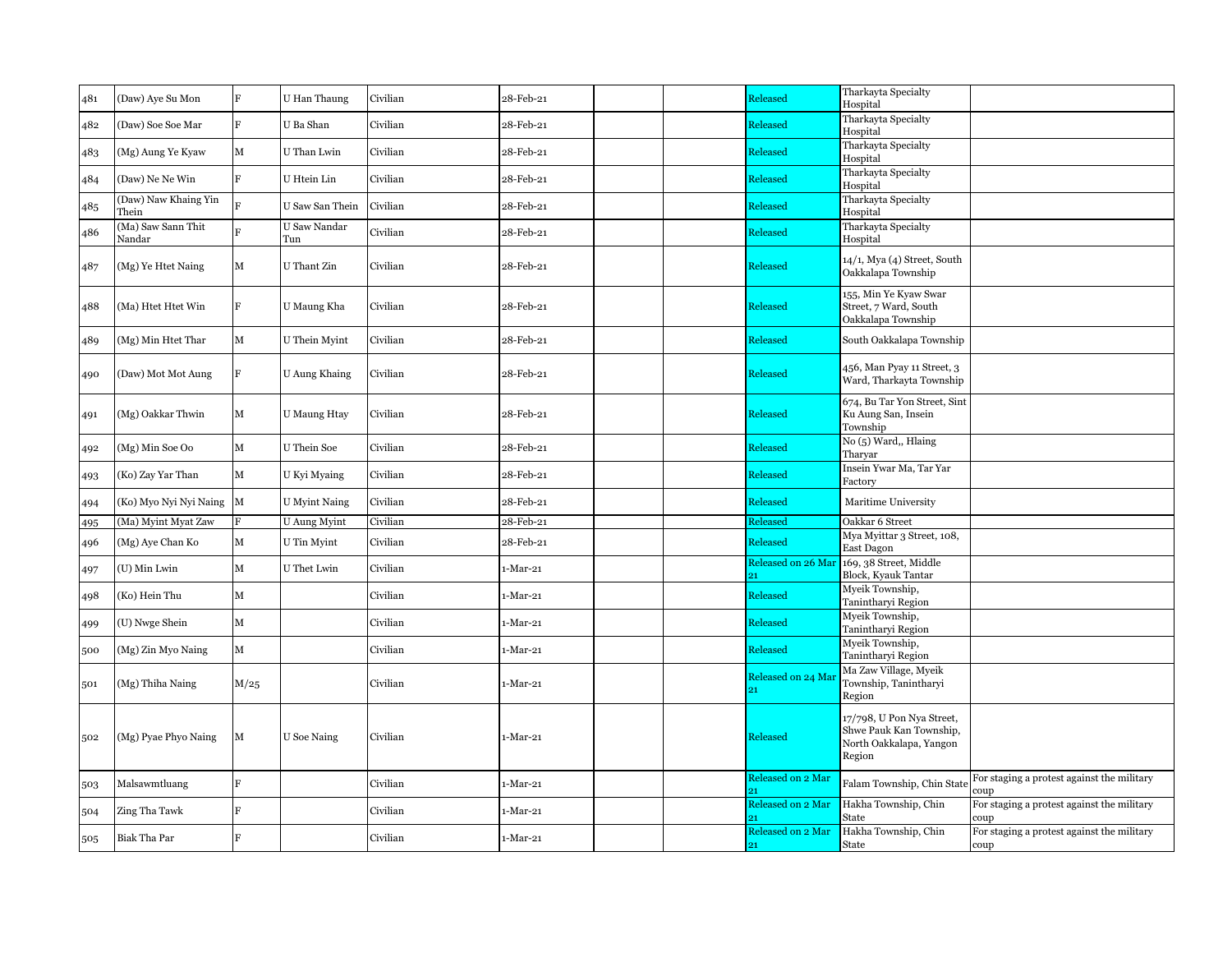| | | | | | | | | | | |
|---|---|---|---|---|---|---|---|---|---|---|
| 481 | (Daw) Aye Su Mon | F | U Han Thaung | Civilian | 28-Feb-21 | | | Released | Tharkayta Specialty Hospital | |
| 482 | (Daw) Soe Soe Mar | F | U Ba Shan | Civilian | 28-Feb-21 | | | Released | Tharkayta Specialty Hospital | |
| 483 | (Mg) Aung Ye Kyaw | M | U Than Lwin | Civilian | 28-Feb-21 | | | Released | Tharkayta Specialty Hospital | |
| 484 | (Daw) Ne Ne Win | F | U Htein Lin | Civilian | 28-Feb-21 | | | Released | Tharkayta Specialty Hospital | |
| 485 | (Daw) Naw Khaing Yin Thein | F | U Saw San Thein | Civilian | 28-Feb-21 | | | Released | Tharkayta Specialty Hospital | |
| 486 | (Ma) Saw Sann Thit Nandar | F | U Saw Nandar Tun | Civilian | 28-Feb-21 | | | Released | Tharkayta Specialty Hospital | |
| 487 | (Mg) Ye Htet Naing | M | U Thant Zin | Civilian | 28-Feb-21 | | | Released | 14/1, Mya (4) Street, South Oakkalapa Township | |
| 488 | (Ma) Htet Htet Win | F | U Maung Kha | Civilian | 28-Feb-21 | | | Released | 155, Min Ye Kyaw Swar Street, 7 Ward, South Oakkalapa Township | |
| 489 | (Mg) Min Htet Thar | M | U Thein Myint | Civilian | 28-Feb-21 | | | Released | South Oakkalapa Township | |
| 490 | (Daw) Mot Mot Aung | F | U Aung Khaing | Civilian | 28-Feb-21 | | | Released | 456, Man Pyay 11 Street, 3 Ward, Tharkayta Township | |
| 491 | (Mg) Oakkar Thwin | M | U Maung Htay | Civilian | 28-Feb-21 | | | Released | 674, Bu Tar Yon Street, Sint Ku Aung San, Insein Township | |
| 492 | (Mg) Min Soe Oo | M | U Thein Soe | Civilian | 28-Feb-21 | | | Released | No (5) Ward,, Hlaing Tharyar | |
| 493 | (Ko) Zay Yar Than | M | U Kyi Myaing | Civilian | 28-Feb-21 | | | Released | Insein Ywar Ma, Tar Yar Factory | |
| 494 | (Ko) Myo Nyi Nyi Naing | M | U Myint Naing | Civilian | 28-Feb-21 | | | Released | Maritime University | |
| 495 | (Ma) Myint Myat Zaw | F | U Aung Myint | Civilian | 28-Feb-21 | | | Released | Oakkar 6 Street | |
| 496 | (Mg) Aye Chan Ko | M | U Tin Myint | Civilian | 28-Feb-21 | | | Released | Mya Myittar 3 Street, 108, East Dagon | |
| 497 | (U) Min Lwin | M | U Thet Lwin | Civilian | 1-Mar-21 | | | Released on 26 Mar 21 | 169, 38 Street, Middle Block, Kyauk Tantar | |
| 498 | (Ko) Hein Thu | M | | Civilian | 1-Mar-21 | | | Released | Myeik Township, Tanintharyi Region | |
| 499 | (U) Nwge Shein | M | | Civilian | 1-Mar-21 | | | Released | Myeik Township, Tanintharyi Region | |
| 500 | (Mg) Zin Myo Naing | M | | Civilian | 1-Mar-21 | | | Released | Myeik Township, Tanintharyi Region | |
| 501 | (Mg) Thiha Naing | M/25 | | Civilian | 1-Mar-21 | | | Released on 24 Mar 21 | Ma Zaw Village, Myeik Township, Tanintharyi Region | |
| 502 | (Mg) Pyae Phyo Naing | M | U Soe Naing | Civilian | 1-Mar-21 | | | Released | 17/798, U Pon Nya Street, Shwe Pauk Kan Township, North Oakkalapa, Yangon Region | |
| 503 | Malsawmtluang | F | | Civilian | 1-Mar-21 | | | Released on 2 Mar 21 | Falam Township, Chin State | For staging a protest against the military coup |
| 504 | Zing Tha Tawk | F | | Civilian | 1-Mar-21 | | | Released on 2 Mar 21 | Hakha Township, Chin State | For staging a protest against the military coup |
| 505 | Biak Tha Par | F | | Civilian | 1-Mar-21 | | | Released on 2 Mar 21 | Hakha Township, Chin State | For staging a protest against the military coup |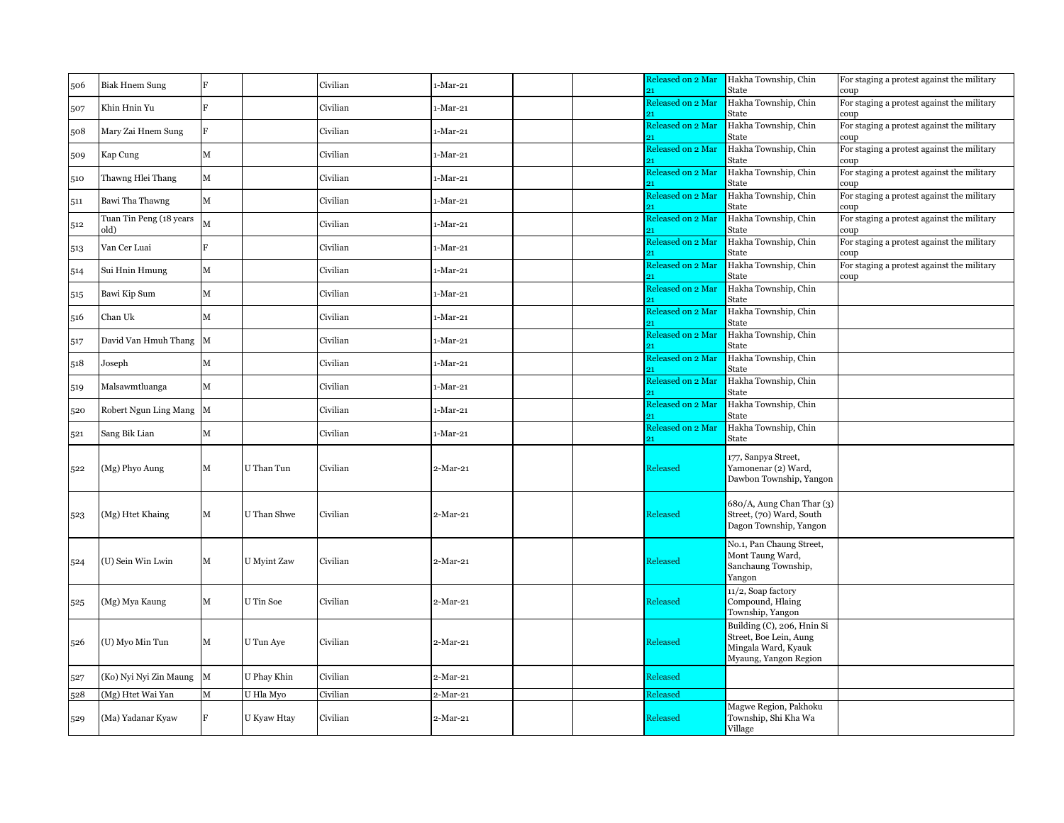| | | | | | | | | | | |
|---|---|---|---|---|---|---|---|---|---|---|
| 506 | Biak Hnem Sung | F | | Civilian | 1-Mar-21 | | | Released on 2 Mar 21 | Hakha Township, Chin State | For staging a protest against the military coup |
| 507 | Khin Hnin Yu | F | | Civilian | 1-Mar-21 | | | Released on 2 Mar 21 | Hakha Township, Chin State | For staging a protest against the military coup |
| 508 | Mary Zai Hnem Sung | F | | Civilian | 1-Mar-21 | | | Released on 2 Mar 21 | Hakha Township, Chin State | For staging a protest against the military coup |
| 509 | Kap Cung | M | | Civilian | 1-Mar-21 | | | Released on 2 Mar 21 | Hakha Township, Chin State | For staging a protest against the military coup |
| 510 | Thawng Hlei Thang | M | | Civilian | 1-Mar-21 | | | Released on 2 Mar 21 | Hakha Township, Chin State | For staging a protest against the military coup |
| 511 | Bawi Tha Thawng | M | | Civilian | 1-Mar-21 | | | Released on 2 Mar 21 | Hakha Township, Chin State | For staging a protest against the military coup |
| 512 | Tuan Tin Peng (18 years old) | M | | Civilian | 1-Mar-21 | | | Released on 2 Mar 21 | Hakha Township, Chin State | For staging a protest against the military coup |
| 513 | Van Cer Luai | F | | Civilian | 1-Mar-21 | | | Released on 2 Mar 21 | Hakha Township, Chin State | For staging a protest against the military coup |
| 514 | Sui Hnin Hmung | M | | Civilian | 1-Mar-21 | | | Released on 2 Mar 21 | Hakha Township, Chin State | For staging a protest against the military coup |
| 515 | Bawi Kip Sum | M | | Civilian | 1-Mar-21 | | | Released on 2 Mar 21 | Hakha Township, Chin State | |
| 516 | Chan Uk | M | | Civilian | 1-Mar-21 | | | Released on 2 Mar 21 | Hakha Township, Chin State | |
| 517 | David Van Hmuh Thang | M | | Civilian | 1-Mar-21 | | | Released on 2 Mar 21 | Hakha Township, Chin State | |
| 518 | Joseph | M | | Civilian | 1-Mar-21 | | | Released on 2 Mar 21 | Hakha Township, Chin State | |
| 519 | Malsawmtluanga | M | | Civilian | 1-Mar-21 | | | Released on 2 Mar 21 | Hakha Township, Chin State | |
| 520 | Robert Ngun Ling Mang | M | | Civilian | 1-Mar-21 | | | Released on 2 Mar 21 | Hakha Township, Chin State | |
| 521 | Sang Bik Lian | M | | Civilian | 1-Mar-21 | | | Released on 2 Mar 21 | Hakha Township, Chin State | |
| 522 | (Mg) Phyo Aung | M | U Than Tun | Civilian | 2-Mar-21 | | | Released | 177, Sanpya Street, Yamonenar (2) Ward, Dawbon Township, Yangon | |
| 523 | (Mg) Htet Khaing | M | U Than Shwe | Civilian | 2-Mar-21 | | | Released | 680/A, Aung Chan Thar (3) Street, (70) Ward, South Dagon Township, Yangon | |
| 524 | (U) Sein Win Lwin | M | U Myint Zaw | Civilian | 2-Mar-21 | | | Released | No.1, Pan Chaung Street, Mont Taung Ward, Sanchaung Township, Yangon | |
| 525 | (Mg) Mya Kaung | M | U Tin Soe | Civilian | 2-Mar-21 | | | Released | 11/2, Soap factory Compound, Hlaing Township, Yangon | |
| 526 | (U) Myo Min Tun | M | U Tun Aye | Civilian | 2-Mar-21 | | | Released | Building (C), 206, Hnin Si Street, Boe Lein, Aung Mingala Ward, Kyauk Myaung, Yangon Region | |
| 527 | (Ko) Nyi Nyi Zin Maung | M | U Phay Khin | Civilian | 2-Mar-21 | | | Released | | |
| 528 | (Mg) Htet Wai Yan | M | U Hla Myo | Civilian | 2-Mar-21 | | | Released | | |
| 529 | (Ma) Yadanar Kyaw | F | U Kyaw Htay | Civilian | 2-Mar-21 | | | Released | Magwe Region, Pakhoku Township, Shi Kha Wa Village | |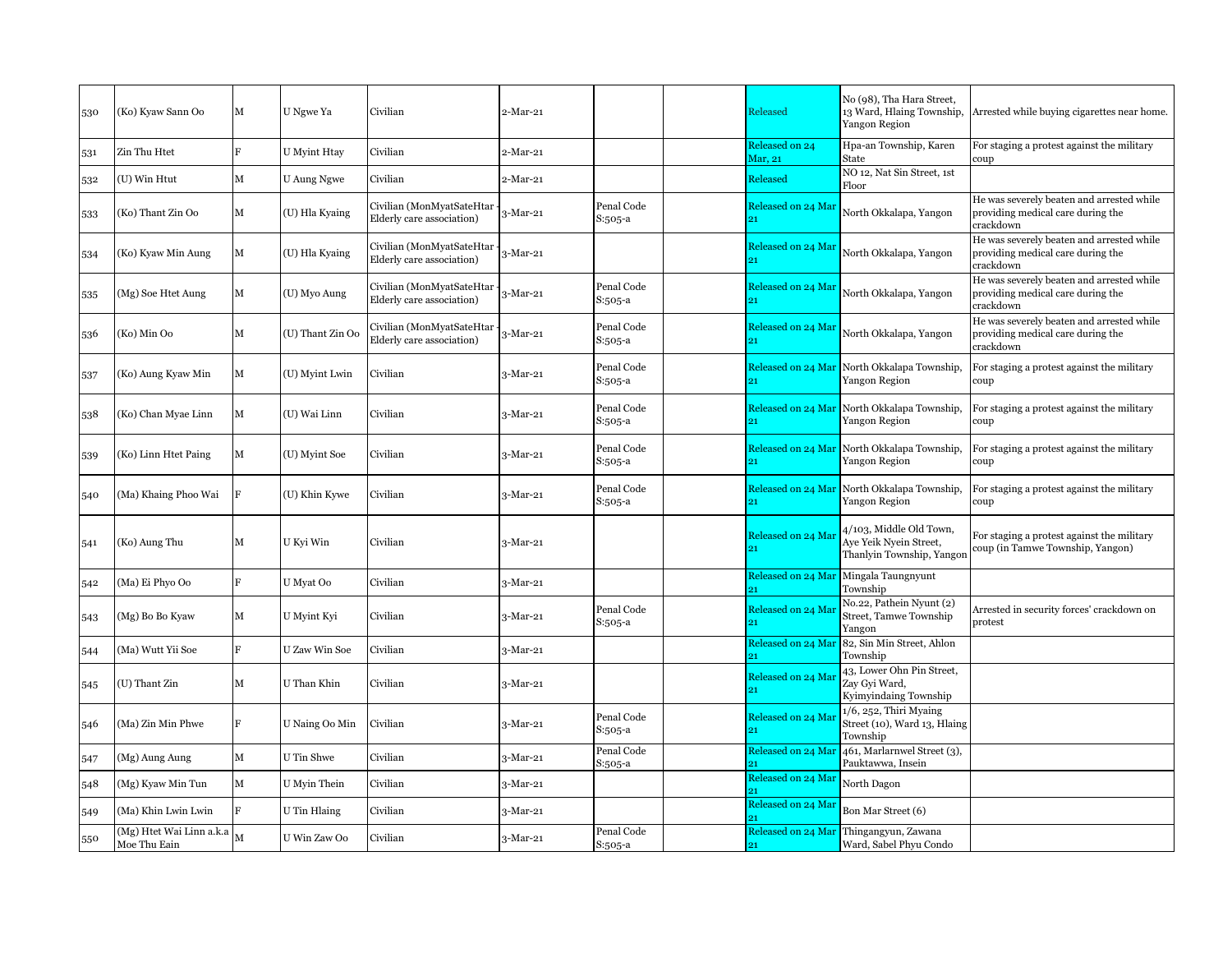| 530 | (Ko) Kyaw Sann Oo | M | U Ngwe Ya | Civilian | 2-Mar-21 | | | Released | No (98), Tha Hara Street, 13 Ward, Hlaing Township, Yangon Region | Arrested while buying cigarettes near home. |
|---|---|---|---|---|---|---|---|---|---|---|
| 531 | Zin Thu Htet | F | U Myint Htay | Civilian | 2-Mar-21 | | | Released on 24 Mar, 21 | Hpa-an Township, Karen State | For staging a protest against the military coup |
| 532 | (U) Win Htut | M | U Aung Ngwe | Civilian | 2-Mar-21 | | | Released | NO 12, Nat Sin Street, 1st Floor | |
| 533 | (Ko) Thant Zin Oo | M | (U) Hla Kyaing | Civilian (MonMyatSateHtar - Elderly care association) | 3-Mar-21 | Penal Code S:505-a | | Released on 24 Mar 21 | North Okkalapa, Yangon | He was severely beaten and arrested while providing medical care during the crackdown |
| 534 | (Ko) Kyaw Min Aung | M | (U) Hla Kyaing | Civilian (MonMyatSateHtar - Elderly care association) | 3-Mar-21 | | | Released on 24 Mar 21 | North Okkalapa, Yangon | He was severely beaten and arrested while providing medical care during the crackdown |
| 535 | (Mg) Soe Htet Aung | M | (U) Myo Aung | Civilian (MonMyatSateHtar - Elderly care association) | 3-Mar-21 | Penal Code S:505-a | | Released on 24 Mar 21 | North Okkalapa, Yangon | He was severely beaten and arrested while providing medical care during the crackdown |
| 536 | (Ko) Min Oo | M | (U) Thant Zin Oo | Civilian (MonMyatSateHtar - Elderly care association) | 3-Mar-21 | Penal Code S:505-a | | Released on 24 Mar 21 | North Okkalapa, Yangon | He was severely beaten and arrested while providing medical care during the crackdown |
| 537 | (Ko) Aung Kyaw Min | M | (U) Myint Lwin | Civilian | 3-Mar-21 | Penal Code S:505-a | | Released on 24 Mar 21 | North Okkalapa Township, Yangon Region | For staging a protest against the military coup |
| 538 | (Ko) Chan Myae Linn | M | (U) Wai Linn | Civilian | 3-Mar-21 | Penal Code S:505-a | | Released on 24 Mar 21 | North Okkalapa Township, Yangon Region | For staging a protest against the military coup |
| 539 | (Ko) Linn Htet Paing | M | (U) Myint Soe | Civilian | 3-Mar-21 | Penal Code S:505-a | | Released on 24 Mar 21 | North Okkalapa Township, Yangon Region | For staging a protest against the military coup |
| 540 | (Ma) Khaing Phoo Wai | F | (U) Khin Kywe | Civilian | 3-Mar-21 | Penal Code S:505-a | | Released on 24 Mar 21 | North Okkalapa Township, Yangon Region | For staging a protest against the military coup |
| 541 | (Ko) Aung Thu | M | U Kyi Win | Civilian | 3-Mar-21 | | | Released on 24 Mar 21 | 4/103, Middle Old Town, Aye Yeik Nyein Street, Thanlyin Township, Yangon | For staging a protest against the military coup (in Tamwe Township, Yangon) |
| 542 | (Ma) Ei Phyo Oo | F | U Myat Oo | Civilian | 3-Mar-21 | | | Released on 24 Mar 21 | Mingala Taungnyunt Township | |
| 543 | (Mg) Bo Bo Kyaw | M | U Myint Kyi | Civilian | 3-Mar-21 | Penal Code S:505-a | | Released on 24 Mar 21 | No.22, Pathein Nyunt (2) Street, Tamwe Township Yangon | Arrested in security forces' crackdown on protest |
| 544 | (Ma) Wutt Yii Soe | F | U Zaw Win Soe | Civilian | 3-Mar-21 | | | Released on 24 Mar 21 | 82, Sin Min Street, Ahlon Township | |
| 545 | (U) Thant Zin | M | U Than Khin | Civilian | 3-Mar-21 | | | Released on 24 Mar 21 | 43, Lower Ohn Pin Street, Zay Gyi Ward, Kyimyindaing Township | |
| 546 | (Ma) Zin Min Phwe | F | U Naing Oo Min | Civilian | 3-Mar-21 | Penal Code S:505-a | | Released on 24 Mar 21 | 1/6, 252, Thiri Myaing Street (10), Ward 13, Hlaing Township | |
| 547 | (Mg) Aung Aung | M | U Tin Shwe | Civilian | 3-Mar-21 | Penal Code S:505-a | | Released on 24 Mar 21 | 461, Marlarnwel Street (3), Pauktawwa, Insein | |
| 548 | (Mg) Kyaw Min Tun | M | U Myin Thein | Civilian | 3-Mar-21 | | | Released on 24 Mar 21 | North Dagon | |
| 549 | (Ma) Khin Lwin Lwin | F | U Tin Hlaing | Civilian | 3-Mar-21 | | | Released on 24 Mar 21 | Bon Mar Street (6) | |
| 550 | (Mg) Htet Wai Linn a.k.a Moe Thu Eain | M | U Win Zaw Oo | Civilian | 3-Mar-21 | Penal Code S:505-a | | Released on 24 Mar 21 | Thingangyun, Zawana Ward, Sabel Phyu Condo | |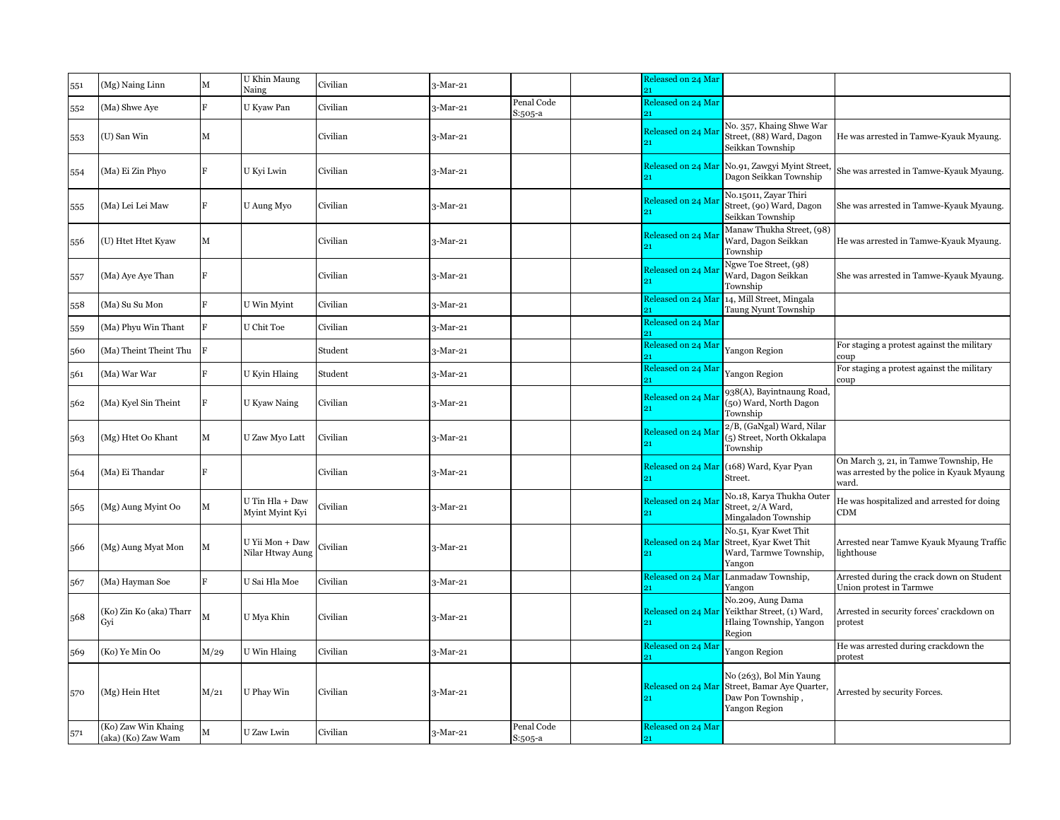| 551 | (Mg) Naing Linn | M | U Khin Maung Naing | Civilian | 3-Mar-21 | | | Released on 24 Mar 21 | | |
|---|---|---|---|---|---|---|---|---|---|---|
| 552 | (Ma) Shwe Aye | F | U Kyaw Pan | Civilian | 3-Mar-21 | Penal Code S:505-a | | Released on 24 Mar 21 | | |
| 553 | (U) San Win | M | | Civilian | 3-Mar-21 | | | Released on 24 Mar 21 | No. 357, Khaing Shwe War Street, (88) Ward, Dagon Seikkan Township | He was arrested in Tamwe-Kyauk Myaung. |
| 554 | (Ma) Ei Zin Phyo | F | U Kyi Lwin | Civilian | 3-Mar-21 | | | Released on 24 Mar 21 | No.91, Zawgyi Myint Street, Dagon Seikkan Township | She was arrested in Tamwe-Kyauk Myaung. |
| 555 | (Ma) Lei Lei Maw | F | U Aung Myo | Civilian | 3-Mar-21 | | | Released on 24 Mar 21 | No.15011, Zayar Thiri Street, (90) Ward, Dagon Seikkan Township | She was arrested in Tamwe-Kyauk Myaung. |
| 556 | (U) Htet Htet Kyaw | M | | Civilian | 3-Mar-21 | | | Released on 24 Mar 21 | Manaw Thukha Street, (98) Ward, Dagon Seikkan Township | He was arrested in Tamwe-Kyauk Myaung. |
| 557 | (Ma) Aye Aye Than | F | | Civilian | 3-Mar-21 | | | Released on 24 Mar 21 | Ngwe Toe Street, (98) Ward, Dagon Seikkan Township | She was arrested in Tamwe-Kyauk Myaung. |
| 558 | (Ma) Su Su Mon | F | U Win Myint | Civilian | 3-Mar-21 | | | Released on 24 Mar 21 | 14, Mill Street, Mingala Taung Nyunt Township | |
| 559 | (Ma) Phyu Win Thant | F | U Chit Toe | Civilian | 3-Mar-21 | | | Released on 24 Mar 21 | | |
| 560 | (Ma) Theint Theint Thu | F | | Student | 3-Mar-21 | | | Released on 24 Mar 21 | Yangon Region | For staging a protest against the military coup |
| 561 | (Ma) War War | F | U Kyin Hlaing | Student | 3-Mar-21 | | | Released on 24 Mar 21 | Yangon Region | For staging a protest against the military coup |
| 562 | (Ma) Kyel Sin Theint | F | U Kyaw Naing | Civilian | 3-Mar-21 | | | Released on 24 Mar 21 | 938(A), Bayintnaung Road, (50) Ward, North Dagon Township | |
| 563 | (Mg) Htet Oo Khant | M | U Zaw Myo Latt | Civilian | 3-Mar-21 | | | Released on 24 Mar 21 | 2/B, (GaNgal) Ward, Nilar (5) Street, North Okkalapa Township | |
| 564 | (Ma) Ei Thandar | F | | Civilian | 3-Mar-21 | | | Released on 24 Mar 21 | (168) Ward, Kyar Pyan Street. | On March 3, 21, in Tamwe Township, He was arrested by the police in Kyauk Myaung ward. |
| 565 | (Mg) Aung Myint Oo | M | U Tin Hla + Daw Myint Myint Kyi | Civilian | 3-Mar-21 | | | Released on 24 Mar 21 | No.18, Karya Thukha Outer Street, 2/A Ward, Mingaladon Township | He was hospitalized and arrested for doing CDM |
| 566 | (Mg) Aung Myat Mon | M | U Yii Mon + Daw Nilar Htway Aung | Civilian | 3-Mar-21 | | | Released on 24 Mar 21 | No.51, Kyar Kwet Thit Street, Kyar Kwet Thit Ward, Tarmwe Township, Yangon | Arrested near Tamwe Kyauk Myaung Traffic lighthouse |
| 567 | (Ma) Hayman Soe | F | U Sai Hla Moe | Civilian | 3-Mar-21 | | | Released on 24 Mar 21 | Lanmadaw Township, Yangon | Arrested during the crack down on Student Union protest in Tarmwe |
| 568 | (Ko) Zin Ko (aka) Tharr Gyi | M | U Mya Khin | Civilian | 3-Mar-21 | | | Released on 24 Mar 21 | No.209, Aung Dama Yeikthar Street, (1) Ward, Hlaing Township, Yangon Region | Arrested in security forces' crackdown on protest |
| 569 | (Ko) Ye Min Oo | M/29 | U Win Hlaing | Civilian | 3-Mar-21 | | | Released on 24 Mar 21 | Yangon Region | He was arrested during crackdown the protest |
| 570 | (Mg) Hein Htet | M/21 | U Phay Win | Civilian | 3-Mar-21 | | | Released on 24 Mar 21 | No (263), Bol Min Yaung Street, Bamar Aye Quarter, Daw Pon Township , Yangon Region | Arrested by security Forces. |
| 571 | (Ko) Zaw Win Khaing (aka) (Ko) Zaw Wam | M | U Zaw Lwin | Civilian | 3-Mar-21 | Penal Code S:505-a | | Released on 24 Mar 21 | | |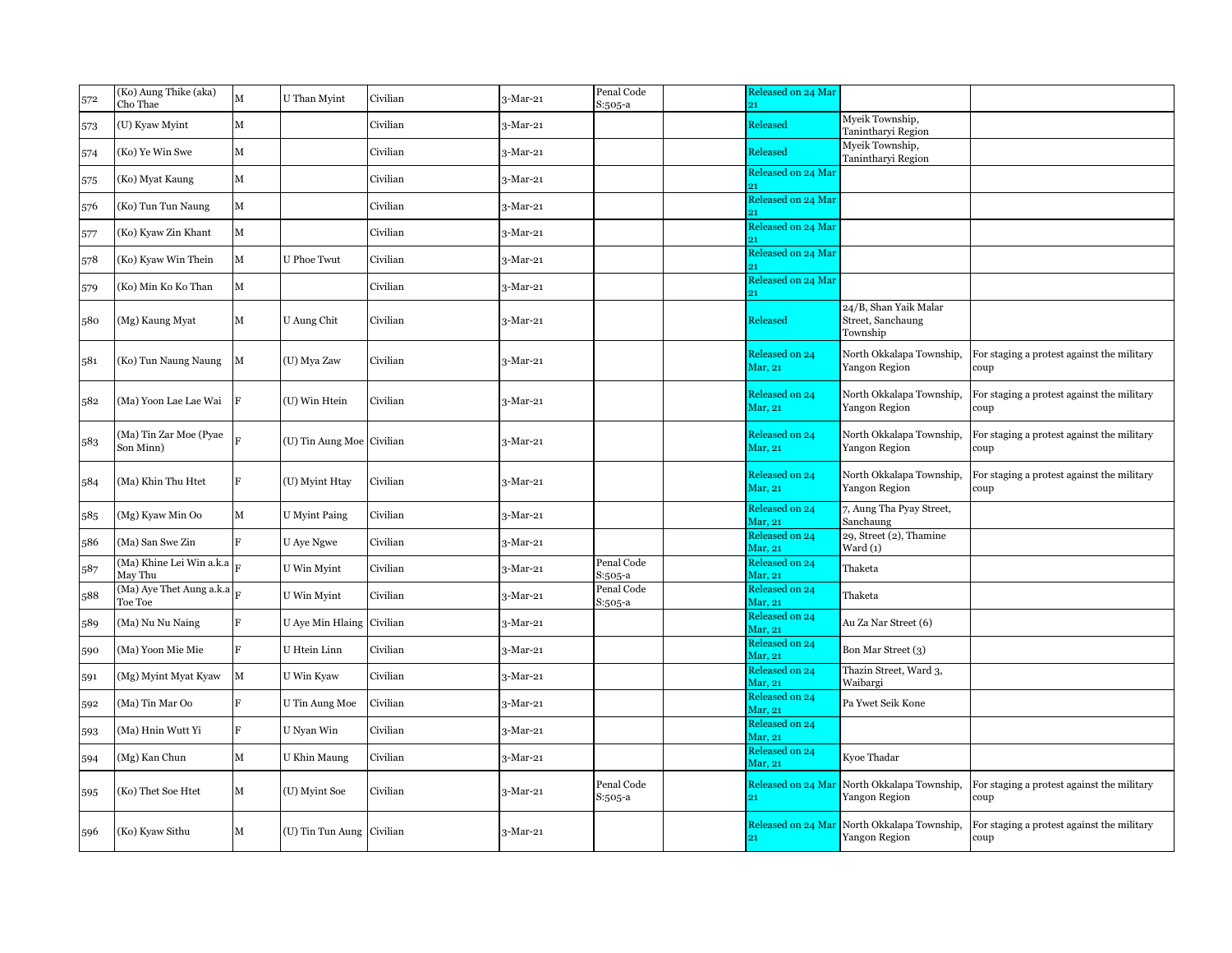| | | | | | | | | | | |
|---|---|---|---|---|---|---|---|---|---|---|
| 572 | (Ko) Aung Thike (aka) Cho Thae | M | U Than Myint | Civilian | 3-Mar-21 | Penal Code S:505-a | | Released on 24 Mar 21 | | |
| 573 | (U) Kyaw Myint | M | | Civilian | 3-Mar-21 | | | Released | Myeik Township, Tanintharyi Region | |
| 574 | (Ko) Ye Win Swe | M | | Civilian | 3-Mar-21 | | | Released | Myeik Township, Tanintharyi Region | |
| 575 | (Ko) Myat Kaung | M | | Civilian | 3-Mar-21 | | | Released on 24 Mar 21 | | |
| 576 | (Ko) Tun Tun Naung | M | | Civilian | 3-Mar-21 | | | Released on 24 Mar 21 | | |
| 577 | (Ko) Kyaw Zin Khant | M | | Civilian | 3-Mar-21 | | | Released on 24 Mar 21 | | |
| 578 | (Ko) Kyaw Win Thein | M | U Phoe Twut | Civilian | 3-Mar-21 | | | Released on 24 Mar 21 | | |
| 579 | (Ko) Min Ko Ko Than | M | | Civilian | 3-Mar-21 | | | Released on 24 Mar 21 | | |
| 580 | (Mg) Kaung Myat | M | U Aung Chit | Civilian | 3-Mar-21 | | | Released | 24/B, Shan Yaik Malar Street, Sanchaung Township | |
| 581 | (Ko) Tun Naung Naung | M | (U) Mya Zaw | Civilian | 3-Mar-21 | | | Released on 24 Mar, 21 | North Okkalapa Township, Yangon Region | For staging a protest against the military coup |
| 582 | (Ma) Yoon Lae Lae Wai | F | (U) Win Htein | Civilian | 3-Mar-21 | | | Released on 24 Mar, 21 | North Okkalapa Township, Yangon Region | For staging a protest against the military coup |
| 583 | (Ma) Tin Zar Moe (Pyae Son Minn) | F | (U) Tin Aung Moe | Civilian | 3-Mar-21 | | | Released on 24 Mar, 21 | North Okkalapa Township, Yangon Region | For staging a protest against the military coup |
| 584 | (Ma) Khin Thu Htet | F | (U) Myint Htay | Civilian | 3-Mar-21 | | | Released on 24 Mar, 21 | North Okkalapa Township, Yangon Region | For staging a protest against the military coup |
| 585 | (Mg) Kyaw Min Oo | M | U Myint Paing | Civilian | 3-Mar-21 | | | Released on 24 Mar, 21 | 7, Aung Tha Pyay Street, Sanchaung | |
| 586 | (Ma) San Swe Zin | F | U Aye Ngwe | Civilian | 3-Mar-21 | | | Released on 24 Mar, 21 | 29, Street (2), Thamine Ward (1) | |
| 587 | (Ma) Khine Lei Win a.k.a May Thu | F | U Win Myint | Civilian | 3-Mar-21 | Penal Code S:505-a | | Released on 24 Mar, 21 | Thaketa | |
| 588 | (Ma) Aye Thet Aung a.k.a Toe Toe | F | U Win Myint | Civilian | 3-Mar-21 | Penal Code S:505-a | | Released on 24 Mar, 21 | Thaketa | |
| 589 | (Ma) Nu Nu Naing | F | U Aye Min Hlaing | Civilian | 3-Mar-21 | | | Released on 24 Mar, 21 | Au Za Nar Street (6) | |
| 590 | (Ma) Yoon Mie Mie | F | U Htein Linn | Civilian | 3-Mar-21 | | | Released on 24 Mar, 21 | Bon Mar Street (3) | |
| 591 | (Mg) Myint Myat Kyaw | M | U Win Kyaw | Civilian | 3-Mar-21 | | | Released on 24 Mar, 21 | Thazin Street, Ward 3, Waibargi | |
| 592 | (Ma) Tin Mar Oo | F | U Tin Aung Moe | Civilian | 3-Mar-21 | | | Released on 24 Mar, 21 | Pa Ywet Seik Kone | |
| 593 | (Ma) Hnin Wutt Yi | F | U Nyan Win | Civilian | 3-Mar-21 | | | Released on 24 Mar, 21 | | |
| 594 | (Mg) Kan Chun | M | U Khin Maung | Civilian | 3-Mar-21 | | | Released on 24 Mar, 21 | Kyoe Thadar | |
| 595 | (Ko) Thet Soe Htet | M | (U) Myint Soe | Civilian | 3-Mar-21 | Penal Code S:505-a | | Released on 24 Mar 21 | North Okkalapa Township, Yangon Region | For staging a protest against the military coup |
| 596 | (Ko) Kyaw Sithu | M | (U) Tin Tun Aung | Civilian | 3-Mar-21 | | | Released on 24 Mar 21 | North Okkalapa Township, Yangon Region | For staging a protest against the military coup |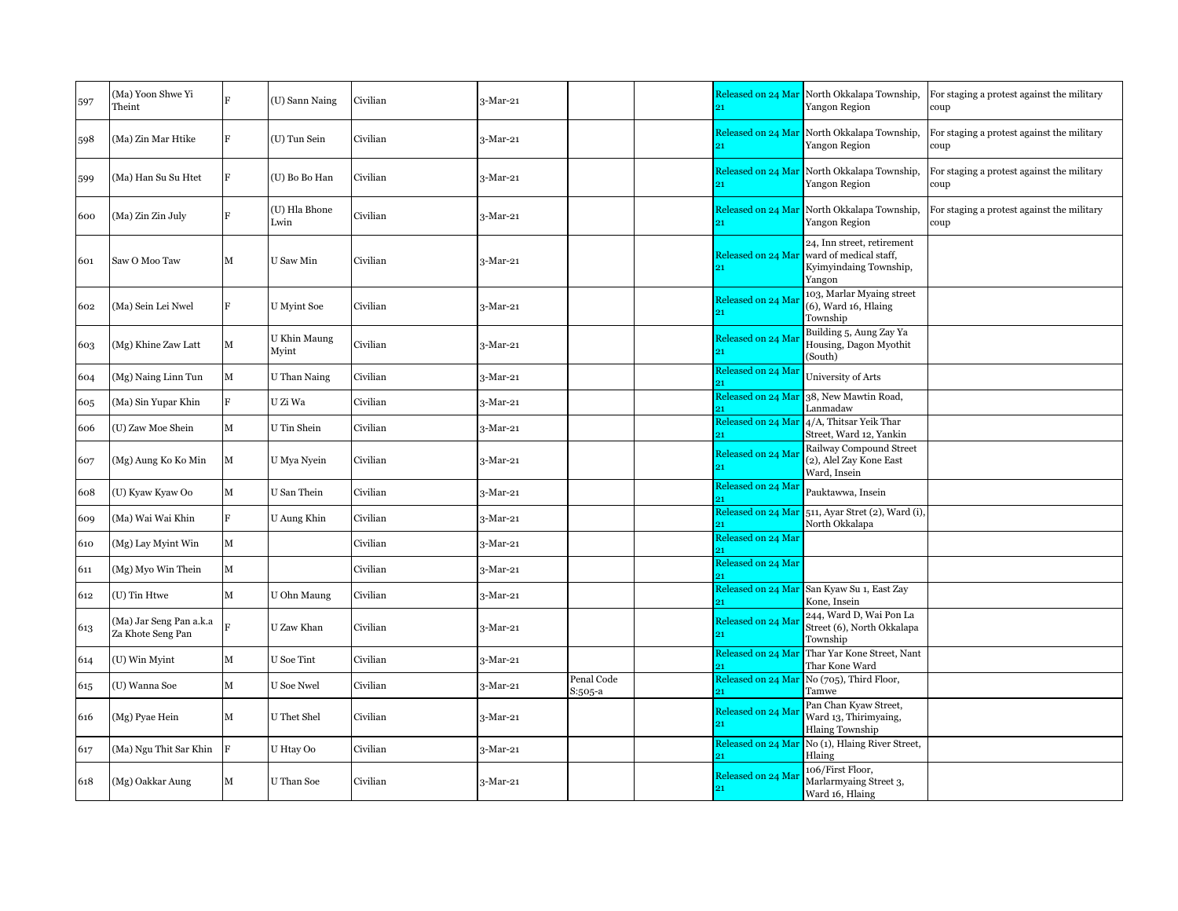| | | | | | | | | | | |
|---|---|---|---|---|---|---|---|---|---|---|
| 597 | (Ma) Yoon Shwe Yi Theint | F | (U) Sann Naing | Civilian | 3-Mar-21 | | | Released on 24 Mar 21 | North Okkalapa Township, Yangon Region | For staging a protest against the military coup |
| 598 | (Ma) Zin Mar Htike | F | (U) Tun Sein | Civilian | 3-Mar-21 | | | Released on 24 Mar 21 | North Okkalapa Township, Yangon Region | For staging a protest against the military coup |
| 599 | (Ma) Han Su Su Htet | F | (U) Bo Bo Han | Civilian | 3-Mar-21 | | | Released on 24 Mar 21 | North Okkalapa Township, Yangon Region | For staging a protest against the military coup |
| 600 | (Ma) Zin Zin July | F | (U) Hla Bhone Lwin | Civilian | 3-Mar-21 | | | Released on 24 Mar 21 | North Okkalapa Township, Yangon Region | For staging a protest against the military coup |
| 601 | Saw O Moo Taw | M | U Saw Min | Civilian | 3-Mar-21 | | | Released on 24 Mar 21 | 24, Inn street, retirement ward of medical staff, Kyimyindaing Township, Yangon | |
| 602 | (Ma) Sein Lei Nwel | F | U Myint Soe | Civilian | 3-Mar-21 | | | Released on 24 Mar 21 | 103, Marlar Myaing street (6), Ward 16, Hlaing Township | |
| 603 | (Mg) Khine Zaw Latt | M | U Khin Maung Myint | Civilian | 3-Mar-21 | | | Released on 24 Mar 21 | Building 5, Aung Zay Ya Housing, Dagon Myothit (South) | |
| 604 | (Mg) Naing Linn Tun | M | U Than Naing | Civilian | 3-Mar-21 | | | Released on 24 Mar 21 | University of Arts | |
| 605 | (Ma) Sin Yupar Khin | F | U Zi Wa | Civilian | 3-Mar-21 | | | Released on 24 Mar 21 | 38, New Mawtin Road, Lanmadaw | |
| 606 | (U) Zaw Moe Shein | M | U Tin Shein | Civilian | 3-Mar-21 | | | Released on 24 Mar 21 | 4/A, Thitsar Yeik Thar Street, Ward 12, Yankin | |
| 607 | (Mg) Aung Ko Ko Min | M | U Mya Nyein | Civilian | 3-Mar-21 | | | Released on 24 Mar 21 | Railway Compound Street (2), Alel Zay Kone East Ward, Insein | |
| 608 | (U) Kyaw Kyaw Oo | M | U San Thein | Civilian | 3-Mar-21 | | | Released on 24 Mar 21 | Pauktawwa, Insein | |
| 609 | (Ma) Wai Wai Khin | F | U Aung Khin | Civilian | 3-Mar-21 | | | Released on 24 Mar 21 | 511, Ayar Stret (2), Ward (i), North Okkalapa | |
| 610 | (Mg) Lay Myint Win | M | | Civilian | 3-Mar-21 | | | Released on 24 Mar 21 | | |
| 611 | (Mg) Myo Win Thein | M | | Civilian | 3-Mar-21 | | | Released on 24 Mar 21 | | |
| 612 | (U) Tin Htwe | M | U Ohn Maung | Civilian | 3-Mar-21 | | | Released on 24 Mar 21 | San Kyaw Su 1, East Zay Kone, Insein | |
| 613 | (Ma) Jar Seng Pan a.k.a Za Khote Seng Pan | F | U Zaw Khan | Civilian | 3-Mar-21 | | | Released on 24 Mar 21 | 244, Ward D, Wai Pon La Street (6), North Okkalapa Township | |
| 614 | (U) Win Myint | M | U Soe Tint | Civilian | 3-Mar-21 | | | Released on 24 Mar 21 | Thar Yar Kone Street, Nant Thar Kone Ward | |
| 615 | (U) Wanna Soe | M | U Soe Nwel | Civilian | 3-Mar-21 | Penal Code S:505-a | | Released on 24 Mar 21 | No (705), Third Floor, Tamwe | |
| 616 | (Mg) Pyae Hein | M | U Thet Shel | Civilian | 3-Mar-21 | | | Released on 24 Mar 21 | Pan Chan Kyaw Street, Ward 13, Thirimyaing, Hlaing Township | |
| 617 | (Ma) Ngu Thit Sar Khin | F | U Htay Oo | Civilian | 3-Mar-21 | | | Released on 24 Mar 21 | No (1), Hlaing River Street, Hlaing | |
| 618 | (Mg) Oakkar Aung | M | U Than Soe | Civilian | 3-Mar-21 | | | Released on 24 Mar 21 | 106/First Floor, Marlarmyaing Street 3, Ward 16, Hlaing | |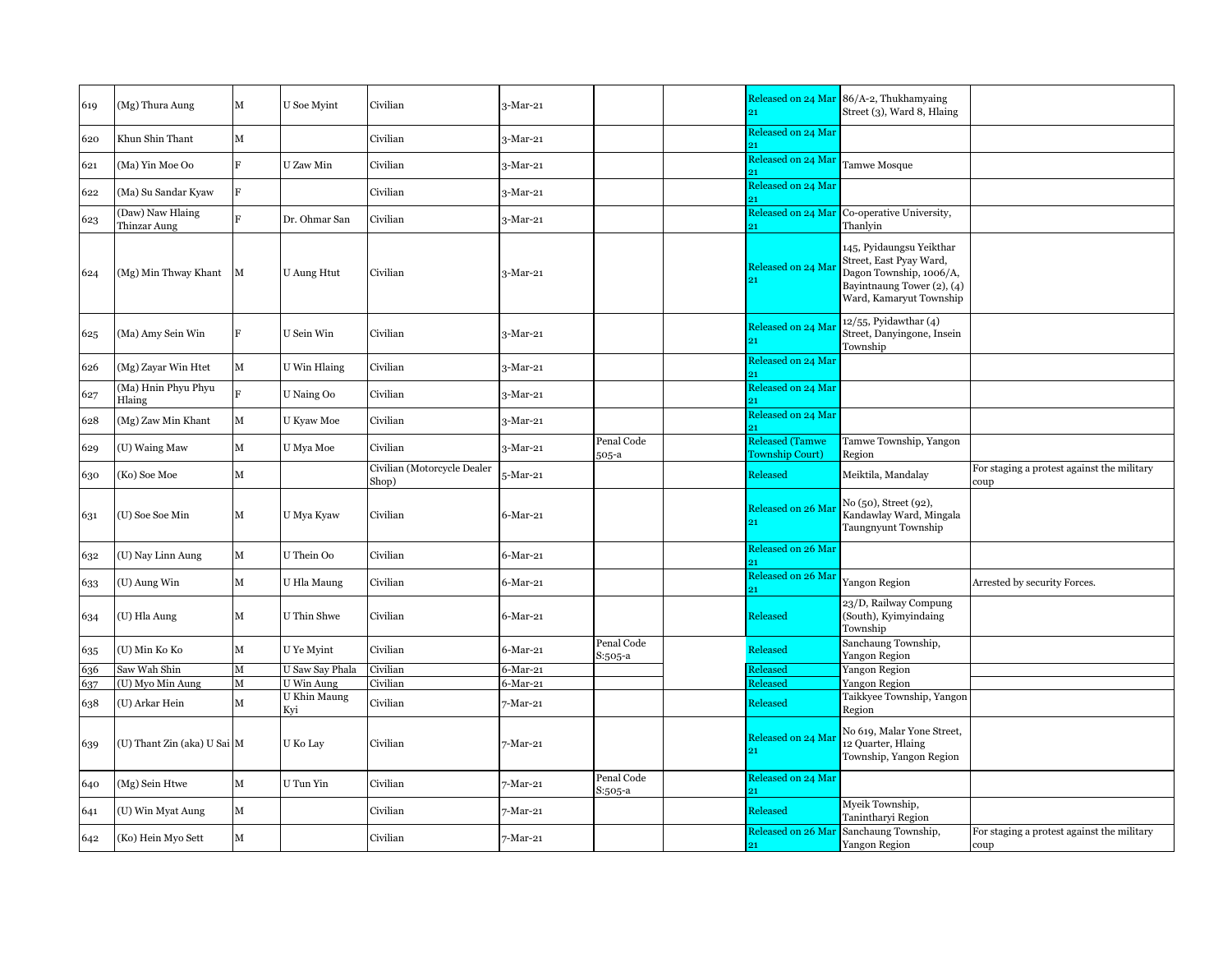| 619 | (Mg) Thura Aung | M | U Soe Myint | Civilian | 3-Mar-21 | | | Released on 24 Mar 21 | 86/A-2, Thukhamyaing Street (3), Ward 8, Hlaing | |
|---|---|---|---|---|---|---|---|---|---|---|
| 620 | Khun Shin Thant | M | | Civilian | 3-Mar-21 | | | Released on 24 Mar 21 | | |
| 621 | (Ma) Yin Moe Oo | F | U Zaw Min | Civilian | 3-Mar-21 | | | Released on 24 Mar 21 | Tamwe Mosque | |
| 622 | (Ma) Su Sandar Kyaw | F | | Civilian | 3-Mar-21 | | | Released on 24 Mar 21 | | |
| 623 | (Daw) Naw Hlaing Thinzar Aung | F | Dr. Ohmar San | Civilian | 3-Mar-21 | | | Released on 24 Mar 21 | Co-operative University, Thanlyin | |
| 624 | (Mg) Min Thway Khant | M | U Aung Htut | Civilian | 3-Mar-21 | | | Released on 24 Mar 21 | 145, Pyidaungsu Yeikthar Street, East Pyay Ward, Dagon Township, 1006/A, Bayintnaung Tower (2), (4) Ward, Kamaryut Township | |
| 625 | (Ma) Amy Sein Win | F | U Sein Win | Civilian | 3-Mar-21 | | | Released on 24 Mar 21 | 12/55, Pyidawthar (4) Street, Danyingone, Insein Township | |
| 626 | (Mg) Zayar Win Htet | M | U Win Hlaing | Civilian | 3-Mar-21 | | | Released on 24 Mar 21 | | |
| 627 | (Ma) Hnin Phyu Phyu Hlaing | F | U Naing Oo | Civilian | 3-Mar-21 | | | Released on 24 Mar 21 | | |
| 628 | (Mg) Zaw Min Khant | M | U Kyaw Moe | Civilian | 3-Mar-21 | | | Released on 24 Mar 21 | | |
| 629 | (U) Waing Maw | M | U Mya Moe | Civilian | 3-Mar-21 | Penal Code 505-a | | Released (Tamwe Township Court) | Tamwe Township, Yangon Region | |
| 630 | (Ko) Soe Moe | M | | Civilian (Motorcycle Dealer Shop) | 5-Mar-21 | | | Released | Meiktila, Mandalay | For staging a protest against the military coup |
| 631 | (U) Soe Soe Min | M | U Mya Kyaw | Civilian | 6-Mar-21 | | | Released on 26 Mar 21 | No (50), Street (92), Kandawlay Ward, Mingala Taungnyunt Township | |
| 632 | (U) Nay Linn Aung | M | U Thein Oo | Civilian | 6-Mar-21 | | | Released on 26 Mar 21 | | |
| 633 | (U) Aung Win | M | U Hla Maung | Civilian | 6-Mar-21 | | | Released on 26 Mar 21 | Yangon Region | Arrested by security Forces. |
| 634 | (U) Hla Aung | M | U Thin Shwe | Civilian | 6-Mar-21 | | | Released | 23/D, Railway Compung (South), Kyimyindaing Township | |
| 635 | (U) Min Ko Ko | M | U Ye Myint | Civilian | 6-Mar-21 | Penal Code S:505-a | | Released | Sanchaung Township, Yangon Region | |
| 636 | Saw Wah Shin | M | U Saw Say Phala | Civilian | 6-Mar-21 | | | Released | Yangon Region | |
| 637 | (U) Myo Min Aung | M | U Win Aung | Civilian | 6-Mar-21 | | | Released | Yangon Region | |
| 638 | (U) Arkar Hein | M | U Khin Maung Kyi | Civilian | 7-Mar-21 | | | Released | Taikkyee Township, Yangon Region | |
| 639 | (U) Thant Zin (aka) U Sai | M | U Ko Lay | Civilian | 7-Mar-21 | | | Released on 24 Mar 21 | No 619, Malar Yone Street, 12 Quarter, Hlaing Township, Yangon Region | |
| 640 | (Mg) Sein Htwe | M | U Tun Yin | Civilian | 7-Mar-21 | Penal Code S:505-a | | Released on 24 Mar 21 | | |
| 641 | (U) Win Myat Aung | M | | Civilian | 7-Mar-21 | | | Released | Myeik Township, Tanintharyi Region | |
| 642 | (Ko) Hein Myo Sett | M | | Civilian | 7-Mar-21 | | | Released on 26 Mar 21 | Sanchaung Township, Yangon Region | For staging a protest against the military coup |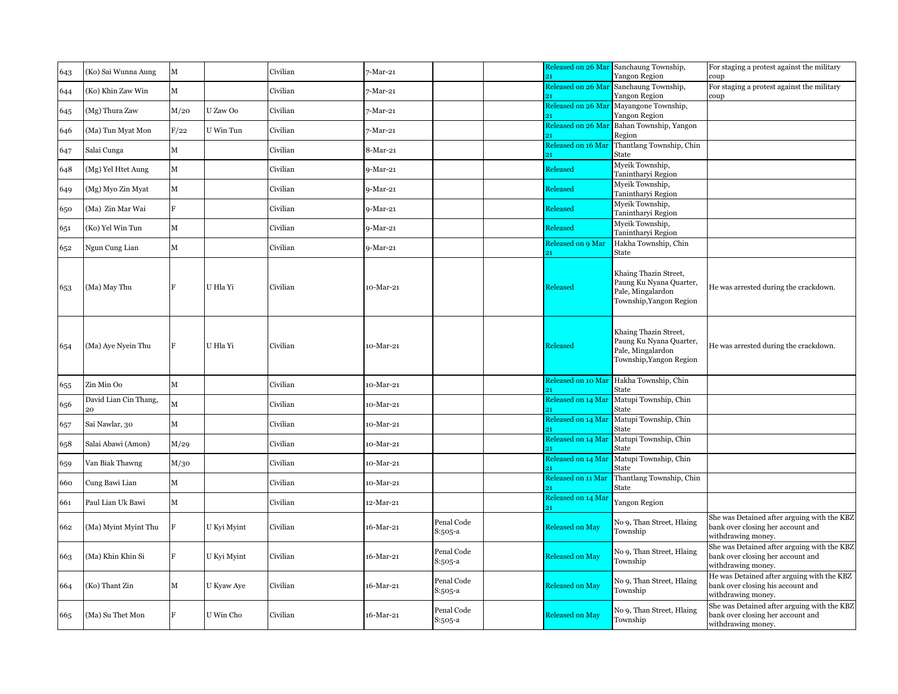| | | | | | | | | | | |
|---|---|---|---|---|---|---|---|---|---|---|
| 643 | (Ko) Sai Wunna Aung | M | | Civilian | 7-Mar-21 | | | Released on 26 Mar 21 | Sanchaung Township, Yangon Region | For staging a protest against the military coup |
| 644 | (Ko) Khin Zaw Win | M | | Civilian | 7-Mar-21 | | | Released on 26 Mar 21 | Sanchaung Township, Yangon Region | For staging a protest against the military coup |
| 645 | (Mg) Thura Zaw | M/20 | U Zaw Oo | Civilian | 7-Mar-21 | | | Released on 26 Mar 21 | Mayangone Township, Yangon Region | |
| 646 | (Ma) Tun Myat Mon | F/22 | U Win Tun | Civilian | 7-Mar-21 | | | Released on 26 Mar 21 | Bahan Township, Yangon Region | |
| 647 | Salai Cunga | M | | Civilian | 8-Mar-21 | | | Released on 16 Mar 21 | Thantlang Township, Chin State | |
| 648 | (Mg) Yel Htet Aung | M | | Civilian | 9-Mar-21 | | | Released | Myeik Township, Tanintharyi Region | |
| 649 | (Mg) Myo Zin Myat | M | | Civilian | 9-Mar-21 | | | Released | Myeik Township, Tanintharyi Region | |
| 650 | (Ma) Zin Mar Wai | F | | Civilian | 9-Mar-21 | | | Released | Myeik Township, Tanintharyi Region | |
| 651 | (Ko) Yel Win Tun | M | | Civilian | 9-Mar-21 | | | Released | Myeik Township, Tanintharyi Region | |
| 652 | Ngun Cung Lian | M | | Civilian | 9-Mar-21 | | | Released on 9 Mar 21 | Hakha Township, Chin State | |
| 653 | (Ma) May Thu | F | U Hla Yi | Civilian | 10-Mar-21 | | | Released | Khaing Thazin Street, Paung Ku Nyana Quarter, Pale, Mingalardon Township,Yangon Region | He was arrested during the crackdown. |
| 654 | (Ma) Aye Nyein Thu | F | U Hla Yi | Civilian | 10-Mar-21 | | | Released | Khaing Thazin Street, Paung Ku Nyana Quarter, Pale, Mingalardon Township,Yangon Region | He was arrested during the crackdown. |
| 655 | Zin Min Oo | M | | Civilian | 10-Mar-21 | | | Released on 10 Mar 21 | Hakha Township, Chin State | |
| 656 | David Lian Cin Thang, 20 | M | | Civilian | 10-Mar-21 | | | Released on 14 Mar 21 | Matupi Township, Chin State | |
| 657 | Sai Nawlar, 30 | M | | Civilian | 10-Mar-21 | | | Released on 14 Mar 21 | Matupi Township, Chin State | |
| 658 | Salai Abawi (Amon) | M/29 | | Civilian | 10-Mar-21 | | | Released on 14 Mar 21 | Matupi Township, Chin State | |
| 659 | Van Biak Thawng | M/30 | | Civilian | 10-Mar-21 | | | Released on 14 Mar 21 | Matupi Township, Chin State | |
| 660 | Cung Bawi Lian | M | | Civilian | 10-Mar-21 | | | Released on 11 Mar 21 | Thantlang Township, Chin State | |
| 661 | Paul Lian Uk Bawi | M | | Civilian | 12-Mar-21 | | | Released on 14 Mar 21 | Yangon Region | |
| 662 | (Ma) Myint Myint Thu | F | U Kyi Myint | Civilian | 16-Mar-21 | Penal Code S:505-a | | Released on May | No 9, Than Street, Hlaing Township | She was Detained after arguing with the KBZ bank over closing her account and withdrawing money. |
| 663 | (Ma) Khin Khin Si | F | U Kyi Myint | Civilian | 16-Mar-21 | Penal Code S:505-a | | Released on May | No 9, Than Street, Hlaing Township | She was Detained after arguing with the KBZ bank over closing her account and withdrawing money. |
| 664 | (Ko) Thant Zin | M | U Kyaw Aye | Civilian | 16-Mar-21 | Penal Code S:505-a | | Released on May | No 9, Than Street, Hlaing Township | He was Detained after arguing with the KBZ bank over closing his account and withdrawing money. |
| 665 | (Ma) Su Thet Mon | F | U Win Cho | Civilian | 16-Mar-21 | Penal Code S:505-a | | Released on May | No 9, Than Street, Hlaing Township | She was Detained after arguing with the KBZ bank over closing her account and withdrawing money. |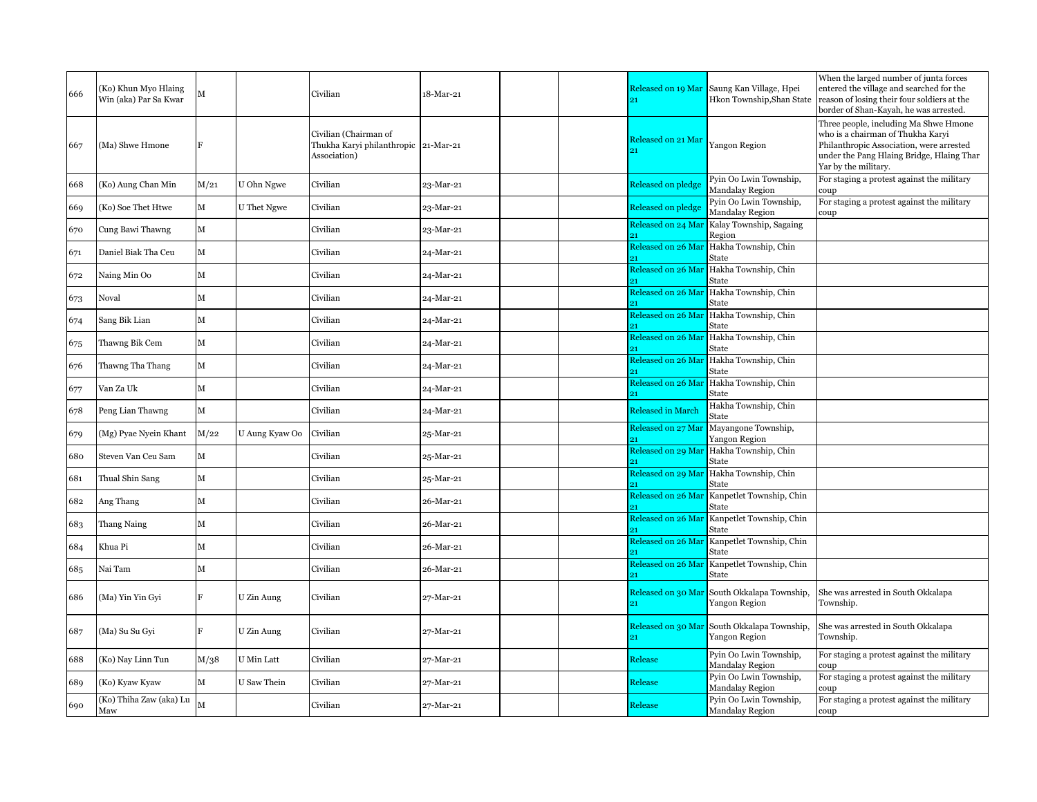| | | | | | | | | | | |
|---|---|---|---|---|---|---|---|---|---|---|
| 666 | (Ko) Khun Myo Hlaing Win (aka) Par Sa Kwar | M | | Civilian | 18-Mar-21 | | | Released on 19 Mar 21 | Saung Kan Village, Hpei Hkon Township,Shan State | When the larged number of junta forces entered the village and searched for the reason of losing their four soldiers at the border of Shan-Kayah, he was arrested. |
| 667 | (Ma) Shwe Hmone | F | | Civilian (Chairman of Thukha Karyi philanthropic Association) | 21-Mar-21 | | | Released on 21 Mar 21 | Yangon Region | Three people, including Ma Shwe Hmone who is a chairman of Thukha Karyi Philanthropic Association, were arrested under the Pang Hlaing Bridge, Hlaing Thar Yar by the military. |
| 668 | (Ko) Aung Chan Min | M/21 | U Ohn Ngwe | Civilian | 23-Mar-21 | | | Released on pledge | Pyin Oo Lwin Township, Mandalay Region | For staging a protest against the military coup |
| 669 | (Ko) Soe Thet Htwe | M | U Thet Ngwe | Civilian | 23-Mar-21 | | | Released on pledge | Pyin Oo Lwin Township, Mandalay Region | For staging a protest against the military coup |
| 670 | Cung Bawi Thawng | M | | Civilian | 23-Mar-21 | | | Released on 24 Mar 21 | Kalay Township, Sagaing Region | |
| 671 | Daniel Biak Tha Ceu | M | | Civilian | 24-Mar-21 | | | Released on 26 Mar 21 | Hakha Township, Chin State | |
| 672 | Naing Min Oo | M | | Civilian | 24-Mar-21 | | | Released on 26 Mar 21 | Hakha Township, Chin State | |
| 673 | Noval | M | | Civilian | 24-Mar-21 | | | Released on 26 Mar 21 | Hakha Township, Chin State | |
| 674 | Sang Bik Lian | M | | Civilian | 24-Mar-21 | | | Released on 26 Mar 21 | Hakha Township, Chin State | |
| 675 | Thawng Bik Cem | M | | Civilian | 24-Mar-21 | | | Released on 26 Mar 21 | Hakha Township, Chin State | |
| 676 | Thawng Tha Thang | M | | Civilian | 24-Mar-21 | | | Released on 26 Mar 21 | Hakha Township, Chin State | |
| 677 | Van Za Uk | M | | Civilian | 24-Mar-21 | | | Released on 26 Mar 21 | Hakha Township, Chin State | |
| 678 | Peng Lian Thawng | M | | Civilian | 24-Mar-21 | | | Released in March | Hakha Township, Chin State | |
| 679 | (Mg) Pyae Nyein Khant | M/22 | U Aung Kyaw Oo | Civilian | 25-Mar-21 | | | Released on 27 Mar 21 | Mayangone Township, Yangon Region | |
| 680 | Steven Van Ceu Sam | M | | Civilian | 25-Mar-21 | | | Released on 29 Mar 21 | Hakha Township, Chin State | |
| 681 | Thual Shin Sang | M | | Civilian | 25-Mar-21 | | | Released on 29 Mar 21 | Hakha Township, Chin State | |
| 682 | Ang Thang | M | | Civilian | 26-Mar-21 | | | Released on 26 Mar 21 | Kanpetlet Township, Chin State | |
| 683 | Thang Naing | M | | Civilian | 26-Mar-21 | | | Released on 26 Mar 21 | Kanpetlet Township, Chin State | |
| 684 | Khua Pi | M | | Civilian | 26-Mar-21 | | | Released on 26 Mar 21 | Kanpetlet Township, Chin State | |
| 685 | Nai Tam | M | | Civilian | 26-Mar-21 | | | Released on 26 Mar 21 | Kanpetlet Township, Chin State | |
| 686 | (Ma) Yin Yin Gyi | F | U Zin Aung | Civilian | 27-Mar-21 | | | Released on 30 Mar 21 | South Okkalapa Township, Yangon Region | She was arrested in South Okkalapa Township. |
| 687 | (Ma) Su Su Gyi | F | U Zin Aung | Civilian | 27-Mar-21 | | | Released on 30 Mar 21 | South Okkalapa Township, Yangon Region | She was arrested in South Okkalapa Township. |
| 688 | (Ko) Nay Linn Tun | M/38 | U Min Latt | Civilian | 27-Mar-21 | | | Release | Pyin Oo Lwin Township, Mandalay Region | For staging a protest against the military coup |
| 689 | (Ko) Kyaw Kyaw | M | U Saw Thein | Civilian | 27-Mar-21 | | | Release | Pyin Oo Lwin Township, Mandalay Region | For staging a protest against the military coup |
| 690 | (Ko) Thiha Zaw (aka) Lu Maw | M | | Civilian | 27-Mar-21 | | | Release | Pyin Oo Lwin Township, Mandalay Region | For staging a protest against the military coup |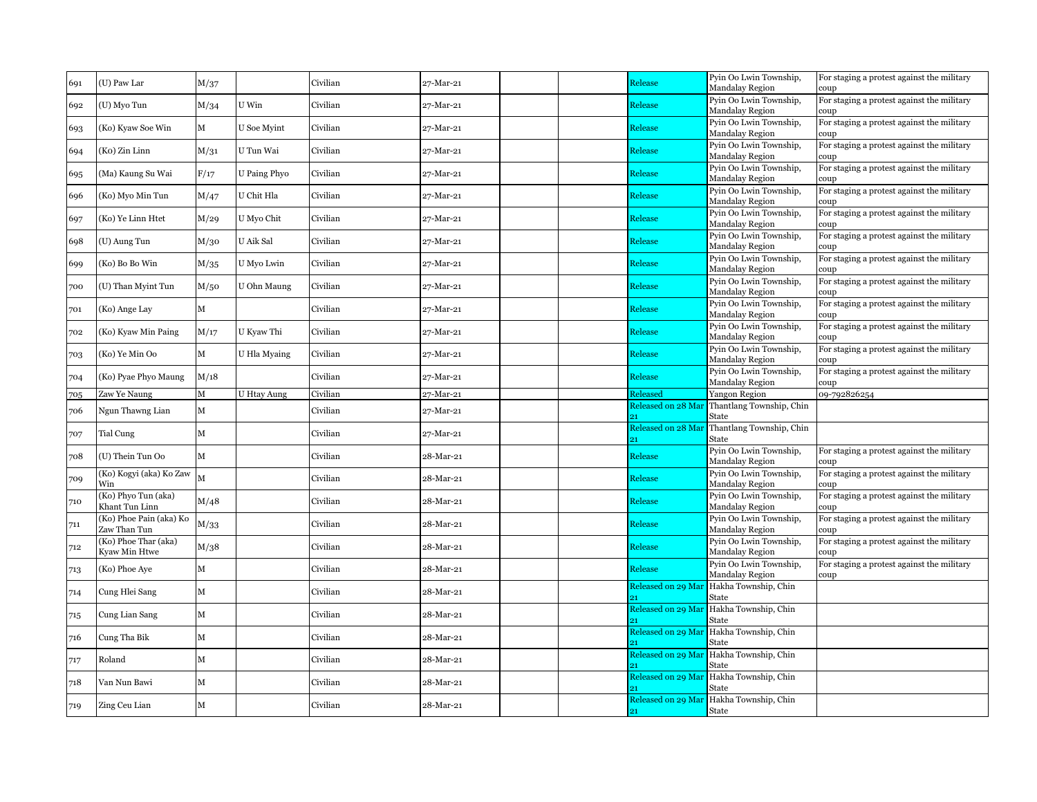| | | | | | | | | | | |
|---|---|---|---|---|---|---|---|---|---|---|
| 691 | (U) Paw Lar | M/37 | | Civilian | 27-Mar-21 | | | Release | Pyin Oo Lwin Township, Mandalay Region | For staging a protest against the military coup |
| 692 | (U) Myo Tun | M/34 | U Win | Civilian | 27-Mar-21 | | | Release | Pyin Oo Lwin Township, Mandalay Region | For staging a protest against the military coup |
| 693 | (Ko) Kyaw Soe Win | M | U Soe Myint | Civilian | 27-Mar-21 | | | Release | Pyin Oo Lwin Township, Mandalay Region | For staging a protest against the military coup |
| 694 | (Ko) Zin Linn | M/31 | U Tun Wai | Civilian | 27-Mar-21 | | | Release | Pyin Oo Lwin Township, Mandalay Region | For staging a protest against the military coup |
| 695 | (Ma) Kaung Su Wai | F/17 | U Paing Phyo | Civilian | 27-Mar-21 | | | Release | Pyin Oo Lwin Township, Mandalay Region | For staging a protest against the military coup |
| 696 | (Ko) Myo Min Tun | M/47 | U Chit Hla | Civilian | 27-Mar-21 | | | Release | Pyin Oo Lwin Township, Mandalay Region | For staging a protest against the military coup |
| 697 | (Ko) Ye Linn Htet | M/29 | U Myo Chit | Civilian | 27-Mar-21 | | | Release | Pyin Oo Lwin Township, Mandalay Region | For staging a protest against the military coup |
| 698 | (U) Aung Tun | M/30 | U Aik Sal | Civilian | 27-Mar-21 | | | Release | Pyin Oo Lwin Township, Mandalay Region | For staging a protest against the military coup |
| 699 | (Ko) Bo Bo Win | M/35 | U Myo Lwin | Civilian | 27-Mar-21 | | | Release | Pyin Oo Lwin Township, Mandalay Region | For staging a protest against the military coup |
| 700 | (U) Than Myint Tun | M/50 | U Ohn Maung | Civilian | 27-Mar-21 | | | Release | Pyin Oo Lwin Township, Mandalay Region | For staging a protest against the military coup |
| 701 | (Ko) Ange Lay | M | | Civilian | 27-Mar-21 | | | Release | Pyin Oo Lwin Township, Mandalay Region | For staging a protest against the military coup |
| 702 | (Ko) Kyaw Min Paing | M/17 | U Kyaw Thi | Civilian | 27-Mar-21 | | | Release | Pyin Oo Lwin Township, Mandalay Region | For staging a protest against the military coup |
| 703 | (Ko) Ye Min Oo | M | U Hla Myaing | Civilian | 27-Mar-21 | | | Release | Pyin Oo Lwin Township, Mandalay Region | For staging a protest against the military coup |
| 704 | (Ko) Pyae Phyo Maung | M/18 | | Civilian | 27-Mar-21 | | | Release | Pyin Oo Lwin Township, Mandalay Region | For staging a protest against the military coup |
| 705 | Zaw Ye Naung | M | U Htay Aung | Civilian | 27-Mar-21 | | | Released | Yangon Region | 09-792826254 |
| 706 | Ngun Thawng Lian | M | | Civilian | 27-Mar-21 | | | Released on 28 Mar 21 | Thantlang Township, Chin State | |
| 707 | Tial Cung | M | | Civilian | 27-Mar-21 | | | Released on 28 Mar 21 | Thantlang Township, Chin State | |
| 708 | (U) Thein Tun Oo | M | | Civilian | 28-Mar-21 | | | Release | Pyin Oo Lwin Township, Mandalay Region | For staging a protest against the military coup |
| 709 | (Ko) Kogyi (aka) Ko Zaw Win | M | | Civilian | 28-Mar-21 | | | Release | Pyin Oo Lwin Township, Mandalay Region | For staging a protest against the military coup |
| 710 | (Ko) Phyo Tun (aka) Khant Tun Linn | M/48 | | Civilian | 28-Mar-21 | | | Release | Pyin Oo Lwin Township, Mandalay Region | For staging a protest against the military coup |
| 711 | (Ko) Phoe Pain (aka) Ko Zaw Than Tun | M/33 | | Civilian | 28-Mar-21 | | | Release | Pyin Oo Lwin Township, Mandalay Region | For staging a protest against the military coup |
| 712 | (Ko) Phoe Thar (aka) Kyaw Min Htwe | M/38 | | Civilian | 28-Mar-21 | | | Release | Pyin Oo Lwin Township, Mandalay Region | For staging a protest against the military coup |
| 713 | (Ko) Phoe Aye | M | | Civilian | 28-Mar-21 | | | Release | Pyin Oo Lwin Township, Mandalay Region | For staging a protest against the military coup |
| 714 | Cung Hlei Sang | M | | Civilian | 28-Mar-21 | | | Released on 29 Mar 21 | Hakha Township, Chin State | |
| 715 | Cung Lian Sang | M | | Civilian | 28-Mar-21 | | | Released on 29 Mar 21 | Hakha Township, Chin State | |
| 716 | Cung Tha Bik | M | | Civilian | 28-Mar-21 | | | Released on 29 Mar 21 | Hakha Township, Chin State | |
| 717 | Roland | M | | Civilian | 28-Mar-21 | | | Released on 29 Mar 21 | Hakha Township, Chin State | |
| 718 | Van Nun Bawi | M | | Civilian | 28-Mar-21 | | | Released on 29 Mar 21 | Hakha Township, Chin State | |
| 719 | Zing Ceu Lian | M | | Civilian | 28-Mar-21 | | | Released on 29 Mar 21 | Hakha Township, Chin State | |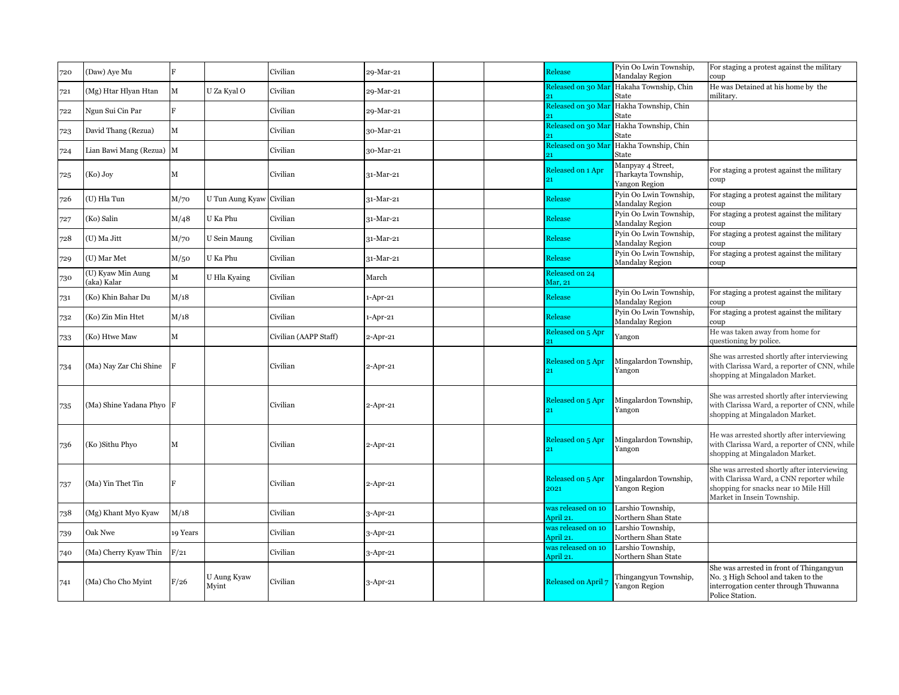| | | | | | | | | | | |
|---|---|---|---|---|---|---|---|---|---|---|
| 720 | (Daw) Aye Mu | F | | Civilian | 29-Mar-21 | | | Release | Pyin Oo Lwin Township, Mandalay Region | For staging a protest against the military coup |
| 721 | (Mg) Htar Hlyan Htan | M | U Za Kyal O | Civilian | 29-Mar-21 | | | Released on 30 Mar 21 | Hakaha Township, Chin State | He was Detained at his home by the military. |
| 722 | Ngun Sui Cin Par | F | | Civilian | 29-Mar-21 | | | Released on 30 Mar 21 | Hakha Township, Chin State | |
| 723 | David Thang (Rezua) | M | | Civilian | 30-Mar-21 | | | Released on 30 Mar 21 | Hakha Township, Chin State | |
| 724 | Lian Bawi Mang (Rezua) | M | | Civilian | 30-Mar-21 | | | Released on 30 Mar 21 | Hakha Township, Chin State | |
| 725 | (Ko) Joy | M | | Civilian | 31-Mar-21 | | | Released on 1 Apr 21 | Manpyay 4 Street, Tharkayta Township, Yangon Region | For staging a protest against the military coup |
| 726 | (U) Hla Tun | M/70 | U Tun Aung Kyaw | Civilian | 31-Mar-21 | | | Release | Pyin Oo Lwin Township, Mandalay Region | For staging a protest against the military coup |
| 727 | (Ko) Salin | M/48 | U Ka Phu | Civilian | 31-Mar-21 | | | Release | Pyin Oo Lwin Township, Mandalay Region | For staging a protest against the military coup |
| 728 | (U) Ma Jitt | M/70 | U Sein Maung | Civilian | 31-Mar-21 | | | Release | Pyin Oo Lwin Township, Mandalay Region | For staging a protest against the military coup |
| 729 | (U) Mar Met | M/50 | U Ka Phu | Civilian | 31-Mar-21 | | | Release | Pyin Oo Lwin Township, Mandalay Region | For staging a protest against the military coup |
| 730 | (U) Kyaw Min Aung (aka) Kalar | M | U Hla Kyaing | Civilian | March | | | Released on 24 Mar, 21 | | |
| 731 | (Ko) Khin Bahar Du | M/18 | | Civilian | 1-Apr-21 | | | Release | Pyin Oo Lwin Township, Mandalay Region | For staging a protest against the military coup |
| 732 | (Ko) Zin Min Htet | M/18 | | Civilian | 1-Apr-21 | | | Release | Pyin Oo Lwin Township, Mandalay Region | For staging a protest against the military coup |
| 733 | (Ko) Htwe Maw | M | | Civilian (AAPP Staff) | 2-Apr-21 | | | Released on 5 Apr 21 | Yangon | He was taken away from home for questioning by police. |
| 734 | (Ma) Nay Zar Chi Shine | F | | Civilian | 2-Apr-21 | | | Released on 5 Apr 21 | Mingalardon Township, Yangon | She was arrested shortly after interviewing with Clarissa Ward, a reporter of CNN, while shopping at Mingaladon Market. |
| 735 | (Ma) Shine Yadana Phyo | F | | Civilian | 2-Apr-21 | | | Released on 5 Apr 21 | Mingalardon Township, Yangon | She was arrested shortly after interviewing with Clarissa Ward, a reporter of CNN, while shopping at Mingaladon Market. |
| 736 | (Ko )Sithu Phyo | M | | Civilian | 2-Apr-21 | | | Released on 5 Apr 21 | Mingalardon Township, Yangon | He was arrested shortly after interviewing with Clarissa Ward, a reporter of CNN, while shopping at Mingaladon Market. |
| 737 | (Ma) Yin Thet Tin | F | | Civilian | 2-Apr-21 | | | Released on 5 Apr 2021 | Mingalardon Township, Yangon Region | She was arrested shortly after interviewing with Clarissa Ward, a CNN reporter while shopping for snacks near 10 Mile Hill Market in Insein Township. |
| 738 | (Mg) Khant Myo Kyaw | M/18 | | Civilian | 3-Apr-21 | | | was released on 10 April 21. | Larshio Township, Northern Shan State | |
| 739 | Oak Nwe | 19 Years | | Civilian | 3-Apr-21 | | | was released on 10 April 21. | Larshio Township, Northern Shan State | |
| 740 | (Ma) Cherry Kyaw Thin | F/21 | | Civilian | 3-Apr-21 | | | was released on 10 April 21. | Larshio Township, Northern Shan State | |
| 741 | (Ma) Cho Cho Myint | F/26 | U Aung Kyaw Myint | Civilian | 3-Apr-21 | | | Released on April 7 | Thingangyun Township, Yangon Region | She was arrested in front of Thingangyun No. 3 High School and taken to the interrogation center through Thuwanna Police Station. |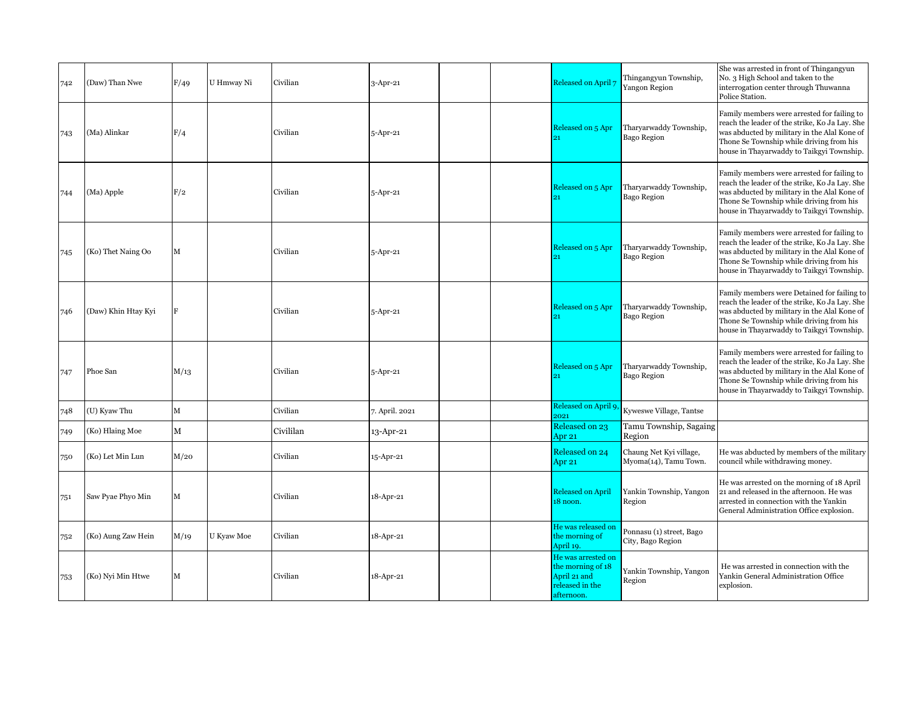| 742 | (Daw) Than Nwe | F/49 | U Hmway Ni | Civilian | 3-Apr-21 | | | Released on April 7 | Thingangyun Township, Yangon Region | She was arrested in front of Thingangyun No. 3 High School and taken to the interrogation center through Thuwanna Police Station. |
|---|---|---|---|---|---|---|---|---|---|---|
| 743 | (Ma) Alinkar | F/4 | | Civilian | 5-Apr-21 | | | Released on 5 Apr 21 | Tharyarwaddy Township, Bago Region | Family members were arrested for failing to reach the leader of the strike, Ko Ja Lay. She was abducted by military in the Alal Kone of Thone Se Township while driving from his house in Thayarwaddy to Taikgyi Township. |
| 744 | (Ma) Apple | F/2 | | Civilian | 5-Apr-21 | | | Released on 5 Apr 21 | Tharyarwaddy Township, Bago Region | Family members were arrested for failing to reach the leader of the strike, Ko Ja Lay. She was abducted by military in the Alal Kone of Thone Se Township while driving from his house in Thayarwaddy to Taikgyi Township. |
| 745 | (Ko) Thet Naing Oo | M | | Civilian | 5-Apr-21 | | | Released on 5 Apr 21 | Tharyarwaddy Township, Bago Region | Family members were arrested for failing to reach the leader of the strike, Ko Ja Lay. She was abducted by military in the Alal Kone of Thone Se Township while driving from his house in Thayarwaddy to Taikgyi Township. |
| 746 | (Daw) Khin Htay Kyi | F | | Civilian | 5-Apr-21 | | | Released on 5 Apr 21 | Tharyarwaddy Township, Bago Region | Family members were Detained for failing to reach the leader of the strike, Ko Ja Lay. She was abducted by military in the Alal Kone of Thone Se Township while driving from his house in Thayarwaddy to Taikgyi Township. |
| 747 | Phoe San | M/13 | | Civilian | 5-Apr-21 | | | Released on 5 Apr 21 | Tharyarwaddy Township, Bago Region | Family members were arrested for failing to reach the leader of the strike, Ko Ja Lay. She was abducted by military in the Alal Kone of Thone Se Township while driving from his house in Thayarwaddy to Taikgyi Township. |
| 748 | (U) Kyaw Thu | M | | Civilian | 7. April. 2021 | | | Released on April 9, 2021 | Kyweswe Village, Tantse | |
| 749 | (Ko) Hlaing Moe | M | | Civililan | 13-Apr-21 | | | Released on 23 Apr 21 | Tamu Township, Sagaing Region | |
| 750 | (Ko) Let Min Lun | M/20 | | Civilian | 15-Apr-21 | | | Released on 24 Apr 21 | Chaung Net Kyi village, Myoma(14), Tamu Town. | He was abducted by members of the military council while withdrawing money. |
| 751 | Saw Pyae Phyo Min | M | | Civilian | 18-Apr-21 | | | Released on April 18 noon. | Yankin Township, Yangon Region | He was arrested on the morning of 18 April 21 and released in the afternoon. He was arrested in connection with the Yankin General Administration Office explosion. |
| 752 | (Ko) Aung Zaw Hein | M/19 | U Kyaw Moe | Civilian | 18-Apr-21 | | | He was released on the morning of April 19. | Ponnasu (1) street, Bago City, Bago Region | |
| 753 | (Ko) Nyi Min Htwe | M | | Civilian | 18-Apr-21 | | | He was arrested on the morning of 18 April 21 and released in the afternoon. | Yankin Township, Yangon Region | He was arrested in connection with the Yankin General Administration Office explosion. |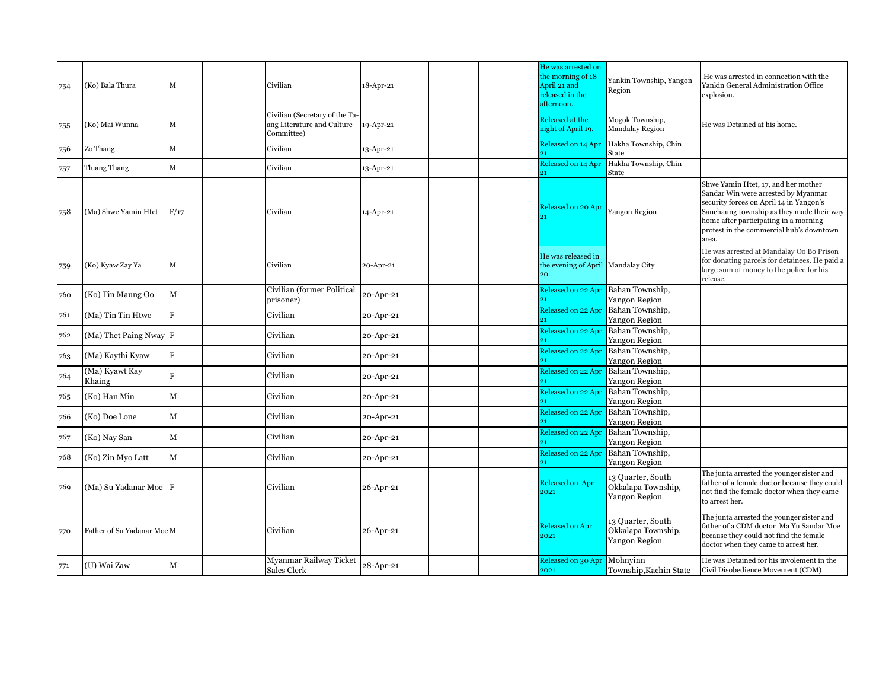| 754 | (Ko) Bala Thura | M | | Civilian | 18-Apr-21 | | | He was arrested on the morning of 18 April 21 and released in the afternoon. | Yankin Township, Yangon Region | He was arrested in connection with the Yankin General Administration Office explosion. |
|---|---|---|---|---|---|---|---|---|---|---|
| 755 | (Ko) Mai Wunna | M | | Civilian (Secretary of the Ta-ang Literature and Culture Committee) | 19-Apr-21 | | | Released at the night of April 19. | Mogok Township, Mandalay Region | He was Detained at his home. |
| 756 | Zo Thang | M | | Civilian | 13-Apr-21 | | | Released on 14 Apr 21 | Hakha Township, Chin State | |
| 757 | Tluang Thang | M | | Civilian | 13-Apr-21 | | | Released on 14 Apr 21 | Hakha Township, Chin State | |
| 758 | (Ma) Shwe Yamin Htet | F/17 | | Civilian | 14-Apr-21 | | | Released on 20 Apr 21 | Yangon Region | Shwe Yamin Htet, 17, and her mother Sandar Win were arrested by Myanmar security forces on April 14 in Yangon's Sanchaung township as they made their way home after participating in a morning protest in the commercial hub's downtown area. |
| 759 | (Ko) Kyaw Zay Ya | M | | Civilian | 20-Apr-21 | | | He was released in the evening of April 20. | Mandalay City | He was arrested at Mandalay Oo Bo Prison for donating parcels for detainees. He paid a large sum of money to the police for his release. |
| 760 | (Ko) Tin Maung Oo | M | | Civilian (former Political prisoner) | 20-Apr-21 | | | Released on 22 Apr 21 | Bahan Township, Yangon Region | |
| 761 | (Ma) Tin Tin Htwe | F | | Civilian | 20-Apr-21 | | | Released on 22 Apr 21 | Bahan Township, Yangon Region | |
| 762 | (Ma) Thet Paing Nway | F | | Civilian | 20-Apr-21 | | | Released on 22 Apr 21 | Bahan Township, Yangon Region | |
| 763 | (Ma) Kaythi Kyaw | F | | Civilian | 20-Apr-21 | | | Released on 22 Apr 21 | Bahan Township, Yangon Region | |
| 764 | (Ma) Kyawt Kay Khaing | F | | Civilian | 20-Apr-21 | | | Released on 22 Apr 21 | Bahan Township, Yangon Region | |
| 765 | (Ko) Han Min | M | | Civilian | 20-Apr-21 | | | Released on 22 Apr 21 | Bahan Township, Yangon Region | |
| 766 | (Ko) Doe Lone | M | | Civilian | 20-Apr-21 | | | Released on 22 Apr 21 | Bahan Township, Yangon Region | |
| 767 | (Ko) Nay San | M | | Civilian | 20-Apr-21 | | | Released on 22 Apr 21 | Bahan Township, Yangon Region | |
| 768 | (Ko) Zin Myo Latt | M | | Civilian | 20-Apr-21 | | | Released on 22 Apr 21 | Bahan Township, Yangon Region | |
| 769 | (Ma) Su Yadanar Moe | F | | Civilian | 26-Apr-21 | | | Released on Apr 2021 | 13 Quarter, South Okkalapa Township, Yangon Region | The junta arrested the younger sister and father of a female doctor because they could not find the female doctor when they came to arrest her. |
| 770 | Father of Su Yadanar Moe | M | | Civilian | 26-Apr-21 | | | Released on Apr 2021 | 13 Quarter, South Okkalapa Township, Yangon Region | The junta arrested the younger sister and father of a CDM doctor Ma Yu Sandar Moe because they could not find the female doctor when they came to arrest her. |
| 771 | (U) Wai Zaw | M | | Myanmar Railway Ticket Sales Clerk | 28-Apr-21 | | | Released on 30 Apr 2021 | Mohnyinn Township,Kachin State | He was Detained for his involement in the Civil Disobedience Movement (CDM) |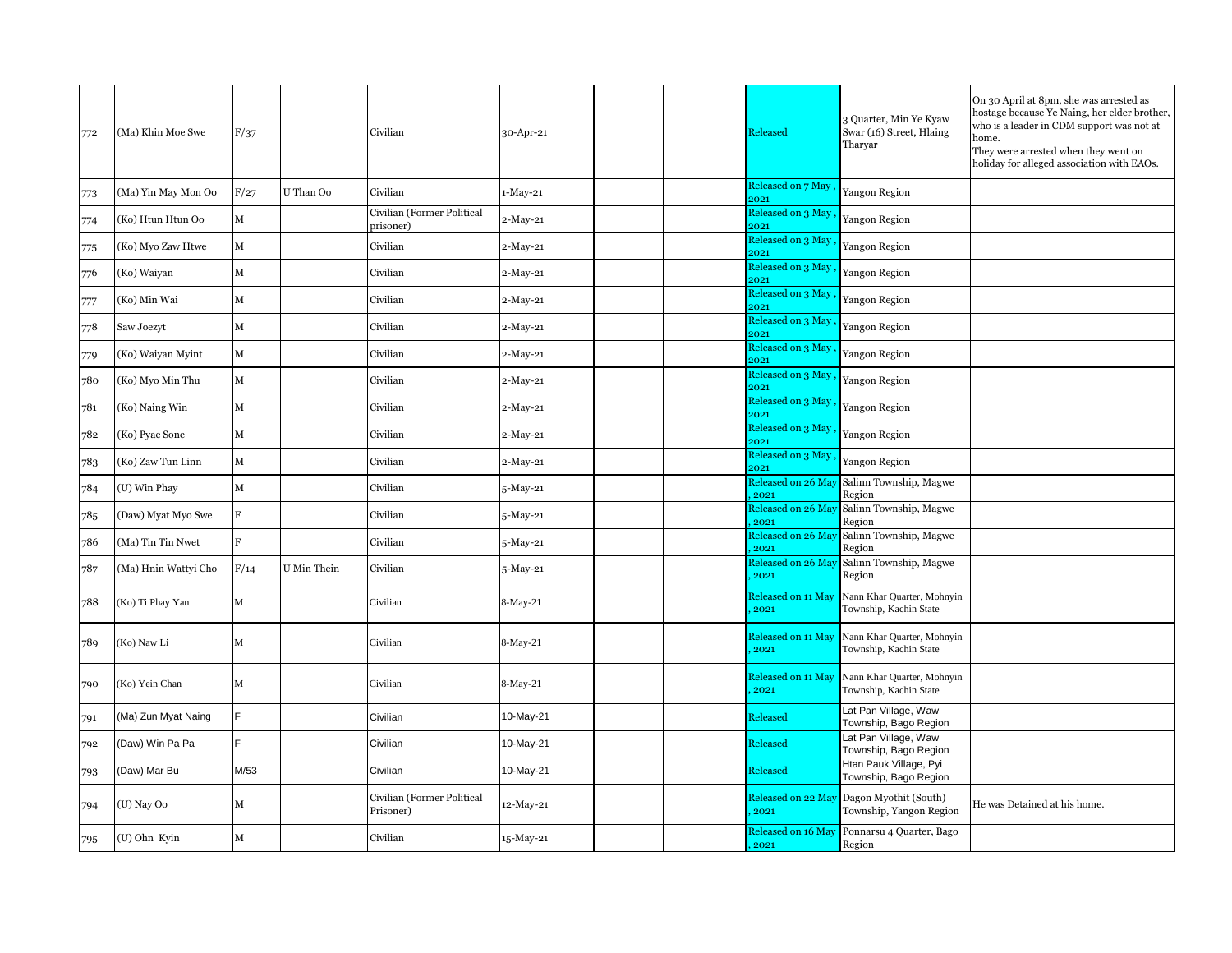| 772 | (Ma) Khin Moe Swe | F/37 | | Civilian | 30-Apr-21 | | | Released | 3 Quarter, Min Ye Kyaw Swar (16) Street, Hlaing Tharyar | On 30 April at 8pm, she was arrested as hostage because Ye Naing, her elder brother, who is a leader in CDM support was not at home. They were arrested when they went on holiday for alleged association with EAOs. |
|---|---|---|---|---|---|---|---|---|---|---|
| 773 | (Ma) Yin May Mon Oo | F/27 | U Than Oo | Civilian | 1-May-21 | | | Released on 7 May , 2021 | Yangon Region | |
| 774 | (Ko) Htun Htun Oo | M | | Civilian (Former Political prisoner) | 2-May-21 | | | Released on 3 May , 2021 | Yangon Region | |
| 775 | (Ko) Myo Zaw Htwe | M | | Civilian | 2-May-21 | | | Released on 3 May , 2021 | Yangon Region | |
| 776 | (Ko) Waiyan | M | | Civilian | 2-May-21 | | | Released on 3 May , 2021 | Yangon Region | |
| 777 | (Ko) Min Wai | M | | Civilian | 2-May-21 | | | Released on 3 May , 2021 | Yangon Region | |
| 778 | Saw Joezyt | M | | Civilian | 2-May-21 | | | Released on 3 May , 2021 | Yangon Region | |
| 779 | (Ko) Waiyan Myint | M | | Civilian | 2-May-21 | | | Released on 3 May , 2021 | Yangon Region | |
| 780 | (Ko) Myo Min Thu | M | | Civilian | 2-May-21 | | | Released on 3 May , 2021 | Yangon Region | |
| 781 | (Ko) Naing Win | M | | Civilian | 2-May-21 | | | Released on 3 May , 2021 | Yangon Region | |
| 782 | (Ko) Pyae Sone | M | | Civilian | 2-May-21 | | | Released on 3 May , 2021 | Yangon Region | |
| 783 | (Ko) Zaw Tun Linn | M | | Civilian | 2-May-21 | | | Released on 3 May , 2021 | Yangon Region | |
| 784 | (U) Win Phay | M | | Civilian | 5-May-21 | | | Released on 26 May , 2021 | Salinn Township, Magwe Region | |
| 785 | (Daw) Myat Myo Swe | F | | Civilian | 5-May-21 | | | Released on 26 May , 2021 | Salinn Township, Magwe Region | |
| 786 | (Ma) Tin Tin Nwet | F | | Civilian | 5-May-21 | | | Released on 26 May , 2021 | Salinn Township, Magwe Region | |
| 787 | (Ma) Hnin Wattyi Cho | F/14 | U Min Thein | Civilian | 5-May-21 | | | Released on 26 May , 2021 | Salinn Township, Magwe Region | |
| 788 | (Ko) Ti Phay Yan | M | | Civilian | 8-May-21 | | | Released on 11 May , 2021 | Nann Khar Quarter, Mohnyin Township, Kachin State | |
| 789 | (Ko) Naw Li | M | | Civilian | 8-May-21 | | | Released on 11 May , 2021 | Nann Khar Quarter, Mohnyin Township, Kachin State | |
| 790 | (Ko) Yein Chan | M | | Civilian | 8-May-21 | | | Released on 11 May , 2021 | Nann Khar Quarter, Mohnyin Township, Kachin State | |
| 791 | (Ma) Zun Myat Naing | F | | Civilian | 10-May-21 | | | Released | Lat Pan Village, Waw Township, Bago Region | |
| 792 | (Daw) Win Pa Pa | F | | Civilian | 10-May-21 | | | Released | Lat Pan Village, Waw Township, Bago Region | |
| 793 | (Daw) Mar Bu | M/53 | | Civilian | 10-May-21 | | | Released | Htan Pauk Village, Pyi Township, Bago Region | |
| 794 | (U) Nay Oo | M | | Civilian (Former Political Prisoner) | 12-May-21 | | | Released on 22 May , 2021 | Dagon Myothit (South) Township, Yangon Region | He was Detained at his home. |
| 795 | (U) Ohn Kyin | M | | Civilian | 15-May-21 | | | Released on 16 May , 2021 | Ponnarsu 4 Quarter, Bago Region | |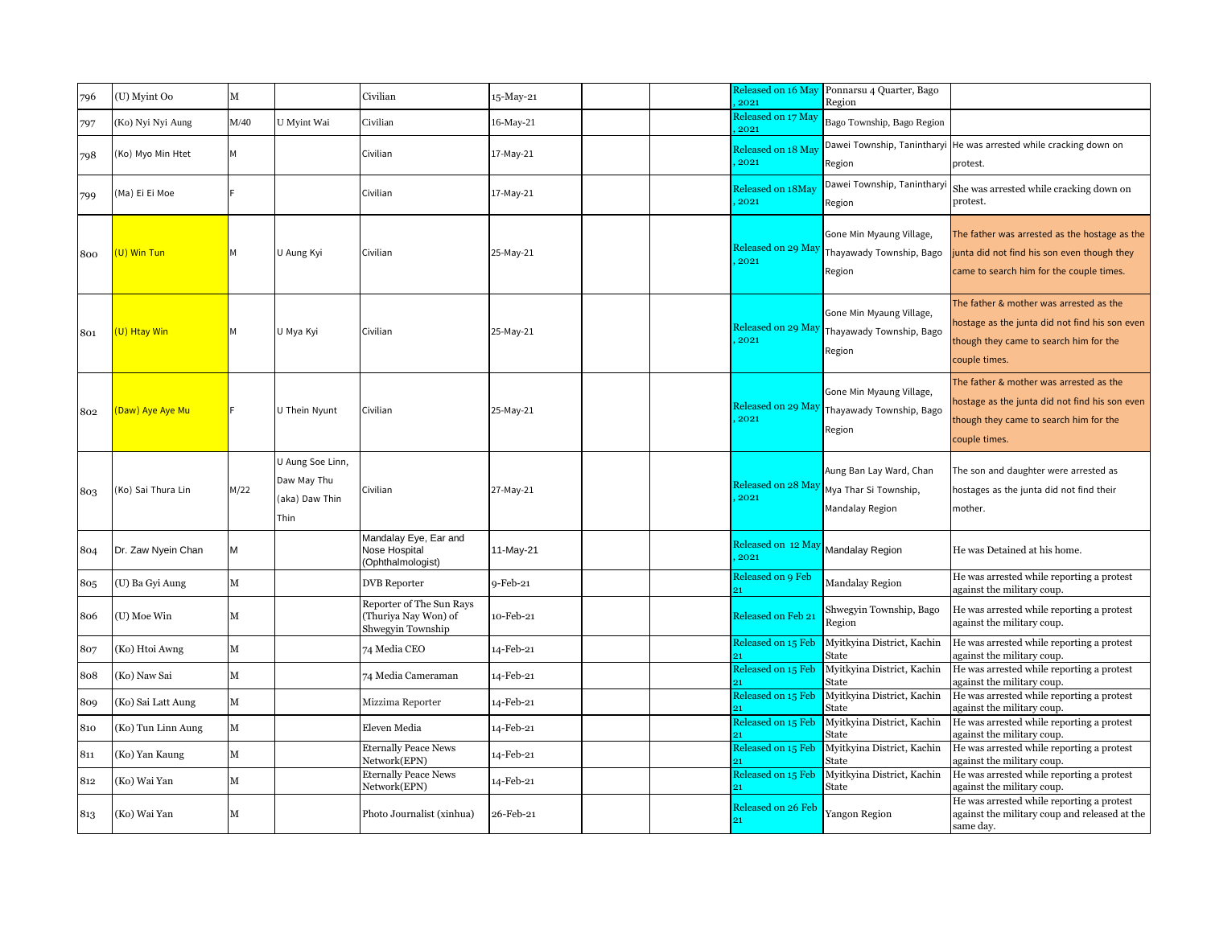| 796 | (U) Myint Oo | M | | Civilian | 15-May-21 | | | Released on 16 May , 2021 | Ponnarsu 4 Quarter, Bago Region | |
|---|---|---|---|---|---|---|---|---|---|---|
| 797 | (Ko) Nyi Nyi Aung | M/40 | U Myint Wai | Civilian | 16-May-21 | | | Released on 17 May , 2021 | Bago Township, Bago Region | |
| 798 | (Ko) Myo Min Htet | M | | Civilian | 17-May-21 | | | Released on 18 May , 2021 | Dawei Township, Tanintharyi Region | He was arrested while cracking down on protest. |
| 799 | (Ma) Ei Ei Moe | F | | Civilian | 17-May-21 | | | Released on 18May , 2021 | Dawei Township, Tanintharyi Region | She was arrested while cracking down on protest. |
| 800 | (U) Win Tun | M | U Aung Kyi | Civilian | 25-May-21 | | | Released on 29 May , 2021 | Gone Min Myaung Village, Thayawady Township, Bago Region | The father was arrested as the hostage as the junta did not find his son even though they came to search him for the couple times. |
| 801 | (U) Htay Win | M | U Mya Kyi | Civilian | 25-May-21 | | | Released on 29 May , 2021 | Gone Min Myaung Village, Thayawady Township, Bago Region | The father & mother was arrested as the hostage as the junta did not find his son even though they came to search him for the couple times. |
| 802 | (Daw) Aye Aye Mu | F | U Thein Nyunt | Civilian | 25-May-21 | | | Released on 29 May , 2021 | Gone Min Myaung Village, Thayawady Township, Bago Region | The father & mother was arrested as the hostage as the junta did not find his son even though they came to search him for the couple times. |
| 803 | (Ko) Sai Thura Lin | M/22 | U Aung Soe Linn, Daw May Thu (aka) Daw Thin Thin | Civilian | 27-May-21 | | | Released on 28 May , 2021 | Aung Ban Lay Ward, Chan Mya Thar Si Township, Mandalay Region | The son and daughter were arrested as hostages as the junta did not find their mother. |
| 804 | Dr. Zaw Nyein Chan | M | | Mandalay Eye, Ear and Nose Hospital (Ophthalmologist) | 11-May-21 | | | Released on 12 May , 2021 | Mandalay Region | He was Detained at his home. |
| 805 | (U) Ba Gyi Aung | M | | DVB Reporter | 9-Feb-21 | | | Released on 9 Feb 21 | Mandalay Region | He was arrested while reporting a protest against the military coup. |
| 806 | (U) Moe Win | M | | Reporter of The Sun Rays (Thuriya Nay Won) of Shwegyin Township | 10-Feb-21 | | | Released on Feb 21 | Shwegyin Township, Bago Region | He was arrested while reporting a protest against the military coup. |
| 807 | (Ko) Htoi Awng | M | | 74 Media CEO | 14-Feb-21 | | | Released on 15 Feb 21 | Myitkyina District, Kachin State | He was arrested while reporting a protest against the military coup. |
| 808 | (Ko) Naw Sai | M | | 74 Media Cameraman | 14-Feb-21 | | | Released on 15 Feb 21 | Myitkyina District, Kachin State | He was arrested while reporting a protest against the military coup. |
| 809 | (Ko) Sai Latt Aung | M | | Mizzima Reporter | 14-Feb-21 | | | Released on 15 Feb 21 | Myitkyina District, Kachin State | He was arrested while reporting a protest against the military coup. |
| 810 | (Ko) Tun Linn Aung | M | | Eleven Media | 14-Feb-21 | | | Released on 15 Feb 21 | Myitkyina District, Kachin State | He was arrested while reporting a protest against the military coup. |
| 811 | (Ko) Yan Kaung | M | | Eternally Peace News Network(EPN) | 14-Feb-21 | | | Released on 15 Feb 21 | Myitkyina District, Kachin State | He was arrested while reporting a protest against the military coup. |
| 812 | (Ko) Wai Yan | M | | Eternally Peace News Network(EPN) | 14-Feb-21 | | | Released on 15 Feb 21 | Myitkyina District, Kachin State | He was arrested while reporting a protest against the military coup. |
| 813 | (Ko) Wai Yan | M | | Photo Journalist (xinhua) | 26-Feb-21 | | | Released on 26 Feb 21 | Yangon Region | He was arrested while reporting a protest against the military coup and released at the same day. |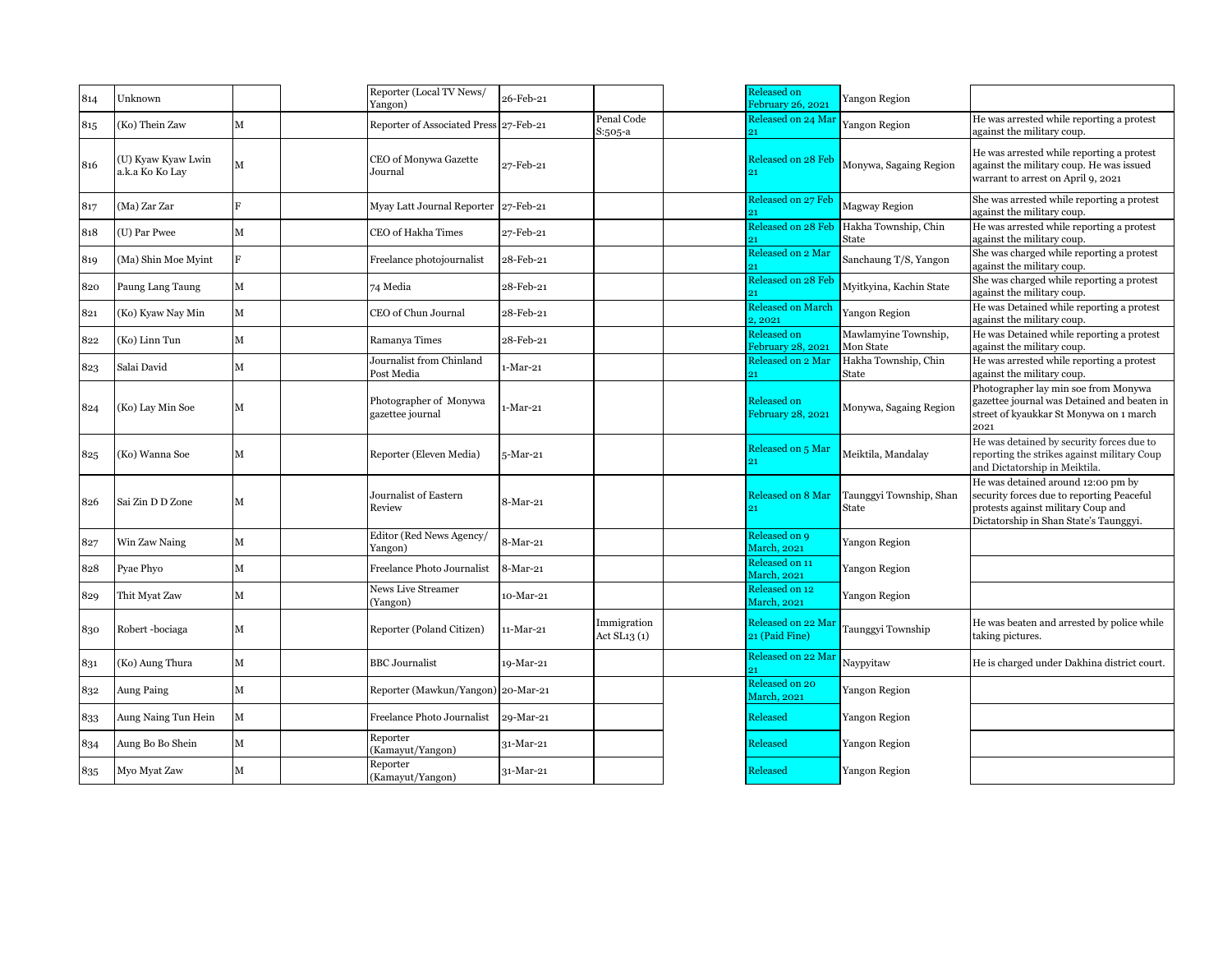| | | | | | | | | | | |
|---|---|---|---|---|---|---|---|---|---|---|
| 814 | Unknown | | | Reporter (Local TV News/ Yangon) | 26-Feb-21 | | | Released on February 26, 2021 | Yangon Region | |
| 815 | (Ko) Thein Zaw | M | | Reporter of Associated Press | 27-Feb-21 | Penal Code S:505-a | | Released on 24 Mar 21 | Yangon Region | He was arrested while reporting a protest against the military coup. |
| 816 | (U) Kyaw Kyaw Lwin a.k.a Ko Ko Lay | M | | CEO of Monywa Gazette Journal | 27-Feb-21 | | | Released on 28 Feb 21 | Monywa, Sagaing Region | He was arrested while reporting a protest against the military coup. He was issued warrant to arrest on April 9, 2021 |
| 817 | (Ma) Zar Zar | F | | Myay Latt Journal Reporter | 27-Feb-21 | | | Released on 27 Feb 21 | Magway Region | She was arrested while reporting a protest against the military coup. |
| 818 | (U) Par Pwee | M | | CEO of Hakha Times | 27-Feb-21 | | | Released on 28 Feb 21 | Hakha Township, Chin State | He was arrested while reporting a protest against the military coup. |
| 819 | (Ma) Shin Moe Myint | F | | Freelance photojournalist | 28-Feb-21 | | | Released on 2 Mar 21 | Sanchaung T/S, Yangon | She was charged while reporting a protest against the military coup. |
| 820 | Paung Lang Taung | M | | 74 Media | 28-Feb-21 | | | Released on 28 Feb 21 | Myitkyina, Kachin State | She was charged while reporting a protest against the military coup. |
| 821 | (Ko) Kyaw Nay Min | M | | CEO of Chun Journal | 28-Feb-21 | | | Released on March 2, 2021 | Yangon Region | He was Detained while reporting a protest against the military coup. |
| 822 | (Ko) Linn Tun | M | | Ramanya Times | 28-Feb-21 | | | Released on February 28, 2021 | Mawlamyine Township, Mon State | He was Detained while reporting a protest against the military coup. |
| 823 | Salai David | M | | Journalist from Chinland Post Media | 1-Mar-21 | | | Released on 2 Mar 21 | Hakha Township, Chin State | He was arrested while reporting a protest against the military coup. |
| 824 | (Ko) Lay Min Soe | M | | Photographer of Monywa gazettee journal | 1-Mar-21 | | | Released on February 28, 2021 | Monywa, Sagaing Region | Photographer lay min soe from Monywa gazettee journal was Detained and beaten in street of kyaukkar St Monywa on 1 march 2021 |
| 825 | (Ko) Wanna Soe | M | | Reporter (Eleven Media) | 5-Mar-21 | | | Released on 5 Mar 21 | Meiktila, Mandalay | He was detained by security forces due to reporting the strikes against military Coup and Dictatorship in Meiktila. |
| 826 | Sai Zin D D Zone | M | | Journalist of Eastern Review | 8-Mar-21 | | | Released on 8 Mar 21 | Taunggyi Township, Shan State | He was detained around 12:00 pm by security forces due to reporting Peaceful protests against military Coup and Dictatorship in Shan State's Taunggyi. |
| 827 | Win Zaw Naing | M | | Editor (Red News Agency/ Yangon) | 8-Mar-21 | | | Released on 9 March, 2021 | Yangon Region | |
| 828 | Pyae Phyo | M | | Freelance Photo Journalist | 8-Mar-21 | | | Released on 11 March, 2021 | Yangon Region | |
| 829 | Thit Myat Zaw | M | | News Live Streamer (Yangon) | 10-Mar-21 | | | Released on 12 March, 2021 | Yangon Region | |
| 830 | Robert -bociaga | M | | Reporter (Poland Citizen) | 11-Mar-21 | Immigration Act SL13 (1) | | Released on 22 Mar 21 (Paid Fine) | Taunggyi Township | He was beaten and arrested by police while taking pictures. |
| 831 | (Ko) Aung Thura | M | | BBC Journalist | 19-Mar-21 | | | Released on 22 Mar 21 | Naypyitaw | He is charged under Dakhina district court. |
| 832 | Aung Paing | M | | Reporter (Mawkun/Yangon) | 20-Mar-21 | | | Released on 20 March, 2021 | Yangon Region | |
| 833 | Aung Naing Tun Hein | M | | Freelance Photo Journalist | 29-Mar-21 | | | Released | Yangon Region | |
| 834 | Aung Bo Bo Shein | M | | Reporter (Kamayut/Yangon) | 31-Mar-21 | | | Released | Yangon Region | |
| 835 | Myo Myat Zaw | M | | Reporter (Kamayut/Yangon) | 31-Mar-21 | | | Released | Yangon Region | |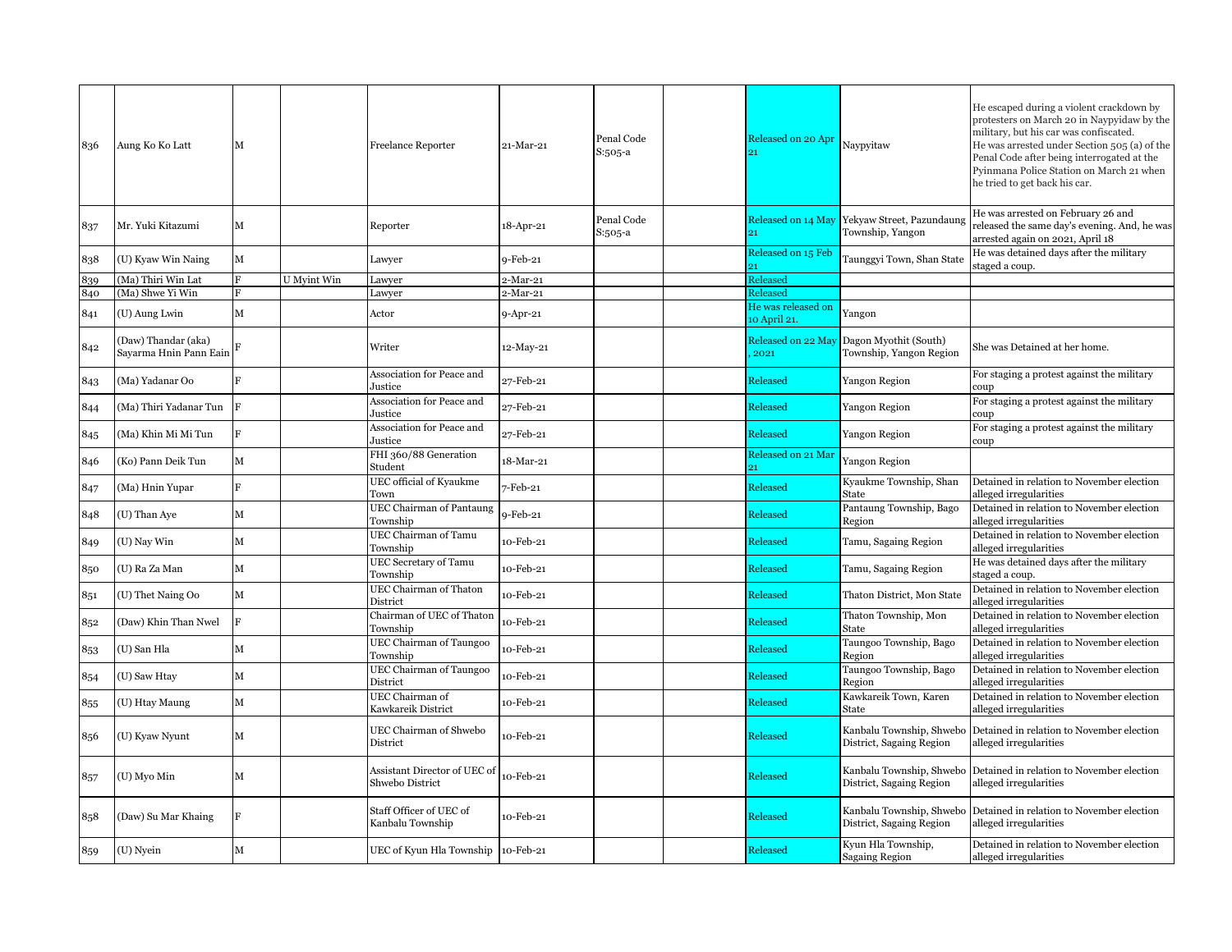| | | | | | | | | | | |
|---|---|---|---|---|---|---|---|---|---|---|
| 836 | Aung Ko Ko Latt | M | | Freelance Reporter | 21-Mar-21 | Penal Code S:505-a | | Released on 20 Apr 21 | Naypyitaw | He escaped during a violent crackdown by protesters on March 20 in Naypyidaw by the military, but his car was confiscated. He was arrested under Section 505 (a) of the Penal Code after being interrogated at the Pyinmana Police Station on March 21 when he tried to get back his car. |
| 837 | Mr. Yuki Kitazumi | M | | Reporter | 18-Apr-21 | Penal Code S:505-a | | Released on 14 May 21 | Yekyaw Street, Pazundaung Township, Yangon | He was arrested on February 26 and released the same day's evening. And, he was arrested again on 2021, April 18 |
| 838 | (U) Kyaw Win Naing | M | | Lawyer | 9-Feb-21 | | | Released on 15 Feb 21 | Taunggyi Town, Shan State | He was detained days after the military staged a coup. |
| 839 | (Ma) Thiri Win Lat | F | U Myint Win | Lawyer | 2-Mar-21 | | | Released | | |
| 840 | (Ma) Shwe Yi Win | F | | Lawyer | 2-Mar-21 | | | Released | | |
| 841 | (U) Aung Lwin | M | | Actor | 9-Apr-21 | | | He was released on 10 April 21. | Yangon | |
| 842 | (Daw) Thandar (aka) Sayarma Hnin Pann Eain | F | | Writer | 12-May-21 | | | Released on 22 May , 2021 | Dagon Myothit (South) Township, Yangon Region | She was Detained at her home. |
| 843 | (Ma) Yadanar Oo | F | | Association for Peace and Justice | 27-Feb-21 | | | Released | Yangon Region | For staging a protest against the military coup |
| 844 | (Ma) Thiri Yadanar Tun | F | | Association for Peace and Justice | 27-Feb-21 | | | Released | Yangon Region | For staging a protest against the military coup |
| 845 | (Ma) Khin Mi Mi Tun | F | | Association for Peace and Justice | 27-Feb-21 | | | Released | Yangon Region | For staging a protest against the military coup |
| 846 | (Ko) Pann Deik Tun | M | | FHI 360/88 Generation Student | 18-Mar-21 | | | Released on 21 Mar 21 | Yangon Region | |
| 847 | (Ma) Hnin Yupar | F | | UEC official of Kyaukme Town | 7-Feb-21 | | | Released | Kyaukme Township, Shan State | Detained in relation to November election alleged irregularities |
| 848 | (U) Than Aye | M | | UEC Chairman of Pantaung Township | 9-Feb-21 | | | Released | Pantaung Township, Bago Region | Detained in relation to November election alleged irregularities |
| 849 | (U) Nay Win | M | | UEC Chairman of Tamu Township | 10-Feb-21 | | | Released | Tamu, Sagaing Region | Detained in relation to November election alleged irregularities |
| 850 | (U) Ra Za Man | M | | UEC Secretary of Tamu Township | 10-Feb-21 | | | Released | Tamu, Sagaing Region | He was detained days after the military staged a coup. |
| 851 | (U) Thet Naing Oo | M | | UEC Chairman of Thaton District | 10-Feb-21 | | | Released | Thaton District, Mon State | Detained in relation to November election alleged irregularities |
| 852 | (Daw) Khin Than Nwel | F | | Chairman of UEC of Thaton Township | 10-Feb-21 | | | Released | Thaton Township, Mon State | Detained in relation to November election alleged irregularities |
| 853 | (U) San Hla | M | | UEC Chairman of Taungoo Township | 10-Feb-21 | | | Released | Taungoo Township, Bago Region | Detained in relation to November election alleged irregularities |
| 854 | (U) Saw Htay | M | | UEC Chairman of Taungoo District | 10-Feb-21 | | | Released | Taungoo Township, Bago Region | Detained in relation to November election alleged irregularities |
| 855 | (U) Htay Maung | M | | UEC Chairman of Kawkareik District | 10-Feb-21 | | | Released | Kawkareik Town, Karen State | Detained in relation to November election alleged irregularities |
| 856 | (U) Kyaw Nyunt | M | | UEC Chairman of Shwebo District | 10-Feb-21 | | | Released | Kanbalu Township, Shwebo District, Sagaing Region | Detained in relation to November election alleged irregularities |
| 857 | (U) Myo Min | M | | Assistant Director of UEC of Shwebo District | 10-Feb-21 | | | Released | Kanbalu Township, Shwebo District, Sagaing Region | Detained in relation to November election alleged irregularities |
| 858 | (Daw) Su Mar Khaing | F | | Staff Officer of UEC of Kanbalu Township | 10-Feb-21 | | | Released | Kanbalu Township, Shwebo District, Sagaing Region | Detained in relation to November election alleged irregularities |
| 859 | (U) Nyein | M | | UEC of Kyun Hla Township | 10-Feb-21 | | | Released | Kyun Hla Township, Sagaing Region | Detained in relation to November election alleged irregularities |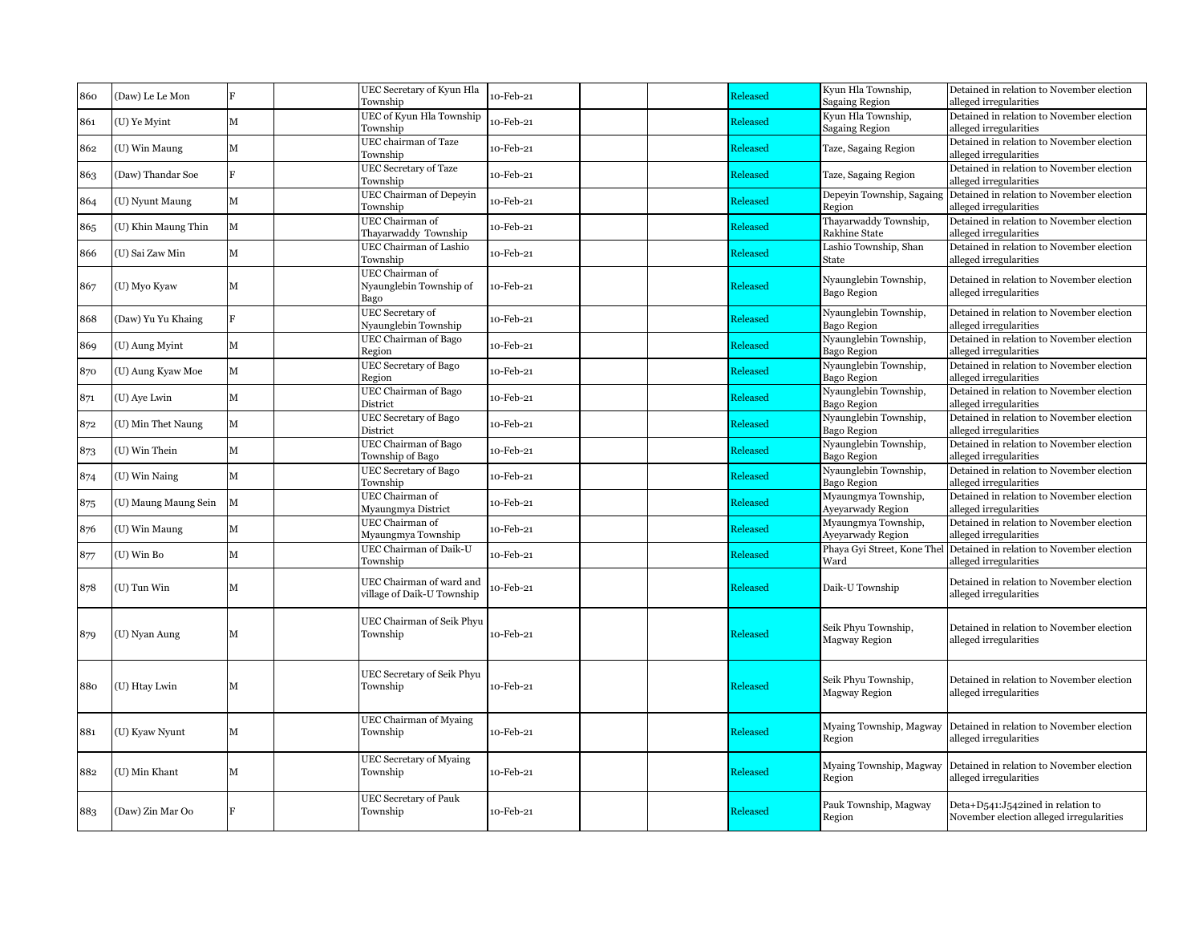| 860 | (Daw) Le Le Mon | F | | UEC Secretary of Kyun Hla Township | 10-Feb-21 | | | Released | Kyun Hla Township, Sagaing Region | Detained in relation to November election alleged irregularities |
|---|---|---|---|---|---|---|---|---|---|---|
| 861 | (U) Ye Myint | M | | UEC of Kyun Hla Township Township | 10-Feb-21 | | | Released | Kyun Hla Township, Sagaing Region | Detained in relation to November election alleged irregularities |
| 862 | (U) Win Maung | M | | UEC chairman of Taze Township | 10-Feb-21 | | | Released | Taze, Sagaing Region | Detained in relation to November election alleged irregularities |
| 863 | (Daw) Thandar Soe | F | | UEC Secretary of Taze Township | 10-Feb-21 | | | Released | Taze, Sagaing Region | Detained in relation to November election alleged irregularities |
| 864 | (U) Nyunt Maung | M | | UEC Chairman of Depeyin Township | 10-Feb-21 | | | Released | Depeyin Township, Sagaing Region | Detained in relation to November election alleged irregularities |
| 865 | (U) Khin Maung Thin | M | | UEC Chairman of Thayarwaddy Township | 10-Feb-21 | | | Released | Thayarwaddy Township, Rakhine State | Detained in relation to November election alleged irregularities |
| 866 | (U) Sai Zaw Min | M | | UEC Chairman of Lashio Township | 10-Feb-21 | | | Released | Lashio Township, Shan State | Detained in relation to November election alleged irregularities |
| 867 | (U) Myo Kyaw | M | | UEC Chairman of Nyaunglebin Township of Bago | 10-Feb-21 | | | Released | Nyaunglebin Township, Bago Region | Detained in relation to November election alleged irregularities |
| 868 | (Daw) Yu Yu Khaing | F | | UEC Secretary of Nyaunglebin Township | 10-Feb-21 | | | Released | Nyaunglebin Township, Bago Region | Detained in relation to November election alleged irregularities |
| 869 | (U) Aung Myint | M | | UEC Chairman of Bago Region | 10-Feb-21 | | | Released | Nyaunglebin Township, Bago Region | Detained in relation to November election alleged irregularities |
| 870 | (U) Aung Kyaw Moe | M | | UEC Secretary of Bago Region | 10-Feb-21 | | | Released | Nyaunglebin Township, Bago Region | Detained in relation to November election alleged irregularities |
| 871 | (U) Aye Lwin | M | | UEC Chairman of Bago District | 10-Feb-21 | | | Released | Nyaunglebin Township, Bago Region | Detained in relation to November election alleged irregularities |
| 872 | (U) Min Thet Naung | M | | UEC Secretary of Bago District | 10-Feb-21 | | | Released | Nyaunglebin Township, Bago Region | Detained in relation to November election alleged irregularities |
| 873 | (U) Win Thein | M | | UEC Chairman of Bago Township of Bago | 10-Feb-21 | | | Released | Nyaunglebin Township, Bago Region | Detained in relation to November election alleged irregularities |
| 874 | (U) Win Naing | M | | UEC Secretary of Bago Township | 10-Feb-21 | | | Released | Nyaunglebin Township, Bago Region | Detained in relation to November election alleged irregularities |
| 875 | (U) Maung Maung Sein | M | | UEC Chairman of Myaungmya District | 10-Feb-21 | | | Released | Myaungmya Township, Ayeyarwady Region | Detained in relation to November election alleged irregularities |
| 876 | (U) Win Maung | M | | UEC Chairman of Myaungmya Township | 10-Feb-21 | | | Released | Myaungmya Township, Ayeyarwady Region | Detained in relation to November election alleged irregularities |
| 877 | (U) Win Bo | M | | UEC Chairman of Daik-U Township | 10-Feb-21 | | | Released | Phaya Gyi Street, Kone Thel Ward | Detained in relation to November election alleged irregularities |
| 878 | (U) Tun Win | M | | UEC Chairman of ward and village of Daik-U Township | 10-Feb-21 | | | Released | Daik-U Township | Detained in relation to November election alleged irregularities |
| 879 | (U) Nyan Aung | M | | UEC Chairman of Seik Phyu Township | 10-Feb-21 | | | Released | Seik Phyu Township, Magway Region | Detained in relation to November election alleged irregularities |
| 880 | (U) Htay Lwin | M | | UEC Secretary of Seik Phyu Township | 10-Feb-21 | | | Released | Seik Phyu Township, Magway Region | Detained in relation to November election alleged irregularities |
| 881 | (U) Kyaw Nyunt | M | | UEC Chairman of Myaing Township | 10-Feb-21 | | | Released | Myaing Township, Magway Region | Detained in relation to November election alleged irregularities |
| 882 | (U) Min Khant | M | | UEC Secretary of Myaing Township | 10-Feb-21 | | | Released | Myaing Township, Magway Region | Detained in relation to November election alleged irregularities |
| 883 | (Daw) Zin Mar Oo | F | | UEC Secretary of Pauk Township | 10-Feb-21 | | | Released | Pauk Township, Magway Region | Deta+D541:J542ined in relation to November election alleged irregularities |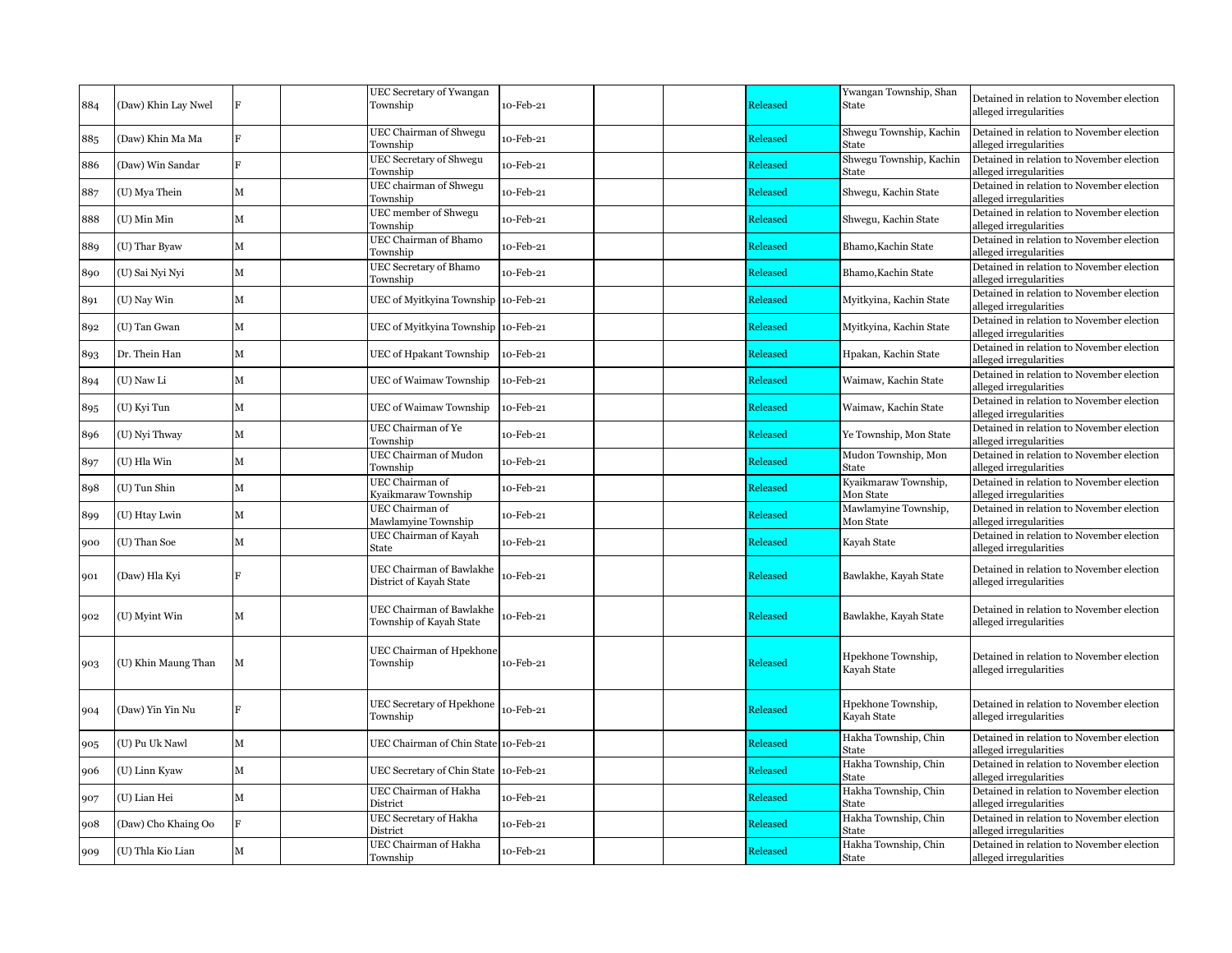| 884 | (Daw) Khin Lay Nwel | F | | UEC Secretary of Ywangan Township | 10-Feb-21 | | | Released | Ywangan Township, Shan State | Detained in relation to November election alleged irregularities |
|---|---|---|---|---|---|---|---|---|---|---|
| 885 | (Daw) Khin Ma Ma | F | | UEC Chairman of Shwegu Township | 10-Feb-21 | | | Released | Shwegu Township, Kachin State | Detained in relation to November election alleged irregularities |
| 886 | (Daw) Win Sandar | F | | UEC Secretary of Shwegu Township | 10-Feb-21 | | | Released | Shwegu Township, Kachin State | Detained in relation to November election alleged irregularities |
| 887 | (U) Mya Thein | M | | UEC chairman of Shwegu Township | 10-Feb-21 | | | Released | Shwegu, Kachin State | Detained in relation to November election alleged irregularities |
| 888 | (U) Min Min | M | | UEC member of Shwegu Township | 10-Feb-21 | | | Released | Shwegu, Kachin State | Detained in relation to November election alleged irregularities |
| 889 | (U) Thar Byaw | M | | UEC Chairman of Bhamo Township | 10-Feb-21 | | | Released | Bhamo,Kachin State | Detained in relation to November election alleged irregularities |
| 890 | (U) Sai Nyi Nyi | M | | UEC Secretary of Bhamo Township | 10-Feb-21 | | | Released | Bhamo,Kachin State | Detained in relation to November election alleged irregularities |
| 891 | (U) Nay Win | M | | UEC of Myitkyina Township | 10-Feb-21 | | | Released | Myitkyina, Kachin State | Detained in relation to November election alleged irregularities |
| 892 | (U) Tan Gwan | M | | UEC of Myitkyina Township | 10-Feb-21 | | | Released | Myitkyina, Kachin State | Detained in relation to November election alleged irregularities |
| 893 | Dr. Thein Han | M | | UEC of Hpakant Township | 10-Feb-21 | | | Released | Hpakan, Kachin State | Detained in relation to November election alleged irregularities |
| 894 | (U) Naw Li | M | | UEC of Waimaw Township | 10-Feb-21 | | | Released | Waimaw, Kachin State | Detained in relation to November election alleged irregularities |
| 895 | (U) Kyi Tun | M | | UEC of Waimaw Township | 10-Feb-21 | | | Released | Waimaw, Kachin State | Detained in relation to November election alleged irregularities |
| 896 | (U) Nyi Thway | M | | UEC Chairman of Ye Township | 10-Feb-21 | | | Released | Ye Township, Mon State | Detained in relation to November election alleged irregularities |
| 897 | (U) Hla Win | M | | UEC Chairman of Mudon Township | 10-Feb-21 | | | Released | Mudon Township, Mon State | Detained in relation to November election alleged irregularities |
| 898 | (U) Tun Shin | M | | UEC Chairman of Kyaikmaraw Township | 10-Feb-21 | | | Released | Kyaikmaraw Township, Mon State | Detained in relation to November election alleged irregularities |
| 899 | (U) Htay Lwin | M | | UEC Chairman of Mawlamyine Township | 10-Feb-21 | | | Released | Mawlamyine Township, Mon State | Detained in relation to November election alleged irregularities |
| 900 | (U) Than Soe | M | | UEC Chairman of Kayah State | 10-Feb-21 | | | Released | Kayah State | Detained in relation to November election alleged irregularities |
| 901 | (Daw) Hla Kyi | F | | UEC Chairman of Bawlakhe District of Kayah State | 10-Feb-21 | | | Released | Bawlakhe, Kayah State | Detained in relation to November election alleged irregularities |
| 902 | (U) Myint Win | M | | UEC Chairman of Bawlakhe Township of Kayah State | 10-Feb-21 | | | Released | Bawlakhe, Kayah State | Detained in relation to November election alleged irregularities |
| 903 | (U) Khin Maung Than | M | | UEC Chairman of Hpekhone Township | 10-Feb-21 | | | Released | Hpekhone Township, Kayah State | Detained in relation to November election alleged irregularities |
| 904 | (Daw) Yin Yin Nu | F | | UEC Secretary of Hpekhone Township | 10-Feb-21 | | | Released | Hpekhone Township, Kayah State | Detained in relation to November election alleged irregularities |
| 905 | (U) Pu Uk Nawl | M | | UEC Chairman of Chin State | 10-Feb-21 | | | Released | Hakha Township, Chin State | Detained in relation to November election alleged irregularities |
| 906 | (U) Linn Kyaw | M | | UEC Secretary of Chin State | 10-Feb-21 | | | Released | Hakha Township, Chin State | Detained in relation to November election alleged irregularities |
| 907 | (U) Lian Hei | M | | UEC Chairman of Hakha District | 10-Feb-21 | | | Released | Hakha Township, Chin State | Detained in relation to November election alleged irregularities |
| 908 | (Daw) Cho Khaing Oo | F | | UEC Secretary of Hakha District | 10-Feb-21 | | | Released | Hakha Township, Chin State | Detained in relation to November election alleged irregularities |
| 909 | (U) Thla Kio Lian | M | | UEC Chairman of Hakha Township | 10-Feb-21 | | | Released | Hakha Township, Chin State | Detained in relation to November election alleged irregularities |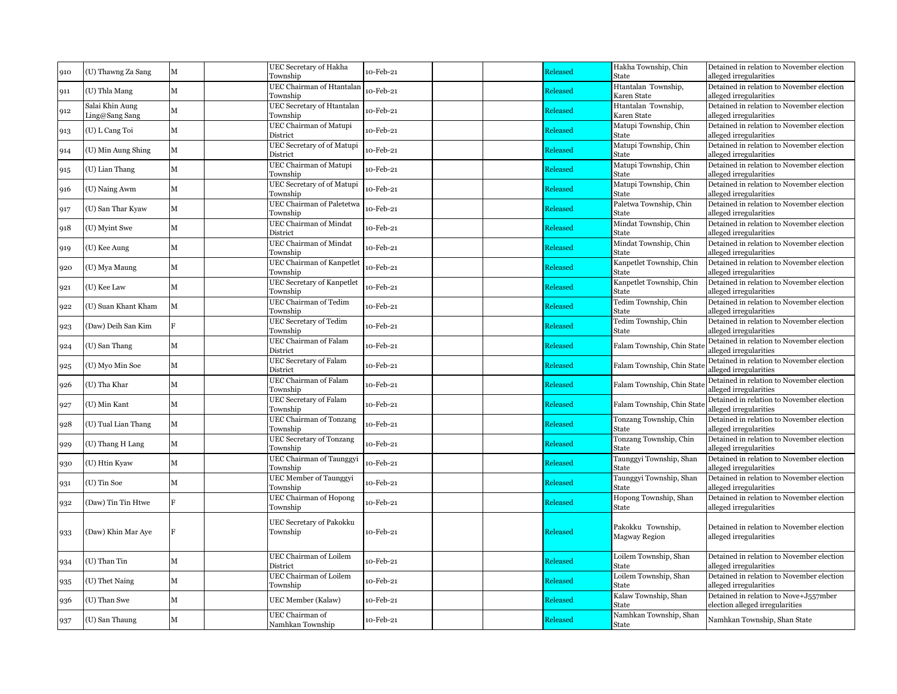| 910 | (U) Thawng Za Sang | M | | UEC Secretary of Hakha Township | 10-Feb-21 | | | Released | Hakha Township, Chin State | Detained in relation to November election alleged irregularities |
|---|---|---|---|---|---|---|---|---|---|---|
| 911 | (U) Thla Mang | M | | UEC Chairman of Htantalan Township | 10-Feb-21 | | | Released | Htantalan Township, Karen State | Detained in relation to November election alleged irregularities |
| 912 | Salai Khin Aung Ling@Sang Sang | M | | UEC Secretary of Htantalan Township | 10-Feb-21 | | | Released | Htantalan Township, Karen State | Detained in relation to November election alleged irregularities |
| 913 | (U) L Cang Toi | M | | UEC Chairman of Matupi District | 10-Feb-21 | | | Released | Matupi Township, Chin State | Detained in relation to November election alleged irregularities |
| 914 | (U) Min Aung Shing | M | | UEC Secretary of of Matupi District | 10-Feb-21 | | | Released | Matupi Township, Chin State | Detained in relation to November election alleged irregularities |
| 915 | (U) Lian Thang | M | | UEC Chairman of Matupi Township | 10-Feb-21 | | | Released | Matupi Township, Chin State | Detained in relation to November election alleged irregularities |
| 916 | (U) Naing Awm | M | | UEC Secretary of of Matupi Township | 10-Feb-21 | | | Released | Matupi Township, Chin State | Detained in relation to November election alleged irregularities |
| 917 | (U) San Thar Kyaw | M | | UEC Chairman of Paletetwa Township | 10-Feb-21 | | | Released | Paletwa Township, Chin State | Detained in relation to November election alleged irregularities |
| 918 | (U) Myint Swe | M | | UEC Chairman of Mindat District | 10-Feb-21 | | | Released | Mindat Township, Chin State | Detained in relation to November election alleged irregularities |
| 919 | (U) Kee Aung | M | | UEC Chairman of Mindat Township | 10-Feb-21 | | | Released | Mindat Township, Chin State | Detained in relation to November election alleged irregularities |
| 920 | (U) Mya Maung | M | | UEC Chairman of Kanpetlet Township | 10-Feb-21 | | | Released | Kanpetlet Township, Chin State | Detained in relation to November election alleged irregularities |
| 921 | (U) Kee Law | M | | UEC Secretary of Kanpetlet Township | 10-Feb-21 | | | Released | Kanpetlet Township, Chin State | Detained in relation to November election alleged irregularities |
| 922 | (U) Suan Khant Kham | M | | UEC Chairman of Tedim Township | 10-Feb-21 | | | Released | Tedim Township, Chin State | Detained in relation to November election alleged irregularities |
| 923 | (Daw) Deih San Kim | F | | UEC Secretary of Tedim Township | 10-Feb-21 | | | Released | Tedim Township, Chin State | Detained in relation to November election alleged irregularities |
| 924 | (U) San Thang | M | | UEC Chairman of Falam District | 10-Feb-21 | | | Released | Falam Township, Chin State | Detained in relation to November election alleged irregularities |
| 925 | (U) Myo Min Soe | M | | UEC Secretary of Falam District | 10-Feb-21 | | | Released | Falam Township, Chin State | Detained in relation to November election alleged irregularities |
| 926 | (U) Tha Khar | M | | UEC Chairman of Falam Township | 10-Feb-21 | | | Released | Falam Township, Chin State | Detained in relation to November election alleged irregularities |
| 927 | (U) Min Kant | M | | UEC Secretary of Falam Township | 10-Feb-21 | | | Released | Falam Township, Chin State | Detained in relation to November election alleged irregularities |
| 928 | (U) Tual Lian Thang | M | | UEC Chairman of Tonzang Township | 10-Feb-21 | | | Released | Tonzang Township, Chin State | Detained in relation to November election alleged irregularities |
| 929 | (U) Thang H Lang | M | | UEC Secretary of Tonzang Township | 10-Feb-21 | | | Released | Tonzang Township, Chin State | Detained in relation to November election alleged irregularities |
| 930 | (U) Htin Kyaw | M | | UEC Chairman of Taunggyi Township | 10-Feb-21 | | | Released | Taunggyi Township, Shan State | Detained in relation to November election alleged irregularities |
| 931 | (U) Tin Soe | M | | UEC Member of Taunggyi Township | 10-Feb-21 | | | Released | Taunggyi Township, Shan State | Detained in relation to November election alleged irregularities |
| 932 | (Daw) Tin Tin Htwe | F | | UEC Chairman of Hopong Township | 10-Feb-21 | | | Released | Hopong Township, Shan State | Detained in relation to November election alleged irregularities |
| 933 | (Daw) Khin Mar Aye | F | | UEC Secretary of Pakokku Township | 10-Feb-21 | | | Released | Pakokku Township, Magway Region | Detained in relation to November election alleged irregularities |
| 934 | (U) Than Tin | M | | UEC Chairman of Loilem District | 10-Feb-21 | | | Released | Loilem Township, Shan State | Detained in relation to November election alleged irregularities |
| 935 | (U) Thet Naing | M | | UEC Chairman of Loilem Township | 10-Feb-21 | | | Released | Loilem Township, Shan State | Detained in relation to November election alleged irregularities |
| 936 | (U) Than Swe | M | | UEC Member (Kalaw) | 10-Feb-21 | | | Released | Kalaw Township, Shan State | Detained in relation to Nove+J557mber election alleged irregularities |
| 937 | (U) San Thaung | M | | UEC Chairman of Namhkan Township | 10-Feb-21 | | | Released | Namhkan Township, Shan State | Namhkan Township, Shan State |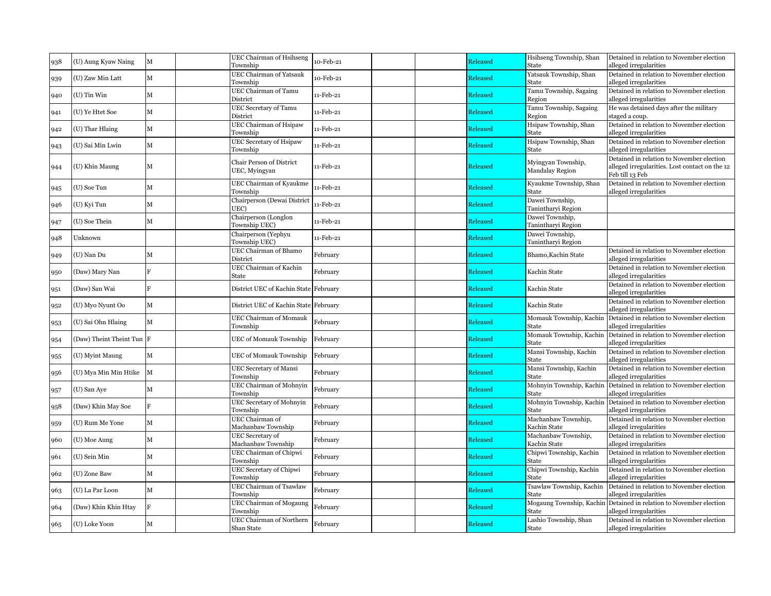| 938 | (U) Aung Kyaw Naing | M | | UEC Chairman of Hsihseng Township | 10-Feb-21 | | | Released | Hsihseng Township, Shan State | Detained in relation to November election alleged irregularities |
|---|---|---|---|---|---|---|---|---|---|---|
| 939 | (U) Zaw Min Latt | M | | UEC Chairman of Yatsauk Township | 10-Feb-21 | | | Released | Yatsauk Township, Shan State | Detained in relation to November election alleged irregularities |
| 940 | (U) Tin Win | M | | UEC Chairman of Tamu District | 11-Feb-21 | | | Released | Tamu Township, Sagaing Region | Detained in relation to November election alleged irregularities |
| 941 | (U) Ye Htet Soe | M | | UEC Secretary of Tamu District | 11-Feb-21 | | | Released | Tamu Township, Sagaing Region | He was detained days after the military staged a coup. |
| 942 | (U) Thar Hlaing | M | | UEC Chairman of Hsipaw Township | 11-Feb-21 | | | Released | Hsipaw Township, Shan State | Detained in relation to November election alleged irregularities |
| 943 | (U) Sai Min Lwin | M | | UEC Secretary of Hsipaw Township | 11-Feb-21 | | | Released | Hsipaw Township, Shan State | Detained in relation to November election alleged irregularities |
| 944 | (U) Khin Maung | M | | Chair Person of District UEC, Myingyan | 11-Feb-21 | | | Released | Myingyan Township, Mandalay Region | Detained in relation to November election alleged irregularities. Lost contact on the 12 Feb till 13 Feb |
| 945 | (U) Soe Tun | M | | UEC Chairman of Kyaukme Township | 11-Feb-21 | | | Released | Kyaukme Township, Shan State | Detained in relation to November election alleged irregularities |
| 946 | (U) Kyi Tun | M | | Chairperson (Dewai District UEC) | 11-Feb-21 | | | Released | Dawei Township, Tanintharyi Region | |
| 947 | (U) Soe Thein | M | | Chairperson (Longlon Township UEC) | 11-Feb-21 | | | Released | Dawei Township, Tanintharyi Region | |
| 948 | Unknown | | | Chairperson (Yephyu Township UEC) | 11-Feb-21 | | | Released | Dawei Township, Tanintharyi Region | |
| 949 | (U) Nan Du | M | | UEC Chairman of Bhamo District | February | | | Released | Bhamo,Kachin State | Detained in relation to November election alleged irregularities |
| 950 | (Daw) Mary Nan | F | | UEC Chairman of Kachin State | February | | | Released | Kachin State | Detained in relation to November election alleged irregularities |
| 951 | (Daw) San Wai | F | | District UEC of Kachin State | February | | | Released | Kachin State | Detained in relation to November election alleged irregularities |
| 952 | (U) Myo Nyunt Oo | M | | District UEC of Kachin State | February | | | Released | Kachin State | Detained in relation to November election alleged irregularities |
| 953 | (U) Sai Ohn Hlaing | M | | UEC Chairman of Momauk Township | February | | | Released | Momauk Township, Kachin State | Detained in relation to November election alleged irregularities |
| 954 | (Daw) Theint Theint Tun | F | | UEC of Momauk Township | February | | | Released | Momauk Township, Kachin State | Detained in relation to November election alleged irregularities |
| 955 | (U) Myint Maung | M | | UEC of Momauk Township | February | | | Released | Mansi Township, Kachin State | Detained in relation to November election alleged irregularities |
| 956 | (U) Mya Min Min Htike | M | | UEC Secretary of Mansi Township | February | | | Released | Mansi Township, Kachin State | Detained in relation to November election alleged irregularities |
| 957 | (U) San Aye | M | | UEC Chairman of Mohnyin Township | February | | | Released | Mohnyin Township, Kachin State | Detained in relation to November election alleged irregularities |
| 958 | (Daw) Khin May Soe | F | | UEC Secretary of Mohnyin Township | February | | | Released | Mohnyin Township, Kachin State | Detained in relation to November election alleged irregularities |
| 959 | (U) Rum Me Yone | M | | UEC Chairman of Machanbaw Township | February | | | Released | Machanbaw Township, Kachin State | Detained in relation to November election alleged irregularities |
| 960 | (U) Moe Aung | M | | UEC Secretary of Machanbaw Township | February | | | Released | Machanbaw Township, Kachin State | Detained in relation to November election alleged irregularities |
| 961 | (U) Sein Min | M | | UEC Chairman of Chipwi Township | February | | | Released | Chipwi Township, Kachin State | Detained in relation to November election alleged irregularities |
| 962 | (U) Zone Baw | M | | UEC Secretary of Chipwi Township | February | | | Released | Chipwi Township, Kachin State | Detained in relation to November election alleged irregularities |
| 963 | (U) La Par Loon | M | | UEC Chairman of Tsawlaw Township | February | | | Released | Tsawlaw Township, Kachin State | Detained in relation to November election alleged irregularities |
| 964 | (Daw) Khin Khin Htay | F | | UEC Chairman of Mogaung Township | February | | | Released | Mogaung Township, Kachin State | Detained in relation to November election alleged irregularities |
| 965 | (U) Loke Yoon | M | | UEC Chairman of Northern Shan State | February | | | Released | Lashio Township, Shan State | Detained in relation to November election alleged irregularities |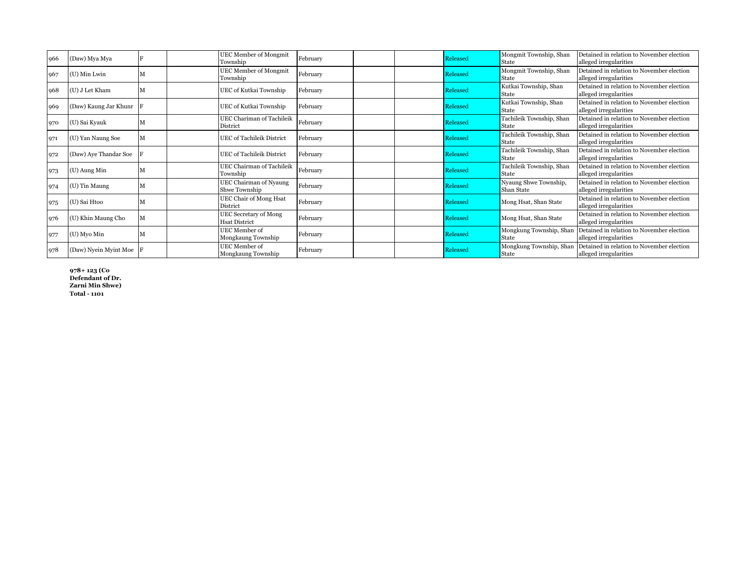| | | | | | | | | | | |
|---|---|---|---|---|---|---|---|---|---|---|
| 966 | (Daw) Mya Mya | F | | UEC Member of Mongmit Township | February | | | Released | Mongmit Township, Shan State | Detained in relation to November election alleged irregularities |
| 967 | (U) Min Lwin | M | | UEC Member of Mongmit Township | February | | | Released | Mongmit Township, Shan State | Detained in relation to November election alleged irregularities |
| 968 | (U) J Let Kham | M | | UEC of Kutkai Township | February | | | Released | Kutkai Township, Shan State | Detained in relation to November election alleged irregularities |
| 969 | (Daw) Kaung Jar Khunr | F | | UEC of Kutkai Township | February | | | Released | Kutkai Township, Shan State | Detained in relation to November election alleged irregularities |
| 970 | (U) Sai Kyauk | M | | UEC Chariman of Tachileik District | February | | | Released | Tachileik Township, Shan State | Detained in relation to November election alleged irregularities |
| 971 | (U) Yan Naung Soe | M | | UEC of Tachileik District | February | | | Released | Tachileik Township, Shan State | Detained in relation to November election alleged irregularities |
| 972 | (Daw) Aye Thandar Soe | F | | UEC of Tachileik District | February | | | Released | Tachileik Township, Shan State | Detained in relation to November election alleged irregularities |
| 973 | (U) Aung Min | M | | UEC Chairman of Tachileik Township | February | | | Released | Tachileik Township, Shan State | Detained in relation to November election alleged irregularities |
| 974 | (U) Tin Maung | M | | UEC Chairman of Nyaung Shwe Township | February | | | Released | Nyaung Shwe Township, Shan State | Detained in relation to November election alleged irregularities |
| 975 | (U) Sai Htoo | M | | UEC Chair of Mong Hsat District | February | | | Released | Mong Hsat, Shan State | Detained in relation to November election alleged irregularities |
| 976 | (U) Khin Maung Cho | M | | UEC Secretary of Mong Hsat District | February | | | Released | Mong Hsat, Shan State | Detained in relation to November election alleged irregularities |
| 977 | (U) Myo Min | M | | UEC Member of Mongkaung Township | February | | | Released | Mongkung Township, Shan State | Detained in relation to November election alleged irregularities |
| 978 | (Daw) Nyein Myint Moe | F | | UEC Member of Mongkaung Township | February | | | Released | Mongkung Township, Shan State | Detained in relation to November election alleged irregularities |

**978+ 123 (Co Defendant of Dr. Zarni Min Shwe)**
**Total - 1101**